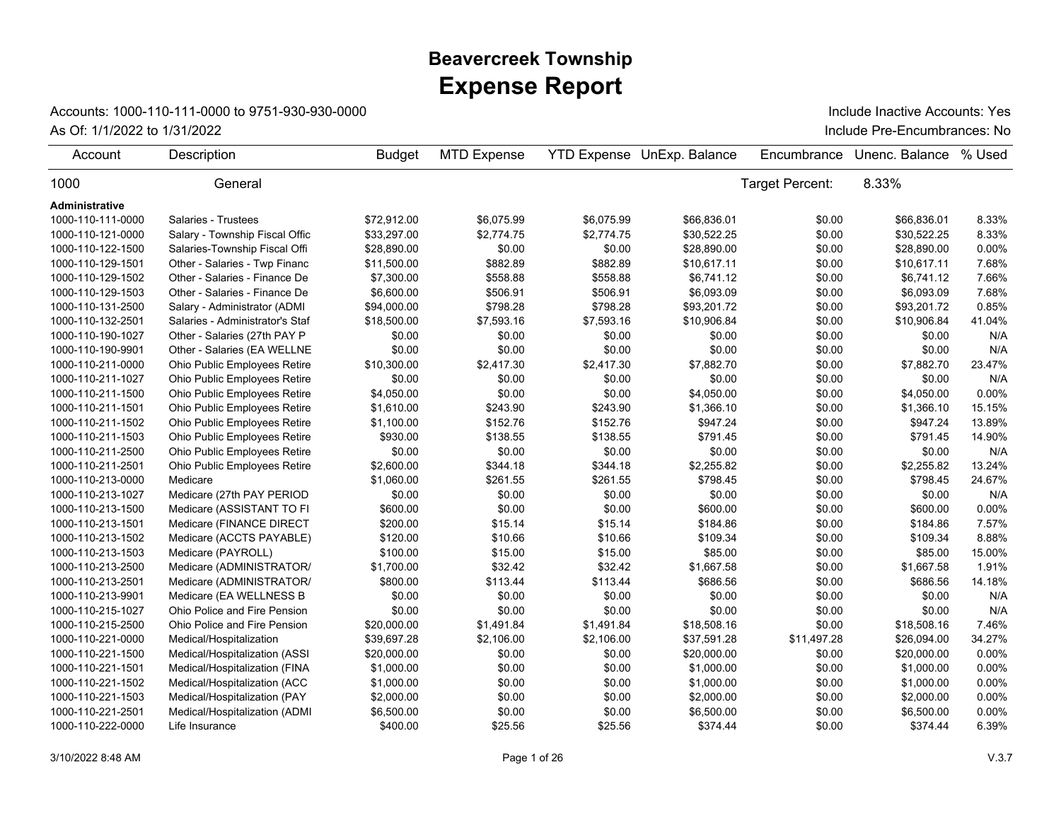# Beavercreek Township
# Expense Report

Accounts: 1000-110-111-0000 to 9751-930-930-0000

As Of: 1/1/2022 to 1/31/2022

Include Inactive Accounts: Yes

Include Pre-Encumbrances: No

| Account | Description | Budget | MTD Expense | YTD Expense | UnExp. Balance | Encumbrance | Unenc. Balance | % Used |
|---|---|---|---|---|---|---|---|---|
| 1000 | General | | | | | Target Percent: | 8.33% | |
| **Administrative** | | | | | | | | |
| 1000-110-111-0000 | Salaries - Trustees | $72,912.00 | $6,075.99 | $6,075.99 | $66,836.01 | $0.00 | $66,836.01 | 8.33% |
| 1000-110-121-0000 | Salary - Township Fiscal Offic | $33,297.00 | $2,774.75 | $2,774.75 | $30,522.25 | $0.00 | $30,522.25 | 8.33% |
| 1000-110-122-1500 | Salaries-Township Fiscal Offi | $28,890.00 | $0.00 | $0.00 | $28,890.00 | $0.00 | $28,890.00 | 0.00% |
| 1000-110-129-1501 | Other - Salaries - Twp Financ | $11,500.00 | $882.89 | $882.89 | $10,617.11 | $0.00 | $10,617.11 | 7.68% |
| 1000-110-129-1502 | Other - Salaries - Finance De | $7,300.00 | $558.88 | $558.88 | $6,741.12 | $0.00 | $6,741.12 | 7.66% |
| 1000-110-129-1503 | Other - Salaries - Finance De | $6,600.00 | $506.91 | $506.91 | $6,093.09 | $0.00 | $6,093.09 | 7.68% |
| 1000-110-131-2500 | Salary - Administrator (ADMI | $94,000.00 | $798.28 | $798.28 | $93,201.72 | $0.00 | $93,201.72 | 0.85% |
| 1000-110-132-2501 | Salaries - Administrator's Staf | $18,500.00 | $7,593.16 | $7,593.16 | $10,906.84 | $0.00 | $10,906.84 | 41.04% |
| 1000-110-190-1027 | Other - Salaries (27th PAY P | $0.00 | $0.00 | $0.00 | $0.00 | $0.00 | $0.00 | N/A |
| 1000-110-190-9901 | Other - Salaries (EA WELLNE | $0.00 | $0.00 | $0.00 | $0.00 | $0.00 | $0.00 | N/A |
| 1000-110-211-0000 | Ohio Public Employees Retire | $10,300.00 | $2,417.30 | $2,417.30 | $7,882.70 | $0.00 | $7,882.70 | 23.47% |
| 1000-110-211-1027 | Ohio Public Employees Retire | $0.00 | $0.00 | $0.00 | $0.00 | $0.00 | $0.00 | N/A |
| 1000-110-211-1500 | Ohio Public Employees Retire | $4,050.00 | $0.00 | $0.00 | $4,050.00 | $0.00 | $4,050.00 | 0.00% |
| 1000-110-211-1501 | Ohio Public Employees Retire | $1,610.00 | $243.90 | $243.90 | $1,366.10 | $0.00 | $1,366.10 | 15.15% |
| 1000-110-211-1502 | Ohio Public Employees Retire | $1,100.00 | $152.76 | $152.76 | $947.24 | $0.00 | $947.24 | 13.89% |
| 1000-110-211-1503 | Ohio Public Employees Retire | $930.00 | $138.55 | $138.55 | $791.45 | $0.00 | $791.45 | 14.90% |
| 1000-110-211-2500 | Ohio Public Employees Retire | $0.00 | $0.00 | $0.00 | $0.00 | $0.00 | $0.00 | N/A |
| 1000-110-211-2501 | Ohio Public Employees Retire | $2,600.00 | $344.18 | $344.18 | $2,255.82 | $0.00 | $2,255.82 | 13.24% |
| 1000-110-213-0000 | Medicare | $1,060.00 | $261.55 | $261.55 | $798.45 | $0.00 | $798.45 | 24.67% |
| 1000-110-213-1027 | Medicare (27th PAY PERIOD | $0.00 | $0.00 | $0.00 | $0.00 | $0.00 | $0.00 | N/A |
| 1000-110-213-1500 | Medicare (ASSISTANT TO FI | $600.00 | $0.00 | $0.00 | $600.00 | $0.00 | $600.00 | 0.00% |
| 1000-110-213-1501 | Medicare (FINANCE DIRECT | $200.00 | $15.14 | $15.14 | $184.86 | $0.00 | $184.86 | 7.57% |
| 1000-110-213-1502 | Medicare (ACCTS PAYABLE) | $120.00 | $10.66 | $10.66 | $109.34 | $0.00 | $109.34 | 8.88% |
| 1000-110-213-1503 | Medicare (PAYROLL) | $100.00 | $15.00 | $15.00 | $85.00 | $0.00 | $85.00 | 15.00% |
| 1000-110-213-2500 | Medicare (ADMINISTRATOR/ | $1,700.00 | $32.42 | $32.42 | $1,667.58 | $0.00 | $1,667.58 | 1.91% |
| 1000-110-213-2501 | Medicare (ADMINISTRATOR/ | $800.00 | $113.44 | $113.44 | $686.56 | $0.00 | $686.56 | 14.18% |
| 1000-110-213-9901 | Medicare (EA WELLNESS B | $0.00 | $0.00 | $0.00 | $0.00 | $0.00 | $0.00 | N/A |
| 1000-110-215-1027 | Ohio Police and Fire Pension | $0.00 | $0.00 | $0.00 | $0.00 | $0.00 | $0.00 | N/A |
| 1000-110-215-2500 | Ohio Police and Fire Pension | $20,000.00 | $1,491.84 | $1,491.84 | $18,508.16 | $0.00 | $18,508.16 | 7.46% |
| 1000-110-221-0000 | Medical/Hospitalization | $39,697.28 | $2,106.00 | $2,106.00 | $37,591.28 | $11,497.28 | $26,094.00 | 34.27% |
| 1000-110-221-1500 | Medical/Hospitalization (ASSI | $20,000.00 | $0.00 | $0.00 | $20,000.00 | $0.00 | $20,000.00 | 0.00% |
| 1000-110-221-1501 | Medical/Hospitalization (FINA | $1,000.00 | $0.00 | $0.00 | $1,000.00 | $0.00 | $1,000.00 | 0.00% |
| 1000-110-221-1502 | Medical/Hospitalization (ACC | $1,000.00 | $0.00 | $0.00 | $1,000.00 | $0.00 | $1,000.00 | 0.00% |
| 1000-110-221-1503 | Medical/Hospitalization (PAY | $2,000.00 | $0.00 | $0.00 | $2,000.00 | $0.00 | $2,000.00 | 0.00% |
| 1000-110-221-2501 | Medical/Hospitalization (ADMI | $6,500.00 | $0.00 | $0.00 | $6,500.00 | $0.00 | $6,500.00 | 0.00% |
| 1000-110-222-0000 | Life Insurance | $400.00 | $25.56 | $25.56 | $374.44 | $0.00 | $374.44 | 6.39% |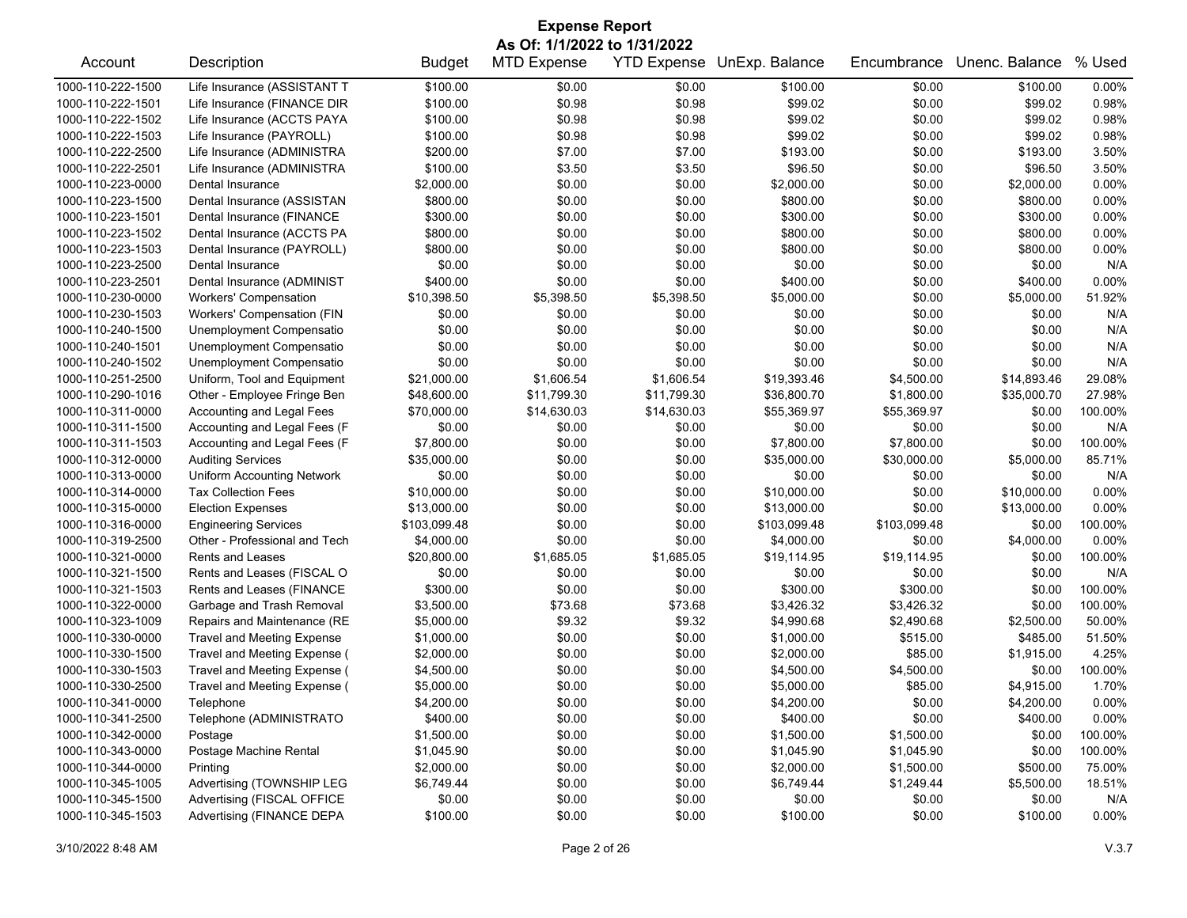# Expense Report

**As Of: 1/1/2022 to 1/31/2022**

| Account | Description | Budget | MTD Expense | YTD Expense | UnExp. Balance | Encumbrance | Unenc. Balance | % Used |
|---|---|---|---|---|---|---|---|---|
| 1000-110-222-1500 | Life Insurance (ASSISTANT T | $100.00 | $0.00 | $0.00 | $100.00 | $0.00 | $100.00 | 0.00% |
| 1000-110-222-1501 | Life Insurance (FINANCE DIR | $100.00 | $0.98 | $0.98 | $99.02 | $0.00 | $99.02 | 0.98% |
| 1000-110-222-1502 | Life Insurance (ACCTS PAYA | $100.00 | $0.98 | $0.98 | $99.02 | $0.00 | $99.02 | 0.98% |
| 1000-110-222-1503 | Life Insurance (PAYROLL) | $100.00 | $0.98 | $0.98 | $99.02 | $0.00 | $99.02 | 0.98% |
| 1000-110-222-2500 | Life Insurance (ADMINISTRA | $200.00 | $7.00 | $7.00 | $193.00 | $0.00 | $193.00 | 3.50% |
| 1000-110-222-2501 | Life Insurance (ADMINISTRA | $100.00 | $3.50 | $3.50 | $96.50 | $0.00 | $96.50 | 3.50% |
| 1000-110-223-0000 | Dental Insurance | $2,000.00 | $0.00 | $0.00 | $2,000.00 | $0.00 | $2,000.00 | 0.00% |
| 1000-110-223-1500 | Dental Insurance (ASSISTAN | $800.00 | $0.00 | $0.00 | $800.00 | $0.00 | $800.00 | 0.00% |
| 1000-110-223-1501 | Dental Insurance (FINANCE | $300.00 | $0.00 | $0.00 | $300.00 | $0.00 | $300.00 | 0.00% |
| 1000-110-223-1502 | Dental Insurance (ACCTS PA | $800.00 | $0.00 | $0.00 | $800.00 | $0.00 | $800.00 | 0.00% |
| 1000-110-223-1503 | Dental Insurance (PAYROLL) | $800.00 | $0.00 | $0.00 | $800.00 | $0.00 | $800.00 | 0.00% |
| 1000-110-223-2500 | Dental Insurance | $0.00 | $0.00 | $0.00 | $0.00 | $0.00 | $0.00 | N/A |
| 1000-110-223-2501 | Dental Insurance (ADMINIST | $400.00 | $0.00 | $0.00 | $400.00 | $0.00 | $400.00 | 0.00% |
| 1000-110-230-0000 | Workers' Compensation | $10,398.50 | $5,398.50 | $5,398.50 | $5,000.00 | $0.00 | $5,000.00 | 51.92% |
| 1000-110-230-1503 | Workers' Compensation (FIN | $0.00 | $0.00 | $0.00 | $0.00 | $0.00 | $0.00 | N/A |
| 1000-110-240-1500 | Unemployment Compensatio | $0.00 | $0.00 | $0.00 | $0.00 | $0.00 | $0.00 | N/A |
| 1000-110-240-1501 | Unemployment Compensatio | $0.00 | $0.00 | $0.00 | $0.00 | $0.00 | $0.00 | N/A |
| 1000-110-240-1502 | Unemployment Compensatio | $0.00 | $0.00 | $0.00 | $0.00 | $0.00 | $0.00 | N/A |
| 1000-110-251-2500 | Uniform, Tool and Equipment | $21,000.00 | $1,606.54 | $1,606.54 | $19,393.46 | $4,500.00 | $14,893.46 | 29.08% |
| 1000-110-290-1016 | Other - Employee Fringe Ben | $48,600.00 | $11,799.30 | $11,799.30 | $36,800.70 | $1,800.00 | $35,000.70 | 27.98% |
| 1000-110-311-0000 | Accounting and Legal Fees | $70,000.00 | $14,630.03 | $14,630.03 | $55,369.97 | $55,369.97 | $0.00 | 100.00% |
| 1000-110-311-1500 | Accounting and Legal Fees (F | $0.00 | $0.00 | $0.00 | $0.00 | $0.00 | $0.00 | N/A |
| 1000-110-311-1503 | Accounting and Legal Fees (F | $7,800.00 | $0.00 | $0.00 | $7,800.00 | $7,800.00 | $0.00 | 100.00% |
| 1000-110-312-0000 | Auditing Services | $35,000.00 | $0.00 | $0.00 | $35,000.00 | $30,000.00 | $5,000.00 | 85.71% |
| 1000-110-313-0000 | Uniform Accounting Network | $0.00 | $0.00 | $0.00 | $0.00 | $0.00 | $0.00 | N/A |
| 1000-110-314-0000 | Tax Collection Fees | $10,000.00 | $0.00 | $0.00 | $10,000.00 | $0.00 | $10,000.00 | 0.00% |
| 1000-110-315-0000 | Election Expenses | $13,000.00 | $0.00 | $0.00 | $13,000.00 | $0.00 | $13,000.00 | 0.00% |
| 1000-110-316-0000 | Engineering Services | $103,099.48 | $0.00 | $0.00 | $103,099.48 | $103,099.48 | $0.00 | 100.00% |
| 1000-110-319-2500 | Other - Professional and Tech | $4,000.00 | $0.00 | $0.00 | $4,000.00 | $0.00 | $4,000.00 | 0.00% |
| 1000-110-321-0000 | Rents and Leases | $20,800.00 | $1,685.05 | $1,685.05 | $19,114.95 | $19,114.95 | $0.00 | 100.00% |
| 1000-110-321-1500 | Rents and Leases (FISCAL O | $0.00 | $0.00 | $0.00 | $0.00 | $0.00 | $0.00 | N/A |
| 1000-110-321-1503 | Rents and Leases (FINANCE | $300.00 | $0.00 | $0.00 | $300.00 | $300.00 | $0.00 | 100.00% |
| 1000-110-322-0000 | Garbage and Trash Removal | $3,500.00 | $73.68 | $73.68 | $3,426.32 | $3,426.32 | $0.00 | 100.00% |
| 1000-110-323-1009 | Repairs and Maintenance (RE | $5,000.00 | $9.32 | $9.32 | $4,990.68 | $2,490.68 | $2,500.00 | 50.00% |
| 1000-110-330-0000 | Travel and Meeting Expense | $1,000.00 | $0.00 | $0.00 | $1,000.00 | $515.00 | $485.00 | 51.50% |
| 1000-110-330-1500 | Travel and Meeting Expense ( | $2,000.00 | $0.00 | $0.00 | $2,000.00 | $85.00 | $1,915.00 | 4.25% |
| 1000-110-330-1503 | Travel and Meeting Expense ( | $4,500.00 | $0.00 | $0.00 | $4,500.00 | $4,500.00 | $0.00 | 100.00% |
| 1000-110-330-2500 | Travel and Meeting Expense ( | $5,000.00 | $0.00 | $0.00 | $5,000.00 | $85.00 | $4,915.00 | 1.70% |
| 1000-110-341-0000 | Telephone | $4,200.00 | $0.00 | $0.00 | $4,200.00 | $0.00 | $4,200.00 | 0.00% |
| 1000-110-341-2500 | Telephone (ADMINISTRATO | $400.00 | $0.00 | $0.00 | $400.00 | $0.00 | $400.00 | 0.00% |
| 1000-110-342-0000 | Postage | $1,500.00 | $0.00 | $0.00 | $1,500.00 | $1,500.00 | $0.00 | 100.00% |
| 1000-110-343-0000 | Postage Machine Rental | $1,045.90 | $0.00 | $0.00 | $1,045.90 | $1,045.90 | $0.00 | 100.00% |
| 1000-110-344-0000 | Printing | $2,000.00 | $0.00 | $0.00 | $2,000.00 | $1,500.00 | $500.00 | 75.00% |
| 1000-110-345-1005 | Advertising (TOWNSHIP LEG | $6,749.44 | $0.00 | $0.00 | $6,749.44 | $1,249.44 | $5,500.00 | 18.51% |
| 1000-110-345-1500 | Advertising (FISCAL OFFICE | $0.00 | $0.00 | $0.00 | $0.00 | $0.00 | $0.00 | N/A |
| 1000-110-345-1503 | Advertising (FINANCE DEPA | $100.00 | $0.00 | $0.00 | $100.00 | $0.00 | $100.00 | 0.00% |

3/10/2022 8:48 AM V.3.7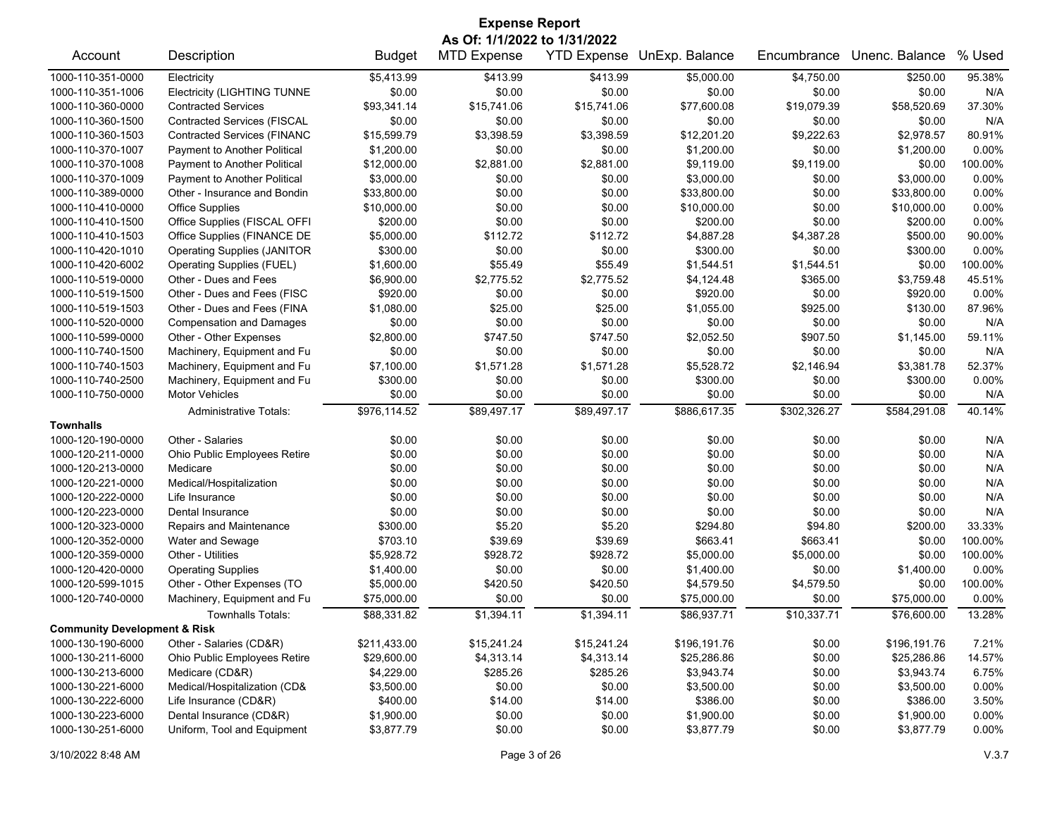# Expense Report

**As Of: 1/1/2022 to 1/31/2022**

| Account | Description | Budget | MTD Expense | YTD Expense | UnExp. Balance | Encumbrance | Unenc. Balance | % Used |
|---|---|---|---|---|---|---|---|---|
| 1000-110-351-0000 | Electricity | $5,413.99 | $413.99 | $413.99 | $5,000.00 | $4,750.00 | $250.00 | 95.38% |
| 1000-110-351-1006 | Electricity (LIGHTING TUNNE | $0.00 | $0.00 | $0.00 | $0.00 | $0.00 | $0.00 | N/A |
| 1000-110-360-0000 | Contracted Services | $93,341.14 | $15,741.06 | $15,741.06 | $77,600.08 | $19,079.39 | $58,520.69 | 37.30% |
| 1000-110-360-1500 | Contracted Services (FISCAL | $0.00 | $0.00 | $0.00 | $0.00 | $0.00 | $0.00 | N/A |
| 1000-110-360-1503 | Contracted Services (FINANC | $15,599.79 | $3,398.59 | $3,398.59 | $12,201.20 | $9,222.63 | $2,978.57 | 80.91% |
| 1000-110-370-1007 | Payment to Another Political | $1,200.00 | $0.00 | $0.00 | $1,200.00 | $0.00 | $1,200.00 | 0.00% |
| 1000-110-370-1008 | Payment to Another Political | $12,000.00 | $2,881.00 | $2,881.00 | $9,119.00 | $9,119.00 | $0.00 | 100.00% |
| 1000-110-370-1009 | Payment to Another Political | $3,000.00 | $0.00 | $0.00 | $3,000.00 | $0.00 | $3,000.00 | 0.00% |
| 1000-110-389-0000 | Other - Insurance and Bondin | $33,800.00 | $0.00 | $0.00 | $33,800.00 | $0.00 | $33,800.00 | 0.00% |
| 1000-110-410-0000 | Office Supplies | $10,000.00 | $0.00 | $0.00 | $10,000.00 | $0.00 | $10,000.00 | 0.00% |
| 1000-110-410-1500 | Office Supplies (FISCAL OFFI | $200.00 | $0.00 | $0.00 | $200.00 | $0.00 | $200.00 | 0.00% |
| 1000-110-410-1503 | Office Supplies (FINANCE DE | $5,000.00 | $112.72 | $112.72 | $4,887.28 | $4,387.28 | $500.00 | 90.00% |
| 1000-110-420-1010 | Operating Supplies (JANITOR | $300.00 | $0.00 | $0.00 | $300.00 | $0.00 | $300.00 | 0.00% |
| 1000-110-420-6002 | Operating Supplies (FUEL) | $1,600.00 | $55.49 | $55.49 | $1,544.51 | $1,544.51 | $0.00 | 100.00% |
| 1000-110-519-0000 | Other - Dues and Fees | $6,900.00 | $2,775.52 | $2,775.52 | $4,124.48 | $365.00 | $3,759.48 | 45.51% |
| 1000-110-519-1500 | Other - Dues and Fees (FISC | $920.00 | $0.00 | $0.00 | $920.00 | $0.00 | $920.00 | 0.00% |
| 1000-110-519-1503 | Other - Dues and Fees (FINA | $1,080.00 | $25.00 | $25.00 | $1,055.00 | $925.00 | $130.00 | 87.96% |
| 1000-110-520-0000 | Compensation and Damages | $0.00 | $0.00 | $0.00 | $0.00 | $0.00 | $0.00 | N/A |
| 1000-110-599-0000 | Other - Other Expenses | $2,800.00 | $747.50 | $747.50 | $2,052.50 | $907.50 | $1,145.00 | 59.11% |
| 1000-110-740-1500 | Machinery, Equipment and Fu | $0.00 | $0.00 | $0.00 | $0.00 | $0.00 | $0.00 | N/A |
| 1000-110-740-1503 | Machinery, Equipment and Fu | $7,100.00 | $1,571.28 | $1,571.28 | $5,528.72 | $2,146.94 | $3,381.78 | 52.37% |
| 1000-110-740-2500 | Machinery, Equipment and Fu | $300.00 | $0.00 | $0.00 | $300.00 | $0.00 | $300.00 | 0.00% |
| 1000-110-750-0000 | Motor Vehicles | $0.00 | $0.00 | $0.00 | $0.00 | $0.00 | $0.00 | N/A |
| | Administrative Totals: | $976,114.52 | $89,497.17 | $89,497.17 | $886,617.35 | $302,326.27 | $584,291.08 | 40.14% |
| **Townhalls** | | | | | | | | |
| 1000-120-190-0000 | Other - Salaries | $0.00 | $0.00 | $0.00 | $0.00 | $0.00 | $0.00 | N/A |
| 1000-120-211-0000 | Ohio Public Employees Retire | $0.00 | $0.00 | $0.00 | $0.00 | $0.00 | $0.00 | N/A |
| 1000-120-213-0000 | Medicare | $0.00 | $0.00 | $0.00 | $0.00 | $0.00 | $0.00 | N/A |
| 1000-120-221-0000 | Medical/Hospitalization | $0.00 | $0.00 | $0.00 | $0.00 | $0.00 | $0.00 | N/A |
| 1000-120-222-0000 | Life Insurance | $0.00 | $0.00 | $0.00 | $0.00 | $0.00 | $0.00 | N/A |
| 1000-120-223-0000 | Dental Insurance | $0.00 | $0.00 | $0.00 | $0.00 | $0.00 | $0.00 | N/A |
| 1000-120-323-0000 | Repairs and Maintenance | $300.00 | $5.20 | $5.20 | $294.80 | $94.80 | $200.00 | 33.33% |
| 1000-120-352-0000 | Water and Sewage | $703.10 | $39.69 | $39.69 | $663.41 | $663.41 | $0.00 | 100.00% |
| 1000-120-359-0000 | Other - Utilities | $5,928.72 | $928.72 | $928.72 | $5,000.00 | $5,000.00 | $0.00 | 100.00% |
| 1000-120-420-0000 | Operating Supplies | $1,400.00 | $0.00 | $0.00 | $1,400.00 | $0.00 | $1,400.00 | 0.00% |
| 1000-120-599-1015 | Other - Other Expenses (TO | $5,000.00 | $420.50 | $420.50 | $4,579.50 | $4,579.50 | $0.00 | 100.00% |
| 1000-120-740-0000 | Machinery, Equipment and Fu | $75,000.00 | $0.00 | $0.00 | $75,000.00 | $0.00 | $75,000.00 | 0.00% |
| | Townhalls Totals: | $88,331.82 | $1,394.11 | $1,394.11 | $86,937.71 | $10,337.71 | $76,600.00 | 13.28% |
| **Community Development & Risk** | | | | | | | | |
| 1000-130-190-6000 | Other - Salaries (CD&R) | $211,433.00 | $15,241.24 | $15,241.24 | $196,191.76 | $0.00 | $196,191.76 | 7.21% |
| 1000-130-211-6000 | Ohio Public Employees Retire | $29,600.00 | $4,313.14 | $4,313.14 | $25,286.86 | $0.00 | $25,286.86 | 14.57% |
| 1000-130-213-6000 | Medicare (CD&R) | $4,229.00 | $285.26 | $285.26 | $3,943.74 | $0.00 | $3,943.74 | 6.75% |
| 1000-130-221-6000 | Medical/Hospitalization (CD& | $3,500.00 | $0.00 | $0.00 | $3,500.00 | $0.00 | $3,500.00 | 0.00% |
| 1000-130-222-6000 | Life Insurance (CD&R) | $400.00 | $14.00 | $14.00 | $386.00 | $0.00 | $386.00 | 3.50% |
| 1000-130-223-6000 | Dental Insurance (CD&R) | $1,900.00 | $0.00 | $0.00 | $1,900.00 | $0.00 | $1,900.00 | 0.00% |
| 1000-130-251-6000 | Uniform, Tool and Equipment | $3,877.79 | $0.00 | $0.00 | $3,877.79 | $0.00 | $3,877.79 | 0.00% |

3/10/2022 8:48 AM V.3.7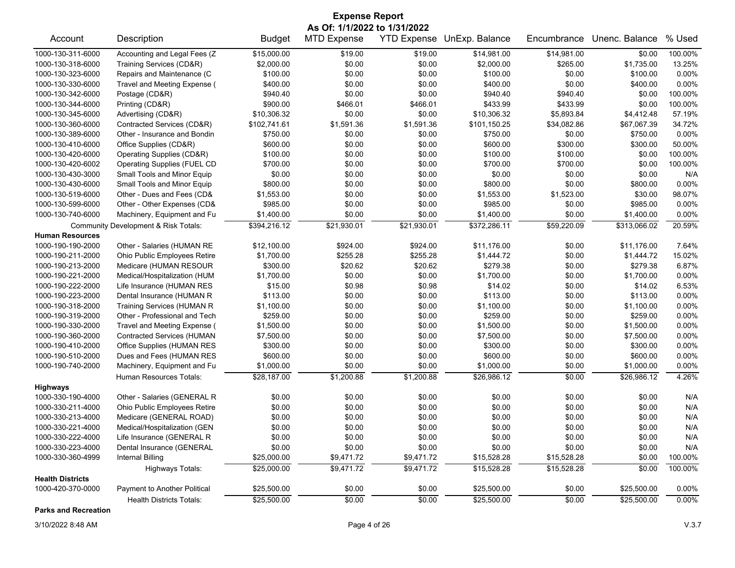# Expense Report

**As Of: 1/1/2022 to 1/31/2022**

| Account | Description | Budget | MTD Expense | YTD Expense | UnExp. Balance | Encumbrance | Unenc. Balance | % Used |
|---|---|---|---|---|---|---|---|---|
| 1000-130-311-6000 | Accounting and Legal Fees (Z | $15,000.00 | $19.00 | $19.00 | $14,981.00 | $14,981.00 | $0.00 | 100.00% |
| 1000-130-318-6000 | Training Services (CD&R) | $2,000.00 | $0.00 | $0.00 | $2,000.00 | $265.00 | $1,735.00 | 13.25% |
| 1000-130-323-6000 | Repairs and Maintenance (C | $100.00 | $0.00 | $0.00 | $100.00 | $0.00 | $100.00 | 0.00% |
| 1000-130-330-6000 | Travel and Meeting Expense ( | $400.00 | $0.00 | $0.00 | $400.00 | $0.00 | $400.00 | 0.00% |
| 1000-130-342-6000 | Postage (CD&R) | $940.40 | $0.00 | $0.00 | $940.40 | $940.40 | $0.00 | 100.00% |
| 1000-130-344-6000 | Printing (CD&R) | $900.00 | $466.01 | $466.01 | $433.99 | $433.99 | $0.00 | 100.00% |
| 1000-130-345-6000 | Advertising (CD&R) | $10,306.32 | $0.00 | $0.00 | $10,306.32 | $5,893.84 | $4,412.48 | 57.19% |
| 1000-130-360-6000 | Contracted Services (CD&R) | $102,741.61 | $1,591.36 | $1,591.36 | $101,150.25 | $34,082.86 | $67,067.39 | 34.72% |
| 1000-130-389-6000 | Other - Insurance and Bondin | $750.00 | $0.00 | $0.00 | $750.00 | $0.00 | $750.00 | 0.00% |
| 1000-130-410-6000 | Office Supplies (CD&R) | $600.00 | $0.00 | $0.00 | $600.00 | $300.00 | $300.00 | 50.00% |
| 1000-130-420-6000 | Operating Supplies (CD&R) | $100.00 | $0.00 | $0.00 | $100.00 | $100.00 | $0.00 | 100.00% |
| 1000-130-420-6002 | Operating Supplies (FUEL CD | $700.00 | $0.00 | $0.00 | $700.00 | $700.00 | $0.00 | 100.00% |
| 1000-130-430-3000 | Small Tools and Minor Equip | $0.00 | $0.00 | $0.00 | $0.00 | $0.00 | $0.00 | N/A |
| 1000-130-430-6000 | Small Tools and Minor Equip | $800.00 | $0.00 | $0.00 | $800.00 | $0.00 | $800.00 | 0.00% |
| 1000-130-519-6000 | Other - Dues and Fees (CD& | $1,553.00 | $0.00 | $0.00 | $1,553.00 | $1,523.00 | $30.00 | 98.07% |
| 1000-130-599-6000 | Other - Other Expenses (CD& | $985.00 | $0.00 | $0.00 | $985.00 | $0.00 | $985.00 | 0.00% |
| 1000-130-740-6000 | Machinery, Equipment and Fu | $1,400.00 | $0.00 | $0.00 | $1,400.00 | $0.00 | $1,400.00 | 0.00% |
| | Community Development & Risk Totals: | $394,216.12 | $21,930.01 | $21,930.01 | $372,286.11 | $59,220.09 | $313,066.02 | 20.59% |
| **Human Resources** | | | | | | | | |
| 1000-190-190-2000 | Other - Salaries (HUMAN RE | $12,100.00 | $924.00 | $924.00 | $11,176.00 | $0.00 | $11,176.00 | 7.64% |
| 1000-190-211-2000 | Ohio Public Employees Retire | $1,700.00 | $255.28 | $255.28 | $1,444.72 | $0.00 | $1,444.72 | 15.02% |
| 1000-190-213-2000 | Medicare (HUMAN RESOUR | $300.00 | $20.62 | $20.62 | $279.38 | $0.00 | $279.38 | 6.87% |
| 1000-190-221-2000 | Medical/Hospitalization (HUM | $1,700.00 | $0.00 | $0.00 | $1,700.00 | $0.00 | $1,700.00 | 0.00% |
| 1000-190-222-2000 | Life Insurance (HUMAN RES | $15.00 | $0.98 | $0.98 | $14.02 | $0.00 | $14.02 | 6.53% |
| 1000-190-223-2000 | Dental Insurance (HUMAN R | $113.00 | $0.00 | $0.00 | $113.00 | $0.00 | $113.00 | 0.00% |
| 1000-190-318-2000 | Training Services (HUMAN R | $1,100.00 | $0.00 | $0.00 | $1,100.00 | $0.00 | $1,100.00 | 0.00% |
| 1000-190-319-2000 | Other - Professional and Tech | $259.00 | $0.00 | $0.00 | $259.00 | $0.00 | $259.00 | 0.00% |
| 1000-190-330-2000 | Travel and Meeting Expense ( | $1,500.00 | $0.00 | $0.00 | $1,500.00 | $0.00 | $1,500.00 | 0.00% |
| 1000-190-360-2000 | Contracted Services (HUMAN | $7,500.00 | $0.00 | $0.00 | $7,500.00 | $0.00 | $7,500.00 | 0.00% |
| 1000-190-410-2000 | Office Supplies (HUMAN RES | $300.00 | $0.00 | $0.00 | $300.00 | $0.00 | $300.00 | 0.00% |
| 1000-190-510-2000 | Dues and Fees (HUMAN RES | $600.00 | $0.00 | $0.00 | $600.00 | $0.00 | $600.00 | 0.00% |
| 1000-190-740-2000 | Machinery, Equipment and Fu | $1,000.00 | $0.00 | $0.00 | $1,000.00 | $0.00 | $1,000.00 | 0.00% |
| | Human Resources Totals: | $28,187.00 | $1,200.88 | $1,200.88 | $26,986.12 | $0.00 | $26,986.12 | 4.26% |
| **Highways** | | | | | | | | |
| 1000-330-190-4000 | Other - Salaries (GENERAL R | $0.00 | $0.00 | $0.00 | $0.00 | $0.00 | $0.00 | N/A |
| 1000-330-211-4000 | Ohio Public Employees Retire | $0.00 | $0.00 | $0.00 | $0.00 | $0.00 | $0.00 | N/A |
| 1000-330-213-4000 | Medicare (GENERAL ROAD) | $0.00 | $0.00 | $0.00 | $0.00 | $0.00 | $0.00 | N/A |
| 1000-330-221-4000 | Medical/Hospitalization (GEN | $0.00 | $0.00 | $0.00 | $0.00 | $0.00 | $0.00 | N/A |
| 1000-330-222-4000 | Life Insurance (GENERAL R | $0.00 | $0.00 | $0.00 | $0.00 | $0.00 | $0.00 | N/A |
| 1000-330-223-4000 | Dental Insurance (GENERAL | $0.00 | $0.00 | $0.00 | $0.00 | $0.00 | $0.00 | N/A |
| 1000-330-360-4999 | Internal Billing | $25,000.00 | $9,471.72 | $9,471.72 | $15,528.28 | $15,528.28 | $0.00 | 100.00% |
| | Highways Totals: | $25,000.00 | $9,471.72 | $9,471.72 | $15,528.28 | $15,528.28 | $0.00 | 100.00% |
| **Health Districts** | | | | | | | | |
| 1000-420-370-0000 | Payment to Another Political | $25,500.00 | $0.00 | $0.00 | $25,500.00 | $0.00 | $25,500.00 | 0.00% |
| | Health Districts Totals: | $25,500.00 | $0.00 | $0.00 | $25,500.00 | $0.00 | $25,500.00 | 0.00% |
| **Parks and Recreation** | | | | | | | | |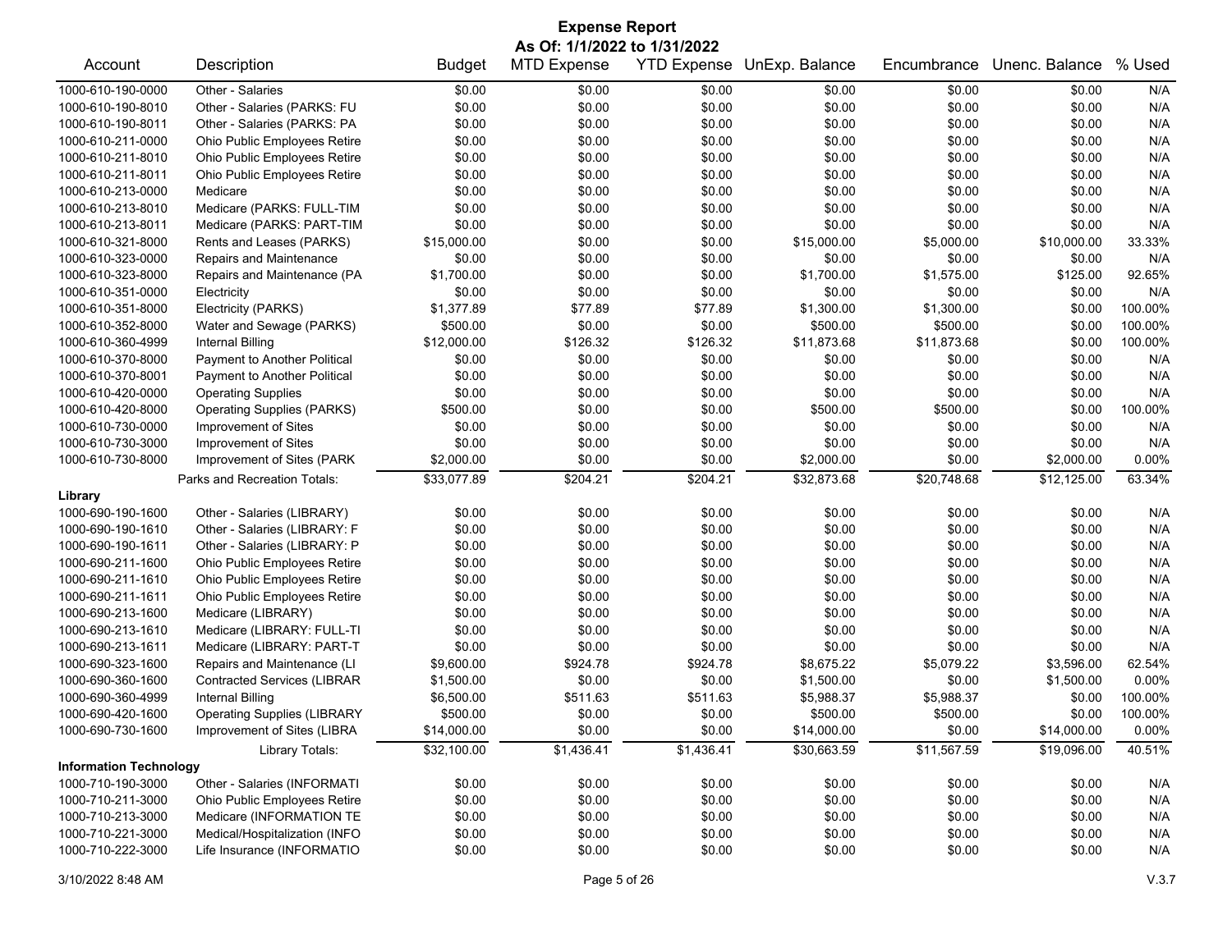# Expense Report

**As Of: 1/1/2022 to 1/31/2022**

| Account | Description | Budget | MTD Expense | YTD Expense | UnExp. Balance | Encumbrance | Unenc. Balance | % Used |
|---|---|---|---|---|---|---|---|---|
| 1000-610-190-0000 | Other - Salaries | $0.00 | $0.00 | $0.00 | $0.00 | $0.00 | $0.00 | N/A |
| 1000-610-190-8010 | Other - Salaries (PARKS: FU | $0.00 | $0.00 | $0.00 | $0.00 | $0.00 | $0.00 | N/A |
| 1000-610-190-8011 | Other - Salaries (PARKS: PA | $0.00 | $0.00 | $0.00 | $0.00 | $0.00 | $0.00 | N/A |
| 1000-610-211-0000 | Ohio Public Employees Retire | $0.00 | $0.00 | $0.00 | $0.00 | $0.00 | $0.00 | N/A |
| 1000-610-211-8010 | Ohio Public Employees Retire | $0.00 | $0.00 | $0.00 | $0.00 | $0.00 | $0.00 | N/A |
| 1000-610-211-8011 | Ohio Public Employees Retire | $0.00 | $0.00 | $0.00 | $0.00 | $0.00 | $0.00 | N/A |
| 1000-610-213-0000 | Medicare | $0.00 | $0.00 | $0.00 | $0.00 | $0.00 | $0.00 | N/A |
| 1000-610-213-8010 | Medicare (PARKS: FULL-TIM | $0.00 | $0.00 | $0.00 | $0.00 | $0.00 | $0.00 | N/A |
| 1000-610-213-8011 | Medicare (PARKS: PART-TIM | $0.00 | $0.00 | $0.00 | $0.00 | $0.00 | $0.00 | N/A |
| 1000-610-321-8000 | Rents and Leases (PARKS) | $15,000.00 | $0.00 | $0.00 | $15,000.00 | $5,000.00 | $10,000.00 | 33.33% |
| 1000-610-323-0000 | Repairs and Maintenance | $0.00 | $0.00 | $0.00 | $0.00 | $0.00 | $0.00 | N/A |
| 1000-610-323-8000 | Repairs and Maintenance (PA | $1,700.00 | $0.00 | $0.00 | $1,700.00 | $1,575.00 | $125.00 | 92.65% |
| 1000-610-351-0000 | Electricity | $0.00 | $0.00 | $0.00 | $0.00 | $0.00 | $0.00 | N/A |
| 1000-610-351-8000 | Electricity (PARKS) | $1,377.89 | $77.89 | $77.89 | $1,300.00 | $1,300.00 | $0.00 | 100.00% |
| 1000-610-352-8000 | Water and Sewage (PARKS) | $500.00 | $0.00 | $0.00 | $500.00 | $500.00 | $0.00 | 100.00% |
| 1000-610-360-4999 | Internal Billing | $12,000.00 | $126.32 | $126.32 | $11,873.68 | $11,873.68 | $0.00 | 100.00% |
| 1000-610-370-8000 | Payment to Another Political | $0.00 | $0.00 | $0.00 | $0.00 | $0.00 | $0.00 | N/A |
| 1000-610-370-8001 | Payment to Another Political | $0.00 | $0.00 | $0.00 | $0.00 | $0.00 | $0.00 | N/A |
| 1000-610-420-0000 | Operating Supplies | $0.00 | $0.00 | $0.00 | $0.00 | $0.00 | $0.00 | N/A |
| 1000-610-420-8000 | Operating Supplies (PARKS) | $500.00 | $0.00 | $0.00 | $500.00 | $500.00 | $0.00 | 100.00% |
| 1000-610-730-0000 | Improvement of Sites | $0.00 | $0.00 | $0.00 | $0.00 | $0.00 | $0.00 | N/A |
| 1000-610-730-3000 | Improvement of Sites | $0.00 | $0.00 | $0.00 | $0.00 | $0.00 | $0.00 | N/A |
| 1000-610-730-8000 | Improvement of Sites (PARK | $2,000.00 | $0.00 | $0.00 | $2,000.00 | $0.00 | $2,000.00 | 0.00% |
| | Parks and Recreation Totals: | $33,077.89 | $204.21 | $204.21 | $32,873.68 | $20,748.68 | $12,125.00 | 63.34% |
| **Library** | | | | | | | | |
| 1000-690-190-1600 | Other - Salaries (LIBRARY) | $0.00 | $0.00 | $0.00 | $0.00 | $0.00 | $0.00 | N/A |
| 1000-690-190-1610 | Other - Salaries (LIBRARY: F | $0.00 | $0.00 | $0.00 | $0.00 | $0.00 | $0.00 | N/A |
| 1000-690-190-1611 | Other - Salaries (LIBRARY: P | $0.00 | $0.00 | $0.00 | $0.00 | $0.00 | $0.00 | N/A |
| 1000-690-211-1600 | Ohio Public Employees Retire | $0.00 | $0.00 | $0.00 | $0.00 | $0.00 | $0.00 | N/A |
| 1000-690-211-1610 | Ohio Public Employees Retire | $0.00 | $0.00 | $0.00 | $0.00 | $0.00 | $0.00 | N/A |
| 1000-690-211-1611 | Ohio Public Employees Retire | $0.00 | $0.00 | $0.00 | $0.00 | $0.00 | $0.00 | N/A |
| 1000-690-213-1600 | Medicare (LIBRARY) | $0.00 | $0.00 | $0.00 | $0.00 | $0.00 | $0.00 | N/A |
| 1000-690-213-1610 | Medicare (LIBRARY: FULL-TI | $0.00 | $0.00 | $0.00 | $0.00 | $0.00 | $0.00 | N/A |
| 1000-690-213-1611 | Medicare (LIBRARY: PART-T | $0.00 | $0.00 | $0.00 | $0.00 | $0.00 | $0.00 | N/A |
| 1000-690-323-1600 | Repairs and Maintenance (LI | $9,600.00 | $924.78 | $924.78 | $8,675.22 | $5,079.22 | $3,596.00 | 62.54% |
| 1000-690-360-1600 | Contracted Services (LIBRAR | $1,500.00 | $0.00 | $0.00 | $1,500.00 | $0.00 | $1,500.00 | 0.00% |
| 1000-690-360-4999 | Internal Billing | $6,500.00 | $511.63 | $511.63 | $5,988.37 | $5,988.37 | $0.00 | 100.00% |
| 1000-690-420-1600 | Operating Supplies (LIBRARY | $500.00 | $0.00 | $0.00 | $500.00 | $500.00 | $0.00 | 100.00% |
| 1000-690-730-1600 | Improvement of Sites (LIBRA | $14,000.00 | $0.00 | $0.00 | $14,000.00 | $0.00 | $14,000.00 | 0.00% |
| | Library Totals: | $32,100.00 | $1,436.41 | $1,436.41 | $30,663.59 | $11,567.59 | $19,096.00 | 40.51% |
| **Information Technology** | | | | | | | | |
| 1000-710-190-3000 | Other - Salaries (INFORMATI | $0.00 | $0.00 | $0.00 | $0.00 | $0.00 | $0.00 | N/A |
| 1000-710-211-3000 | Ohio Public Employees Retire | $0.00 | $0.00 | $0.00 | $0.00 | $0.00 | $0.00 | N/A |
| 1000-710-213-3000 | Medicare (INFORMATION TE | $0.00 | $0.00 | $0.00 | $0.00 | $0.00 | $0.00 | N/A |
| 1000-710-221-3000 | Medical/Hospitalization (INFO | $0.00 | $0.00 | $0.00 | $0.00 | $0.00 | $0.00 | N/A |
| 1000-710-222-3000 | Life Insurance (INFORMATIO | $0.00 | $0.00 | $0.00 | $0.00 | $0.00 | $0.00 | N/A |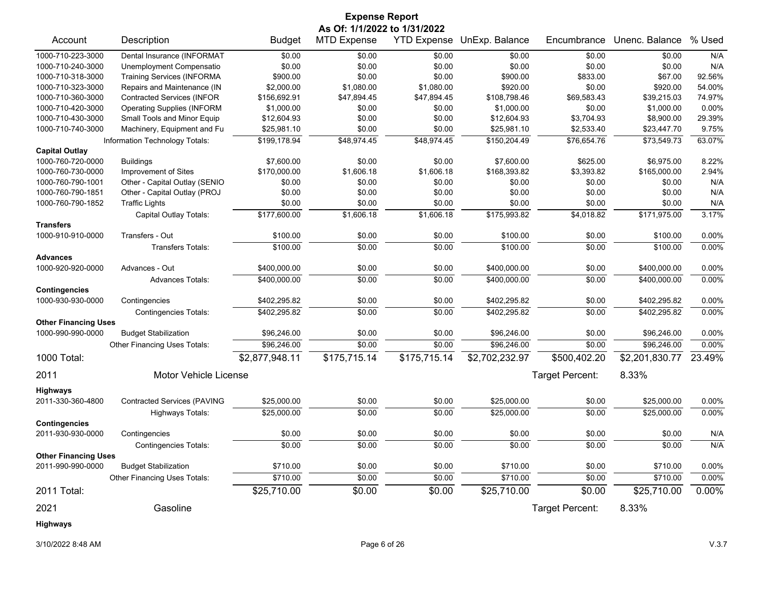# Expense Report

**As Of: 1/1/2022 to 1/31/2022**

| Account | Description | Budget | MTD Expense | YTD Expense | UnExp. Balance | Encumbrance | Unenc. Balance | % Used |
|---|---|---|---|---|---|---|---|---|
| 1000-710-223-3000 | Dental Insurance (INFORMAT | $0.00 | $0.00 | $0.00 | $0.00 | $0.00 | $0.00 | N/A |
| 1000-710-240-3000 | Unemployment Compensatio | $0.00 | $0.00 | $0.00 | $0.00 | $0.00 | $0.00 | N/A |
| 1000-710-318-3000 | Training Services (INFORMA | $900.00 | $0.00 | $0.00 | $900.00 | $833.00 | $67.00 | 92.56% |
| 1000-710-323-3000 | Repairs and Maintenance (IN | $2,000.00 | $1,080.00 | $1,080.00 | $920.00 | $0.00 | $920.00 | 54.00% |
| 1000-710-360-3000 | Contracted Services (INFOR | $156,692.91 | $47,894.45 | $47,894.45 | $108,798.46 | $69,583.43 | $39,215.03 | 74.97% |
| 1000-710-420-3000 | Operating Supplies (INFORM | $1,000.00 | $0.00 | $0.00 | $1,000.00 | $0.00 | $1,000.00 | 0.00% |
| 1000-710-430-3000 | Small Tools and Minor Equip | $12,604.93 | $0.00 | $0.00 | $12,604.93 | $3,704.93 | $8,900.00 | 29.39% |
| 1000-710-740-3000 | Machinery, Equipment and Fu | $25,981.10 | $0.00 | $0.00 | $25,981.10 | $2,533.40 | $23,447.70 | 9.75% |
| | Information Technology Totals: | $199,178.94 | $48,974.45 | $48,974.45 | $150,204.49 | $76,654.76 | $73,549.73 | 63.07% |
| **Capital Outlay** | | | | | | | | |
| 1000-760-720-0000 | Buildings | $7,600.00 | $0.00 | $0.00 | $7,600.00 | $625.00 | $6,975.00 | 8.22% |
| 1000-760-730-0000 | Improvement of Sites | $170,000.00 | $1,606.18 | $1,606.18 | $168,393.82 | $3,393.82 | $165,000.00 | 2.94% |
| 1000-760-790-1001 | Other - Capital Outlay (SENIO | $0.00 | $0.00 | $0.00 | $0.00 | $0.00 | $0.00 | N/A |
| 1000-760-790-1851 | Other - Capital Outlay (PROJ | $0.00 | $0.00 | $0.00 | $0.00 | $0.00 | $0.00 | N/A |
| 1000-760-790-1852 | Traffic Lights | $0.00 | $0.00 | $0.00 | $0.00 | $0.00 | $0.00 | N/A |
| | Capital Outlay Totals: | $177,600.00 | $1,606.18 | $1,606.18 | $175,993.82 | $4,018.82 | $171,975.00 | 3.17% |
| **Transfers** | | | | | | | | |
| 1000-910-910-0000 | Transfers - Out | $100.00 | $0.00 | $0.00 | $100.00 | $0.00 | $100.00 | 0.00% |
| | Transfers Totals: | $100.00 | $0.00 | $0.00 | $100.00 | $0.00 | $100.00 | 0.00% |
| **Advances** | | | | | | | | |
| 1000-920-920-0000 | Advances - Out | $400,000.00 | $0.00 | $0.00 | $400,000.00 | $0.00 | $400,000.00 | 0.00% |
| | Advances Totals: | $400,000.00 | $0.00 | $0.00 | $400,000.00 | $0.00 | $400,000.00 | 0.00% |
| **Contingencies** | | | | | | | | |
| 1000-930-930-0000 | Contingencies | $402,295.82 | $0.00 | $0.00 | $402,295.82 | $0.00 | $402,295.82 | 0.00% |
| | Contingencies Totals: | $402,295.82 | $0.00 | $0.00 | $402,295.82 | $0.00 | $402,295.82 | 0.00% |
| **Other Financing Uses** | | | | | | | | |
| 1000-990-990-0000 | Budget Stabilization | $96,246.00 | $0.00 | $0.00 | $96,246.00 | $0.00 | $96,246.00 | 0.00% |
| | Other Financing Uses Totals: | $96,246.00 | $0.00 | $0.00 | $96,246.00 | $0.00 | $96,246.00 | 0.00% |
| **1000 Total:** | | $2,877,948.11 | $175,715.14 | $175,715.14 | $2,702,232.97 | $500,402.20 | $2,201,830.77 | 23.49% |

## 2011 Motor Vehicle License

Target Percent: 8.33%

| Account | Description | Budget | MTD Expense | YTD Expense | UnExp. Balance | Encumbrance | Unenc. Balance | % Used |
|---|---|---|---|---|---|---|---|---|
| **Highways** | | | | | | | | |
| 2011-330-360-4800 | Contracted Services (PAVING | $25,000.00 | $0.00 | $0.00 | $25,000.00 | $0.00 | $25,000.00 | 0.00% |
| | Highways Totals: | $25,000.00 | $0.00 | $0.00 | $25,000.00 | $0.00 | $25,000.00 | 0.00% |
| **Contingencies** | | | | | | | | |
| 2011-930-930-0000 | Contingencies | $0.00 | $0.00 | $0.00 | $0.00 | $0.00 | $0.00 | N/A |
| | Contingencies Totals: | $0.00 | $0.00 | $0.00 | $0.00 | $0.00 | $0.00 | N/A |
| **Other Financing Uses** | | | | | | | | |
| 2011-990-990-0000 | Budget Stabilization | $710.00 | $0.00 | $0.00 | $710.00 | $0.00 | $710.00 | 0.00% |
| | Other Financing Uses Totals: | $710.00 | $0.00 | $0.00 | $710.00 | $0.00 | $710.00 | 0.00% |
| **2011 Total:** | | $25,710.00 | $0.00 | $0.00 | $25,710.00 | $0.00 | $25,710.00 | 0.00% |

## 2021 Gasoline

Target Percent: 8.33%

**Highways**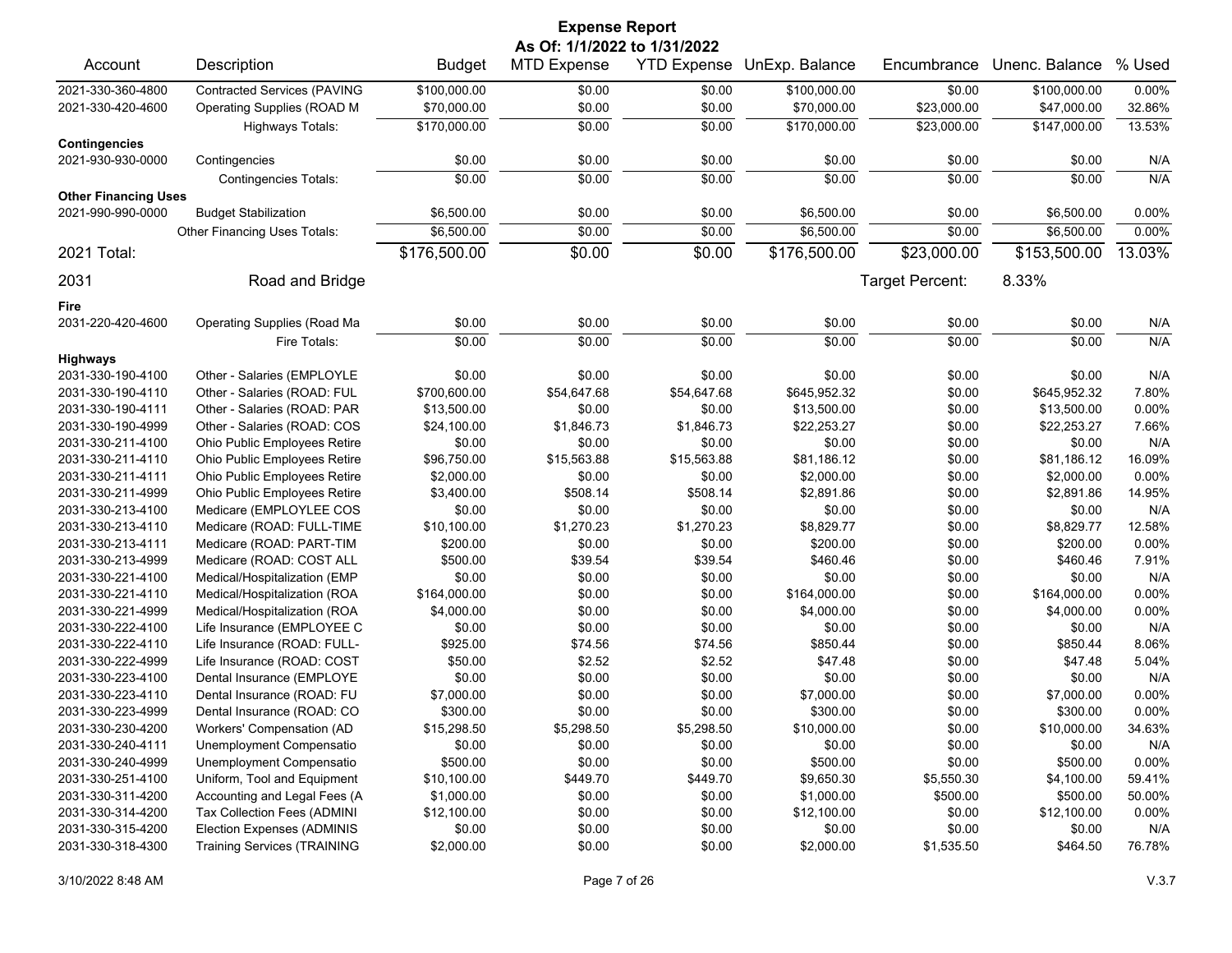# Expense Report

**As Of: 1/1/2022 to 1/31/2022**

| Account | Description | Budget | MTD Expense | YTD Expense | UnExp. Balance | Encumbrance | Unenc. Balance | % Used |
|---|---|---|---|---|---|---|---|---|
| 2021-330-360-4800 | Contracted Services (PAVING | $100,000.00 | $0.00 | $0.00 | $100,000.00 | $0.00 | $100,000.00 | 0.00% |
| 2021-330-420-4600 | Operating Supplies (ROAD M | $70,000.00 | $0.00 | $0.00 | $70,000.00 | $23,000.00 | $47,000.00 | 32.86% |
| | Highways Totals: | $170,000.00 | $0.00 | $0.00 | $170,000.00 | $23,000.00 | $147,000.00 | 13.53% |
| **Contingencies** | | | | | | | | |
| 2021-930-930-0000 | Contingencies | $0.00 | $0.00 | $0.00 | $0.00 | $0.00 | $0.00 | N/A |
| | Contingencies Totals: | $0.00 | $0.00 | $0.00 | $0.00 | $0.00 | $0.00 | N/A |
| **Other Financing Uses** | | | | | | | | |
| 2021-990-990-0000 | Budget Stabilization | $6,500.00 | $0.00 | $0.00 | $6,500.00 | $0.00 | $6,500.00 | 0.00% |
| | Other Financing Uses Totals: | $6,500.00 | $0.00 | $0.00 | $6,500.00 | $0.00 | $6,500.00 | 0.00% |
| **2021 Total:** | | $176,500.00 | $0.00 | $0.00 | $176,500.00 | $23,000.00 | $153,500.00 | 13.03% |
| **2031** | **Road and Bridge** | | | | | Target Percent: | 8.33% | |
| **Fire** | | | | | | | | |
| 2031-220-420-4600 | Operating Supplies (Road Ma | $0.00 | $0.00 | $0.00 | $0.00 | $0.00 | $0.00 | N/A |
| | Fire Totals: | $0.00 | $0.00 | $0.00 | $0.00 | $0.00 | $0.00 | N/A |
| **Highways** | | | | | | | | |
| 2031-330-190-4100 | Other - Salaries (EMPLOYLE | $0.00 | $0.00 | $0.00 | $0.00 | $0.00 | $0.00 | N/A |
| 2031-330-190-4110 | Other - Salaries (ROAD: FUL | $700,600.00 | $54,647.68 | $54,647.68 | $645,952.32 | $0.00 | $645,952.32 | 7.80% |
| 2031-330-190-4111 | Other - Salaries (ROAD: PAR | $13,500.00 | $0.00 | $0.00 | $13,500.00 | $0.00 | $13,500.00 | 0.00% |
| 2031-330-190-4999 | Other - Salaries (ROAD: COS | $24,100.00 | $1,846.73 | $1,846.73 | $22,253.27 | $0.00 | $22,253.27 | 7.66% |
| 2031-330-211-4100 | Ohio Public Employees Retire | $0.00 | $0.00 | $0.00 | $0.00 | $0.00 | $0.00 | N/A |
| 2031-330-211-4110 | Ohio Public Employees Retire | $96,750.00 | $15,563.88 | $15,563.88 | $81,186.12 | $0.00 | $81,186.12 | 16.09% |
| 2031-330-211-4111 | Ohio Public Employees Retire | $2,000.00 | $0.00 | $0.00 | $2,000.00 | $0.00 | $2,000.00 | 0.00% |
| 2031-330-211-4999 | Ohio Public Employees Retire | $3,400.00 | $508.14 | $508.14 | $2,891.86 | $0.00 | $2,891.86 | 14.95% |
| 2031-330-213-4100 | Medicare (EMPLOYLEE COS | $0.00 | $0.00 | $0.00 | $0.00 | $0.00 | $0.00 | N/A |
| 2031-330-213-4110 | Medicare (ROAD: FULL-TIME | $10,100.00 | $1,270.23 | $1,270.23 | $8,829.77 | $0.00 | $8,829.77 | 12.58% |
| 2031-330-213-4111 | Medicare (ROAD: PART-TIM | $200.00 | $0.00 | $0.00 | $200.00 | $0.00 | $200.00 | 0.00% |
| 2031-330-213-4999 | Medicare (ROAD: COST ALL | $500.00 | $39.54 | $39.54 | $460.46 | $0.00 | $460.46 | 7.91% |
| 2031-330-221-4100 | Medical/Hospitalization (EMP | $0.00 | $0.00 | $0.00 | $0.00 | $0.00 | $0.00 | N/A |
| 2031-330-221-4110 | Medical/Hospitalization (ROA | $164,000.00 | $0.00 | $0.00 | $164,000.00 | $0.00 | $164,000.00 | 0.00% |
| 2031-330-221-4999 | Medical/Hospitalization (ROA | $4,000.00 | $0.00 | $0.00 | $4,000.00 | $0.00 | $4,000.00 | 0.00% |
| 2031-330-222-4100 | Life Insurance (EMPLOYEE C | $0.00 | $0.00 | $0.00 | $0.00 | $0.00 | $0.00 | N/A |
| 2031-330-222-4110 | Life Insurance (ROAD: FULL- | $925.00 | $74.56 | $74.56 | $850.44 | $0.00 | $850.44 | 8.06% |
| 2031-330-222-4999 | Life Insurance (ROAD: COST | $50.00 | $2.52 | $2.52 | $47.48 | $0.00 | $47.48 | 5.04% |
| 2031-330-223-4100 | Dental Insurance (EMPLOYE | $0.00 | $0.00 | $0.00 | $0.00 | $0.00 | $0.00 | N/A |
| 2031-330-223-4110 | Dental Insurance (ROAD: FU | $7,000.00 | $0.00 | $0.00 | $7,000.00 | $0.00 | $7,000.00 | 0.00% |
| 2031-330-223-4999 | Dental Insurance (ROAD: CO | $300.00 | $0.00 | $0.00 | $300.00 | $0.00 | $300.00 | 0.00% |
| 2031-330-230-4200 | Workers' Compensation (AD | $15,298.50 | $5,298.50 | $5,298.50 | $10,000.00 | $0.00 | $10,000.00 | 34.63% |
| 2031-330-240-4111 | Unemployment Compensatio | $0.00 | $0.00 | $0.00 | $0.00 | $0.00 | $0.00 | N/A |
| 2031-330-240-4999 | Unemployment Compensatio | $500.00 | $0.00 | $0.00 | $500.00 | $0.00 | $500.00 | 0.00% |
| 2031-330-251-4100 | Uniform, Tool and Equipment | $10,100.00 | $449.70 | $449.70 | $9,650.30 | $5,550.30 | $4,100.00 | 59.41% |
| 2031-330-311-4200 | Accounting and Legal Fees (A | $1,000.00 | $0.00 | $0.00 | $1,000.00 | $500.00 | $500.00 | 50.00% |
| 2031-330-314-4200 | Tax Collection Fees (ADMINI | $12,100.00 | $0.00 | $0.00 | $12,100.00 | $0.00 | $12,100.00 | 0.00% |
| 2031-330-315-4200 | Election Expenses (ADMINIS | $0.00 | $0.00 | $0.00 | $0.00 | $0.00 | $0.00 | N/A |
| 2031-330-318-4300 | Training Services (TRAINING | $2,000.00 | $0.00 | $0.00 | $2,000.00 | $1,535.50 | $464.50 | 76.78% |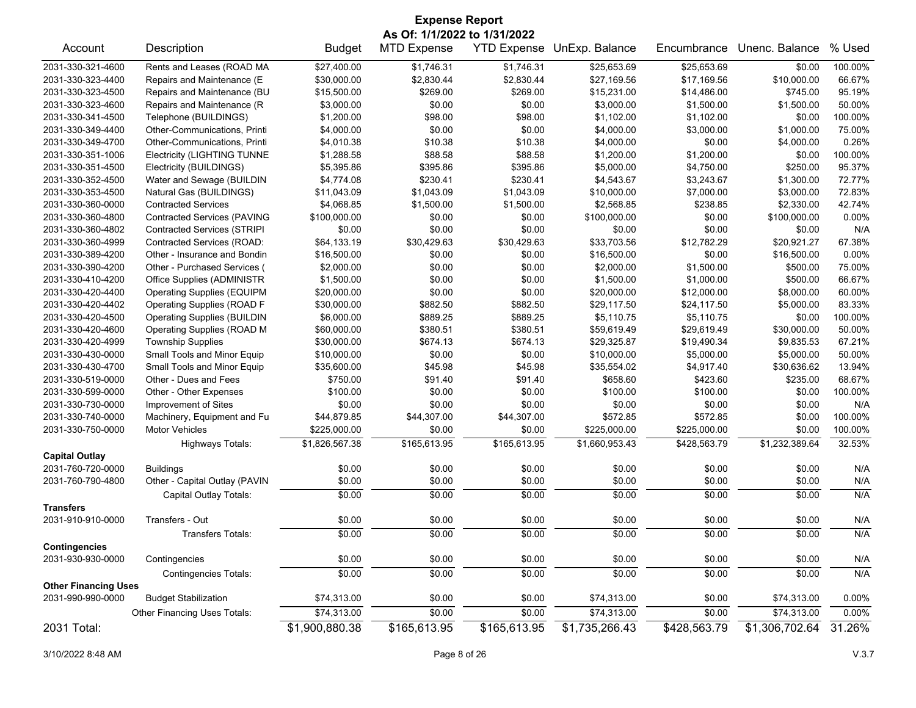# Expense Report

**As Of: 1/1/2022 to 1/31/2022**

| Account | Description | Budget | MTD Expense | YTD Expense | UnExp. Balance | Encumbrance | Unenc. Balance | % Used |
|---|---|---|---|---|---|---|---|---|
| 2031-330-321-4600 | Rents and Leases (ROAD MA | $27,400.00 | $1,746.31 | $1,746.31 | $25,653.69 | $25,653.69 | $0.00 | 100.00% |
| 2031-330-323-4400 | Repairs and Maintenance (E | $30,000.00 | $2,830.44 | $2,830.44 | $27,169.56 | $17,169.56 | $10,000.00 | 66.67% |
| 2031-330-323-4500 | Repairs and Maintenance (BU | $15,500.00 | $269.00 | $269.00 | $15,231.00 | $14,486.00 | $745.00 | 95.19% |
| 2031-330-323-4600 | Repairs and Maintenance (R | $3,000.00 | $0.00 | $0.00 | $3,000.00 | $1,500.00 | $1,500.00 | 50.00% |
| 2031-330-341-4500 | Telephone (BUILDINGS) | $1,200.00 | $98.00 | $98.00 | $1,102.00 | $1,102.00 | $0.00 | 100.00% |
| 2031-330-349-4400 | Other-Communications, Printi | $4,000.00 | $0.00 | $0.00 | $4,000.00 | $3,000.00 | $1,000.00 | 75.00% |
| 2031-330-349-4700 | Other-Communications, Printi | $4,010.38 | $10.38 | $10.38 | $4,000.00 | $0.00 | $4,000.00 | 0.26% |
| 2031-330-351-1006 | Electricity (LIGHTING TUNNE | $1,288.58 | $88.58 | $88.58 | $1,200.00 | $1,200.00 | $0.00 | 100.00% |
| 2031-330-351-4500 | Electricity (BUILDINGS) | $5,395.86 | $395.86 | $395.86 | $5,000.00 | $4,750.00 | $250.00 | 95.37% |
| 2031-330-352-4500 | Water and Sewage (BUILDIN | $4,774.08 | $230.41 | $230.41 | $4,543.67 | $3,243.67 | $1,300.00 | 72.77% |
| 2031-330-353-4500 | Natural Gas (BUILDINGS) | $11,043.09 | $1,043.09 | $1,043.09 | $10,000.00 | $7,000.00 | $3,000.00 | 72.83% |
| 2031-330-360-0000 | Contracted Services | $4,068.85 | $1,500.00 | $1,500.00 | $2,568.85 | $238.85 | $2,330.00 | 42.74% |
| 2031-330-360-4800 | Contracted Services (PAVING | $100,000.00 | $0.00 | $0.00 | $100,000.00 | $0.00 | $100,000.00 | 0.00% |
| 2031-330-360-4802 | Contracted Services (STRIPI | $0.00 | $0.00 | $0.00 | $0.00 | $0.00 | $0.00 | N/A |
| 2031-330-360-4999 | Contracted Services (ROAD: | $64,133.19 | $30,429.63 | $30,429.63 | $33,703.56 | $12,782.29 | $20,921.27 | 67.38% |
| 2031-330-389-4200 | Other - Insurance and Bondin | $16,500.00 | $0.00 | $0.00 | $16,500.00 | $0.00 | $16,500.00 | 0.00% |
| 2031-330-390-4200 | Other - Purchased Services ( | $2,000.00 | $0.00 | $0.00 | $2,000.00 | $1,500.00 | $500.00 | 75.00% |
| 2031-330-410-4200 | Office Supplies (ADMINISTR | $1,500.00 | $0.00 | $0.00 | $1,500.00 | $1,000.00 | $500.00 | 66.67% |
| 2031-330-420-4400 | Operating Supplies (EQUIPM | $20,000.00 | $0.00 | $0.00 | $20,000.00 | $12,000.00 | $8,000.00 | 60.00% |
| 2031-330-420-4402 | Operating Supplies (ROAD F | $30,000.00 | $882.50 | $882.50 | $29,117.50 | $24,117.50 | $5,000.00 | 83.33% |
| 2031-330-420-4500 | Operating Supplies (BUILDIN | $6,000.00 | $889.25 | $889.25 | $5,110.75 | $5,110.75 | $0.00 | 100.00% |
| 2031-330-420-4600 | Operating Supplies (ROAD M | $60,000.00 | $380.51 | $380.51 | $59,619.49 | $29,619.49 | $30,000.00 | 50.00% |
| 2031-330-420-4999 | Township Supplies | $30,000.00 | $674.13 | $674.13 | $29,325.87 | $19,490.34 | $9,835.53 | 67.21% |
| 2031-330-430-0000 | Small Tools and Minor Equip | $10,000.00 | $0.00 | $0.00 | $10,000.00 | $5,000.00 | $5,000.00 | 50.00% |
| 2031-330-430-4700 | Small Tools and Minor Equip | $35,600.00 | $45.98 | $45.98 | $35,554.02 | $4,917.40 | $30,636.62 | 13.94% |
| 2031-330-519-0000 | Other - Dues and Fees | $750.00 | $91.40 | $91.40 | $658.60 | $423.60 | $235.00 | 68.67% |
| 2031-330-599-0000 | Other - Other Expenses | $100.00 | $0.00 | $0.00 | $100.00 | $100.00 | $0.00 | 100.00% |
| 2031-330-730-0000 | Improvement of Sites | $0.00 | $0.00 | $0.00 | $0.00 | $0.00 | $0.00 | N/A |
| 2031-330-740-0000 | Machinery, Equipment and Fu | $44,879.85 | $44,307.00 | $44,307.00 | $572.85 | $572.85 | $0.00 | 100.00% |
| 2031-330-750-0000 | Motor Vehicles | $225,000.00 | $0.00 | $0.00 | $225,000.00 | $225,000.00 | $0.00 | 100.00% |
| | Highways Totals: | $1,826,567.38 | $165,613.95 | $165,613.95 | $1,660,953.43 | $428,563.79 | $1,232,389.64 | 32.53% |
| **Capital Outlay** | | | | | | | | |
| 2031-760-720-0000 | Buildings | $0.00 | $0.00 | $0.00 | $0.00 | $0.00 | $0.00 | N/A |
| 2031-760-790-4800 | Other - Capital Outlay (PAVIN | $0.00 | $0.00 | $0.00 | $0.00 | $0.00 | $0.00 | N/A |
| | Capital Outlay Totals: | $0.00 | $0.00 | $0.00 | $0.00 | $0.00 | $0.00 | N/A |
| **Transfers** | | | | | | | | |
| 2031-910-910-0000 | Transfers - Out | $0.00 | $0.00 | $0.00 | $0.00 | $0.00 | $0.00 | N/A |
| | Transfers Totals: | $0.00 | $0.00 | $0.00 | $0.00 | $0.00 | $0.00 | N/A |
| **Contingencies** | | | | | | | | |
| 2031-930-930-0000 | Contingencies | $0.00 | $0.00 | $0.00 | $0.00 | $0.00 | $0.00 | N/A |
| | Contingencies Totals: | $0.00 | $0.00 | $0.00 | $0.00 | $0.00 | $0.00 | N/A |
| **Other Financing Uses** | | | | | | | | |
| 2031-990-990-0000 | Budget Stabilization | $74,313.00 | $0.00 | $0.00 | $74,313.00 | $0.00 | $74,313.00 | 0.00% |
| | Other Financing Uses Totals: | $74,313.00 | $0.00 | $0.00 | $74,313.00 | $0.00 | $74,313.00 | 0.00% |
| **2031 Total:** | | $1,900,880.38 | $165,613.95 | $165,613.95 | $1,735,266.43 | $428,563.79 | $1,306,702.64 | 31.26% |

3/10/2022 8:48 AM

V.3.7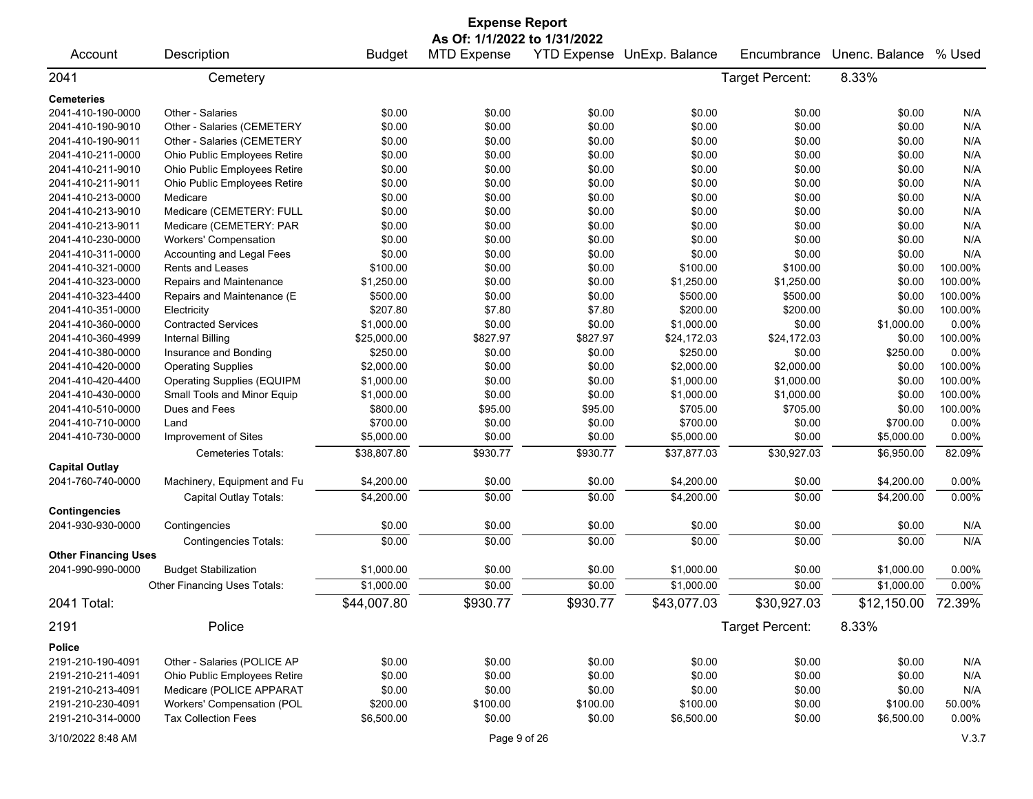# Expense Report

**As Of: 1/1/2022 to 1/31/2022**

| Account | Description | Budget | MTD Expense | YTD Expense | UnExp. Balance | Encumbrance | Unenc. Balance | % Used |
|---|---|---|---|---|---|---|---|---|
| **2041** | **Cemetery** | | | | | Target Percent: | 8.33% | |
| **Cemeteries** | | | | | | | | |
| 2041-410-190-0000 | Other - Salaries | $0.00 | $0.00 | $0.00 | $0.00 | $0.00 | $0.00 | N/A |
| 2041-410-190-9010 | Other - Salaries (CEMETERY | $0.00 | $0.00 | $0.00 | $0.00 | $0.00 | $0.00 | N/A |
| 2041-410-190-9011 | Other - Salaries (CEMETERY | $0.00 | $0.00 | $0.00 | $0.00 | $0.00 | $0.00 | N/A |
| 2041-410-211-0000 | Ohio Public Employees Retire | $0.00 | $0.00 | $0.00 | $0.00 | $0.00 | $0.00 | N/A |
| 2041-410-211-9010 | Ohio Public Employees Retire | $0.00 | $0.00 | $0.00 | $0.00 | $0.00 | $0.00 | N/A |
| 2041-410-211-9011 | Ohio Public Employees Retire | $0.00 | $0.00 | $0.00 | $0.00 | $0.00 | $0.00 | N/A |
| 2041-410-213-0000 | Medicare | $0.00 | $0.00 | $0.00 | $0.00 | $0.00 | $0.00 | N/A |
| 2041-410-213-9010 | Medicare (CEMETERY: FULL | $0.00 | $0.00 | $0.00 | $0.00 | $0.00 | $0.00 | N/A |
| 2041-410-213-9011 | Medicare (CEMETERY: PAR | $0.00 | $0.00 | $0.00 | $0.00 | $0.00 | $0.00 | N/A |
| 2041-410-230-0000 | Workers' Compensation | $0.00 | $0.00 | $0.00 | $0.00 | $0.00 | $0.00 | N/A |
| 2041-410-311-0000 | Accounting and Legal Fees | $0.00 | $0.00 | $0.00 | $0.00 | $0.00 | $0.00 | N/A |
| 2041-410-321-0000 | Rents and Leases | $100.00 | $0.00 | $0.00 | $100.00 | $100.00 | $0.00 | 100.00% |
| 2041-410-323-0000 | Repairs and Maintenance | $1,250.00 | $0.00 | $0.00 | $1,250.00 | $1,250.00 | $0.00 | 100.00% |
| 2041-410-323-4400 | Repairs and Maintenance (E | $500.00 | $0.00 | $0.00 | $500.00 | $500.00 | $0.00 | 100.00% |
| 2041-410-351-0000 | Electricity | $207.80 | $7.80 | $7.80 | $200.00 | $200.00 | $0.00 | 100.00% |
| 2041-410-360-0000 | Contracted Services | $1,000.00 | $0.00 | $0.00 | $1,000.00 | $0.00 | $1,000.00 | 0.00% |
| 2041-410-360-4999 | Internal Billing | $25,000.00 | $827.97 | $827.97 | $24,172.03 | $24,172.03 | $0.00 | 100.00% |
| 2041-410-380-0000 | Insurance and Bonding | $250.00 | $0.00 | $0.00 | $250.00 | $0.00 | $250.00 | 0.00% |
| 2041-410-420-0000 | Operating Supplies | $2,000.00 | $0.00 | $0.00 | $2,000.00 | $2,000.00 | $0.00 | 100.00% |
| 2041-410-420-4400 | Operating Supplies (EQUIPM | $1,000.00 | $0.00 | $0.00 | $1,000.00 | $1,000.00 | $0.00 | 100.00% |
| 2041-410-430-0000 | Small Tools and Minor Equip | $1,000.00 | $0.00 | $0.00 | $1,000.00 | $1,000.00 | $0.00 | 100.00% |
| 2041-410-510-0000 | Dues and Fees | $800.00 | $95.00 | $95.00 | $705.00 | $705.00 | $0.00 | 100.00% |
| 2041-410-710-0000 | Land | $700.00 | $0.00 | $0.00 | $700.00 | $0.00 | $700.00 | 0.00% |
| 2041-410-730-0000 | Improvement of Sites | $5,000.00 | $0.00 | $0.00 | $5,000.00 | $0.00 | $5,000.00 | 0.00% |
| | Cemeteries Totals: | $38,807.80 | $930.77 | $930.77 | $37,877.03 | $30,927.03 | $6,950.00 | 82.09% |
| **Capital Outlay** | | | | | | | | |
| 2041-760-740-0000 | Machinery, Equipment and Fu | $4,200.00 | $0.00 | $0.00 | $4,200.00 | $0.00 | $4,200.00 | 0.00% |
| | Capital Outlay Totals: | $4,200.00 | $0.00 | $0.00 | $4,200.00 | $0.00 | $4,200.00 | 0.00% |
| **Contingencies** | | | | | | | | |
| 2041-930-930-0000 | Contingencies | $0.00 | $0.00 | $0.00 | $0.00 | $0.00 | $0.00 | N/A |
| | Contingencies Totals: | $0.00 | $0.00 | $0.00 | $0.00 | $0.00 | $0.00 | N/A |
| **Other Financing Uses** | | | | | | | | |
| 2041-990-990-0000 | Budget Stabilization | $1,000.00 | $0.00 | $0.00 | $1,000.00 | $0.00 | $1,000.00 | 0.00% |
| | Other Financing Uses Totals: | $1,000.00 | $0.00 | $0.00 | $1,000.00 | $0.00 | $1,000.00 | 0.00% |
| **2041 Total:** | | $44,007.80 | $930.77 | $930.77 | $43,077.03 | $30,927.03 | $12,150.00 | 72.39% |
| **2191** | **Police** | | | | | Target Percent: | 8.33% | |
| **Police** | | | | | | | | |
| 2191-210-190-4091 | Other - Salaries (POLICE AP | $0.00 | $0.00 | $0.00 | $0.00 | $0.00 | $0.00 | N/A |
| 2191-210-211-4091 | Ohio Public Employees Retire | $0.00 | $0.00 | $0.00 | $0.00 | $0.00 | $0.00 | N/A |
| 2191-210-213-4091 | Medicare (POLICE APPARAT | $0.00 | $0.00 | $0.00 | $0.00 | $0.00 | $0.00 | N/A |
| 2191-210-230-4091 | Workers' Compensation (POL | $200.00 | $100.00 | $100.00 | $100.00 | $0.00 | $100.00 | 50.00% |
| 2191-210-314-0000 | Tax Collection Fees | $6,500.00 | $0.00 | $0.00 | $6,500.00 | $0.00 | $6,500.00 | 0.00% |

3/10/2022 8:48 AM V.3.7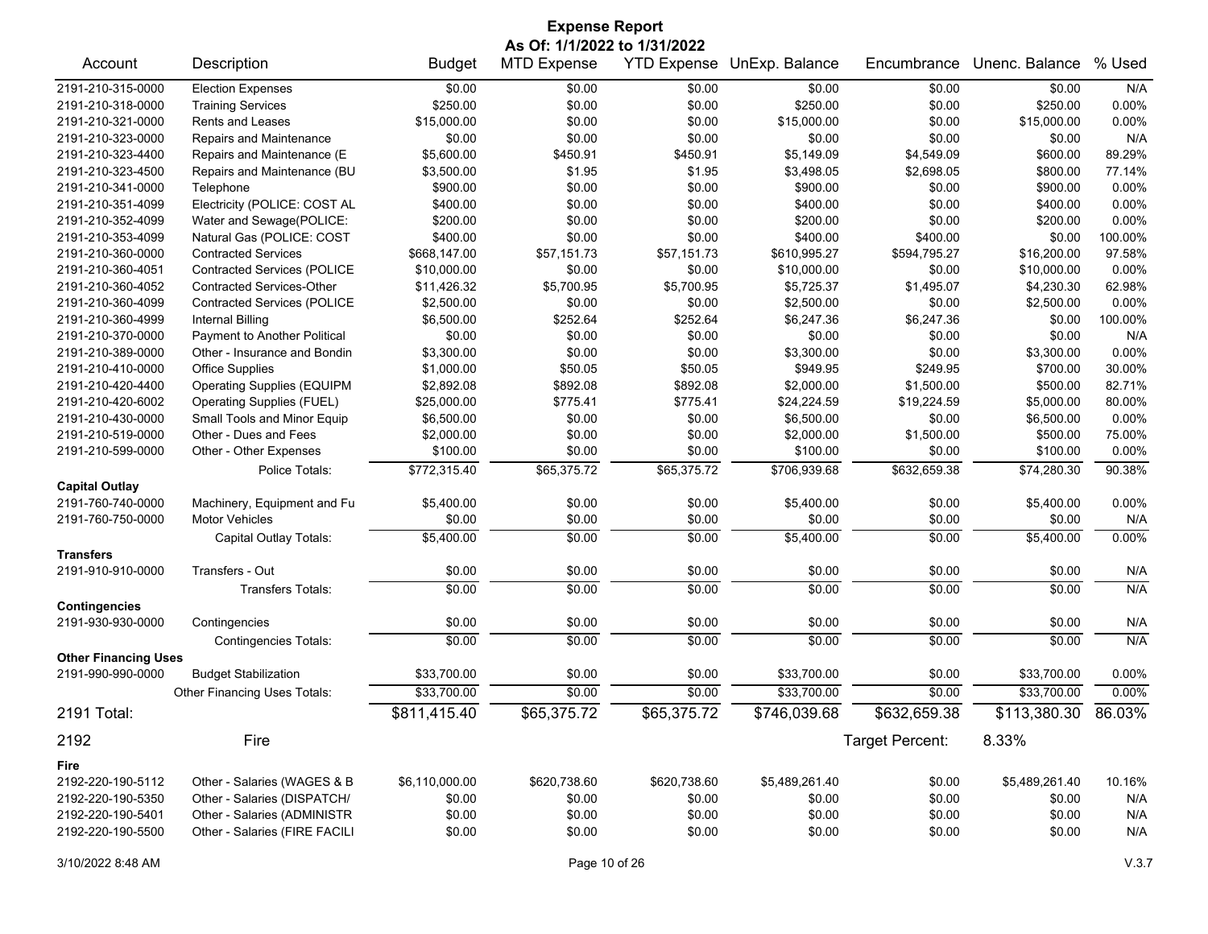# Expense Report

**As Of: 1/1/2022 to 1/31/2022**

| Account | Description | Budget | MTD Expense | YTD Expense | UnExp. Balance | Encumbrance | Unenc. Balance | % Used |
|---|---|---|---|---|---|---|---|---|
| 2191-210-315-0000 | Election Expenses | $0.00 | $0.00 | $0.00 | $0.00 | $0.00 | $0.00 | N/A |
| 2191-210-318-0000 | Training Services | $250.00 | $0.00 | $0.00 | $250.00 | $0.00 | $250.00 | 0.00% |
| 2191-210-321-0000 | Rents and Leases | $15,000.00 | $0.00 | $0.00 | $15,000.00 | $0.00 | $15,000.00 | 0.00% |
| 2191-210-323-0000 | Repairs and Maintenance | $0.00 | $0.00 | $0.00 | $0.00 | $0.00 | $0.00 | N/A |
| 2191-210-323-4400 | Repairs and Maintenance (E | $5,600.00 | $450.91 | $450.91 | $5,149.09 | $4,549.09 | $600.00 | 89.29% |
| 2191-210-323-4500 | Repairs and Maintenance (BU | $3,500.00 | $1.95 | $1.95 | $3,498.05 | $2,698.05 | $800.00 | 77.14% |
| 2191-210-341-0000 | Telephone | $900.00 | $0.00 | $0.00 | $900.00 | $0.00 | $900.00 | 0.00% |
| 2191-210-351-4099 | Electricity (POLICE: COST AL | $400.00 | $0.00 | $0.00 | $400.00 | $0.00 | $400.00 | 0.00% |
| 2191-210-352-4099 | Water and Sewage(POLICE: | $200.00 | $0.00 | $0.00 | $200.00 | $0.00 | $200.00 | 0.00% |
| 2191-210-353-4099 | Natural Gas (POLICE: COST | $400.00 | $0.00 | $0.00 | $400.00 | $400.00 | $0.00 | 100.00% |
| 2191-210-360-0000 | Contracted Services | $668,147.00 | $57,151.73 | $57,151.73 | $610,995.27 | $594,795.27 | $16,200.00 | 97.58% |
| 2191-210-360-4051 | Contracted Services (POLICE | $10,000.00 | $0.00 | $0.00 | $10,000.00 | $0.00 | $10,000.00 | 0.00% |
| 2191-210-360-4052 | Contracted Services-Other | $11,426.32 | $5,700.95 | $5,700.95 | $5,725.37 | $1,495.07 | $4,230.30 | 62.98% |
| 2191-210-360-4099 | Contracted Services (POLICE | $2,500.00 | $0.00 | $0.00 | $2,500.00 | $0.00 | $2,500.00 | 0.00% |
| 2191-210-360-4999 | Internal Billing | $6,500.00 | $252.64 | $252.64 | $6,247.36 | $6,247.36 | $0.00 | 100.00% |
| 2191-210-370-0000 | Payment to Another Political | $0.00 | $0.00 | $0.00 | $0.00 | $0.00 | $0.00 | N/A |
| 2191-210-389-0000 | Other - Insurance and Bondin | $3,300.00 | $0.00 | $0.00 | $3,300.00 | $0.00 | $3,300.00 | 0.00% |
| 2191-210-410-0000 | Office Supplies | $1,000.00 | $50.05 | $50.05 | $949.95 | $249.95 | $700.00 | 30.00% |
| 2191-210-420-4400 | Operating Supplies (EQUIPM | $2,892.08 | $892.08 | $892.08 | $2,000.00 | $1,500.00 | $500.00 | 82.71% |
| 2191-210-420-6002 | Operating Supplies (FUEL) | $25,000.00 | $775.41 | $775.41 | $24,224.59 | $19,224.59 | $5,000.00 | 80.00% |
| 2191-210-430-0000 | Small Tools and Minor Equip | $6,500.00 | $0.00 | $0.00 | $6,500.00 | $0.00 | $6,500.00 | 0.00% |
| 2191-210-519-0000 | Other - Dues and Fees | $2,000.00 | $0.00 | $0.00 | $2,000.00 | $1,500.00 | $500.00 | 75.00% |
| 2191-210-599-0000 | Other - Other Expenses | $100.00 | $0.00 | $0.00 | $100.00 | $0.00 | $100.00 | 0.00% |
| | Police Totals: | $772,315.40 | $65,375.72 | $65,375.72 | $706,939.68 | $632,659.38 | $74,280.30 | 90.38% |
| **Capital Outlay** | | | | | | | | |
| 2191-760-740-0000 | Machinery, Equipment and Fu | $5,400.00 | $0.00 | $0.00 | $5,400.00 | $0.00 | $5,400.00 | 0.00% |
| 2191-760-750-0000 | Motor Vehicles | $0.00 | $0.00 | $0.00 | $0.00 | $0.00 | $0.00 | N/A |
| | Capital Outlay Totals: | $5,400.00 | $0.00 | $0.00 | $5,400.00 | $0.00 | $5,400.00 | 0.00% |
| **Transfers** | | | | | | | | |
| 2191-910-910-0000 | Transfers - Out | $0.00 | $0.00 | $0.00 | $0.00 | $0.00 | $0.00 | N/A |
| | Transfers Totals: | $0.00 | $0.00 | $0.00 | $0.00 | $0.00 | $0.00 | N/A |
| **Contingencies** | | | | | | | | |
| 2191-930-930-0000 | Contingencies | $0.00 | $0.00 | $0.00 | $0.00 | $0.00 | $0.00 | N/A |
| | Contingencies Totals: | $0.00 | $0.00 | $0.00 | $0.00 | $0.00 | $0.00 | N/A |
| **Other Financing Uses** | | | | | | | | |
| 2191-990-990-0000 | Budget Stabilization | $33,700.00 | $0.00 | $0.00 | $33,700.00 | $0.00 | $33,700.00 | 0.00% |
| | Other Financing Uses Totals: | $33,700.00 | $0.00 | $0.00 | $33,700.00 | $0.00 | $33,700.00 | 0.00% |
| **2191 Total:** | | **$811,415.40** | **$65,375.72** | **$65,375.72** | **$746,039.68** | **$632,659.38** | **$113,380.30** | **86.03%** |
| **2192** | **Fire** | | | | | Target Percent: | 8.33% | |
| **Fire** | | | | | | | | |
| 2192-220-190-5112 | Other - Salaries (WAGES & B | $6,110,000.00 | $620,738.60 | $620,738.60 | $5,489,261.40 | $0.00 | $5,489,261.40 | 10.16% |
| 2192-220-190-5350 | Other - Salaries (DISPATCH/ | $0.00 | $0.00 | $0.00 | $0.00 | $0.00 | $0.00 | N/A |
| 2192-220-190-5401 | Other - Salaries (ADMINISTR | $0.00 | $0.00 | $0.00 | $0.00 | $0.00 | $0.00 | N/A |
| 2192-220-190-5500 | Other - Salaries (FIRE FACILI | $0.00 | $0.00 | $0.00 | $0.00 | $0.00 | $0.00 | N/A |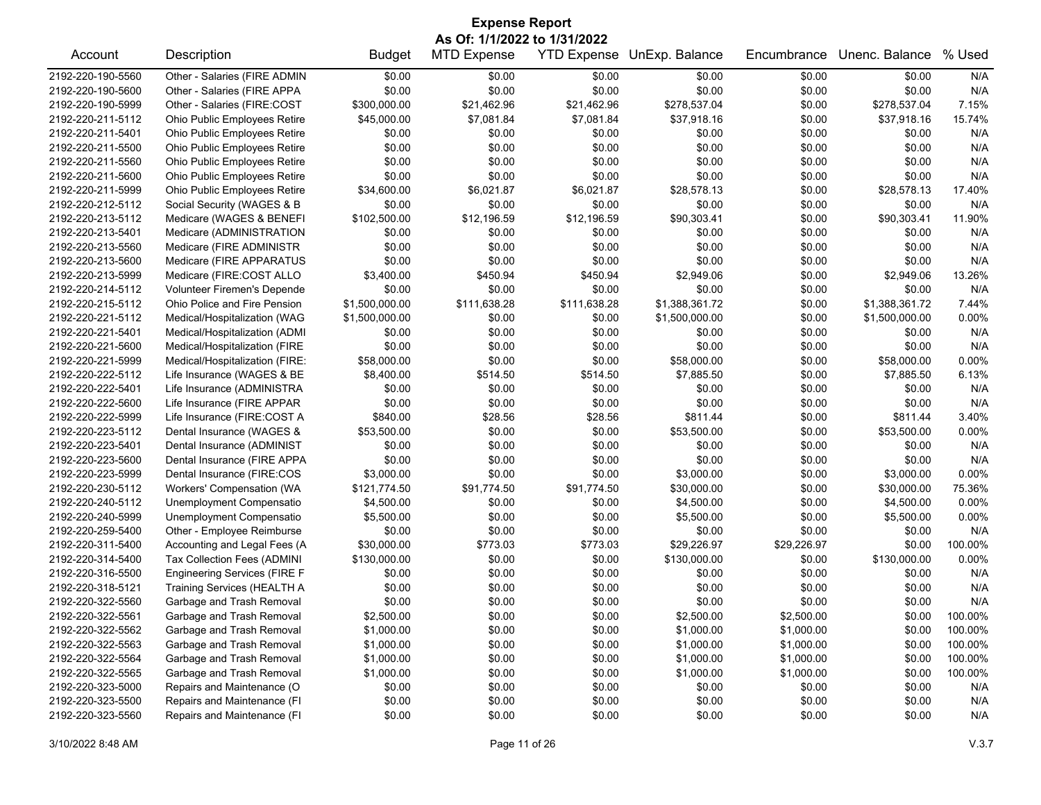# Expense Report

**As Of: 1/1/2022 to 1/31/2022**

| Account | Description | Budget | MTD Expense | YTD Expense | UnExp. Balance | Encumbrance | Unenc. Balance | % Used |
|---|---|---|---|---|---|---|---|---|
| 2192-220-190-5560 | Other - Salaries (FIRE ADMIN | $0.00 | $0.00 | $0.00 | $0.00 | $0.00 | $0.00 | N/A |
| 2192-220-190-5600 | Other - Salaries (FIRE APPA | $0.00 | $0.00 | $0.00 | $0.00 | $0.00 | $0.00 | N/A |
| 2192-220-190-5999 | Other - Salaries (FIRE:COST | $300,000.00 | $21,462.96 | $21,462.96 | $278,537.04 | $0.00 | $278,537.04 | 7.15% |
| 2192-220-211-5112 | Ohio Public Employees Retire | $45,000.00 | $7,081.84 | $7,081.84 | $37,918.16 | $0.00 | $37,918.16 | 15.74% |
| 2192-220-211-5401 | Ohio Public Employees Retire | $0.00 | $0.00 | $0.00 | $0.00 | $0.00 | $0.00 | N/A |
| 2192-220-211-5500 | Ohio Public Employees Retire | $0.00 | $0.00 | $0.00 | $0.00 | $0.00 | $0.00 | N/A |
| 2192-220-211-5560 | Ohio Public Employees Retire | $0.00 | $0.00 | $0.00 | $0.00 | $0.00 | $0.00 | N/A |
| 2192-220-211-5600 | Ohio Public Employees Retire | $0.00 | $0.00 | $0.00 | $0.00 | $0.00 | $0.00 | N/A |
| 2192-220-211-5999 | Ohio Public Employees Retire | $34,600.00 | $6,021.87 | $6,021.87 | $28,578.13 | $0.00 | $28,578.13 | 17.40% |
| 2192-220-212-5112 | Social Security (WAGES & B | $0.00 | $0.00 | $0.00 | $0.00 | $0.00 | $0.00 | N/A |
| 2192-220-213-5112 | Medicare (WAGES & BENEFI | $102,500.00 | $12,196.59 | $12,196.59 | $90,303.41 | $0.00 | $90,303.41 | 11.90% |
| 2192-220-213-5401 | Medicare (ADMINISTRATION | $0.00 | $0.00 | $0.00 | $0.00 | $0.00 | $0.00 | N/A |
| 2192-220-213-5560 | Medicare (FIRE ADMINISTR | $0.00 | $0.00 | $0.00 | $0.00 | $0.00 | $0.00 | N/A |
| 2192-220-213-5600 | Medicare (FIRE APPARATUS | $0.00 | $0.00 | $0.00 | $0.00 | $0.00 | $0.00 | N/A |
| 2192-220-213-5999 | Medicare (FIRE:COST ALLO | $3,400.00 | $450.94 | $450.94 | $2,949.06 | $0.00 | $2,949.06 | 13.26% |
| 2192-220-214-5112 | Volunteer Firemen's Depende | $0.00 | $0.00 | $0.00 | $0.00 | $0.00 | $0.00 | N/A |
| 2192-220-215-5112 | Ohio Police and Fire Pension | $1,500,000.00 | $111,638.28 | $111,638.28 | $1,388,361.72 | $0.00 | $1,388,361.72 | 7.44% |
| 2192-220-221-5112 | Medical/Hospitalization (WAG | $1,500,000.00 | $0.00 | $0.00 | $1,500,000.00 | $0.00 | $1,500,000.00 | 0.00% |
| 2192-220-221-5401 | Medical/Hospitalization (ADMI | $0.00 | $0.00 | $0.00 | $0.00 | $0.00 | $0.00 | N/A |
| 2192-220-221-5600 | Medical/Hospitalization (FIRE | $0.00 | $0.00 | $0.00 | $0.00 | $0.00 | $0.00 | N/A |
| 2192-220-221-5999 | Medical/Hospitalization (FIRE: | $58,000.00 | $0.00 | $0.00 | $58,000.00 | $0.00 | $58,000.00 | 0.00% |
| 2192-220-222-5112 | Life Insurance (WAGES & BE | $8,400.00 | $514.50 | $514.50 | $7,885.50 | $0.00 | $7,885.50 | 6.13% |
| 2192-220-222-5401 | Life Insurance (ADMINISTRA | $0.00 | $0.00 | $0.00 | $0.00 | $0.00 | $0.00 | N/A |
| 2192-220-222-5600 | Life Insurance (FIRE APPAR | $0.00 | $0.00 | $0.00 | $0.00 | $0.00 | $0.00 | N/A |
| 2192-220-222-5999 | Life Insurance (FIRE:COST A | $840.00 | $28.56 | $28.56 | $811.44 | $0.00 | $811.44 | 3.40% |
| 2192-220-223-5112 | Dental Insurance (WAGES & | $53,500.00 | $0.00 | $0.00 | $53,500.00 | $0.00 | $53,500.00 | 0.00% |
| 2192-220-223-5401 | Dental Insurance (ADMINIST | $0.00 | $0.00 | $0.00 | $0.00 | $0.00 | $0.00 | N/A |
| 2192-220-223-5600 | Dental Insurance (FIRE APPA | $0.00 | $0.00 | $0.00 | $0.00 | $0.00 | $0.00 | N/A |
| 2192-220-223-5999 | Dental Insurance (FIRE:COS | $3,000.00 | $0.00 | $0.00 | $3,000.00 | $0.00 | $3,000.00 | 0.00% |
| 2192-220-230-5112 | Workers' Compensation (WA | $121,774.50 | $91,774.50 | $91,774.50 | $30,000.00 | $0.00 | $30,000.00 | 75.36% |
| 2192-220-240-5112 | Unemployment Compensatio | $4,500.00 | $0.00 | $0.00 | $4,500.00 | $0.00 | $4,500.00 | 0.00% |
| 2192-220-240-5999 | Unemployment Compensatio | $5,500.00 | $0.00 | $0.00 | $5,500.00 | $0.00 | $5,500.00 | 0.00% |
| 2192-220-259-5400 | Other - Employee Reimburse | $0.00 | $0.00 | $0.00 | $0.00 | $0.00 | $0.00 | N/A |
| 2192-220-311-5400 | Accounting and Legal Fees (A | $30,000.00 | $773.03 | $773.03 | $29,226.97 | $29,226.97 | $0.00 | 100.00% |
| 2192-220-314-5400 | Tax Collection Fees (ADMINI | $130,000.00 | $0.00 | $0.00 | $130,000.00 | $0.00 | $130,000.00 | 0.00% |
| 2192-220-316-5500 | Engineering Services (FIRE F | $0.00 | $0.00 | $0.00 | $0.00 | $0.00 | $0.00 | N/A |
| 2192-220-318-5121 | Training Services (HEALTH A | $0.00 | $0.00 | $0.00 | $0.00 | $0.00 | $0.00 | N/A |
| 2192-220-322-5560 | Garbage and Trash Removal | $0.00 | $0.00 | $0.00 | $0.00 | $0.00 | $0.00 | N/A |
| 2192-220-322-5561 | Garbage and Trash Removal | $2,500.00 | $0.00 | $0.00 | $2,500.00 | $2,500.00 | $0.00 | 100.00% |
| 2192-220-322-5562 | Garbage and Trash Removal | $1,000.00 | $0.00 | $0.00 | $1,000.00 | $1,000.00 | $0.00 | 100.00% |
| 2192-220-322-5563 | Garbage and Trash Removal | $1,000.00 | $0.00 | $0.00 | $1,000.00 | $1,000.00 | $0.00 | 100.00% |
| 2192-220-322-5564 | Garbage and Trash Removal | $1,000.00 | $0.00 | $0.00 | $1,000.00 | $1,000.00 | $0.00 | 100.00% |
| 2192-220-322-5565 | Garbage and Trash Removal | $1,000.00 | $0.00 | $0.00 | $1,000.00 | $1,000.00 | $0.00 | 100.00% |
| 2192-220-323-5000 | Repairs and Maintenance (O | $0.00 | $0.00 | $0.00 | $0.00 | $0.00 | $0.00 | N/A |
| 2192-220-323-5500 | Repairs and Maintenance (FI | $0.00 | $0.00 | $0.00 | $0.00 | $0.00 | $0.00 | N/A |
| 2192-220-323-5560 | Repairs and Maintenance (FI | $0.00 | $0.00 | $0.00 | $0.00 | $0.00 | $0.00 | N/A |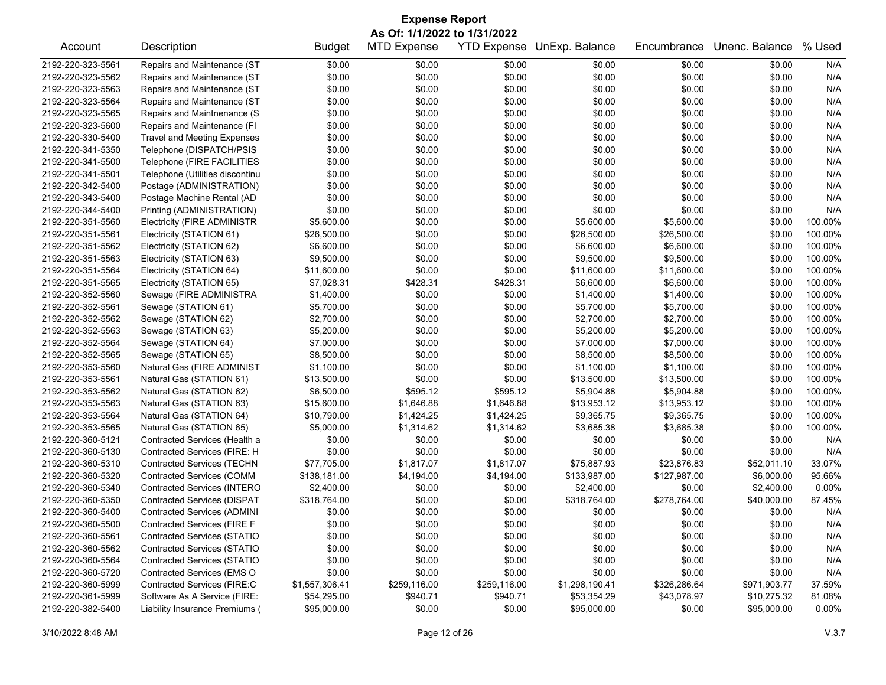# Expense Report

**As Of: 1/1/2022 to 1/31/2022**

| Account | Description | Budget | MTD Expense | YTD Expense | UnExp. Balance | Encumbrance | Unenc. Balance | % Used |
|---|---|---|---|---|---|---|---|---|
| 2192-220-323-5561 | Repairs and Maintenance (ST | $0.00 | $0.00 | $0.00 | $0.00 | $0.00 | $0.00 | N/A |
| 2192-220-323-5562 | Repairs and Maintenance (ST | $0.00 | $0.00 | $0.00 | $0.00 | $0.00 | $0.00 | N/A |
| 2192-220-323-5563 | Repairs and Maintenance (ST | $0.00 | $0.00 | $0.00 | $0.00 | $0.00 | $0.00 | N/A |
| 2192-220-323-5564 | Repairs and Maintenance (ST | $0.00 | $0.00 | $0.00 | $0.00 | $0.00 | $0.00 | N/A |
| 2192-220-323-5565 | Repairs and Maintnenance (S | $0.00 | $0.00 | $0.00 | $0.00 | $0.00 | $0.00 | N/A |
| 2192-220-323-5600 | Repairs and Maintenance (FI | $0.00 | $0.00 | $0.00 | $0.00 | $0.00 | $0.00 | N/A |
| 2192-220-330-5400 | Travel and Meeting Expenses | $0.00 | $0.00 | $0.00 | $0.00 | $0.00 | $0.00 | N/A |
| 2192-220-341-5350 | Telephone (DISPATCH/PSIS | $0.00 | $0.00 | $0.00 | $0.00 | $0.00 | $0.00 | N/A |
| 2192-220-341-5500 | Telephone (FIRE FACILITIES | $0.00 | $0.00 | $0.00 | $0.00 | $0.00 | $0.00 | N/A |
| 2192-220-341-5501 | Telephone (Utilities discontinu | $0.00 | $0.00 | $0.00 | $0.00 | $0.00 | $0.00 | N/A |
| 2192-220-342-5400 | Postage (ADMINISTRATION) | $0.00 | $0.00 | $0.00 | $0.00 | $0.00 | $0.00 | N/A |
| 2192-220-343-5400 | Postage Machine Rental (AD | $0.00 | $0.00 | $0.00 | $0.00 | $0.00 | $0.00 | N/A |
| 2192-220-344-5400 | Printing (ADMINISTRATION) | $0.00 | $0.00 | $0.00 | $0.00 | $0.00 | $0.00 | N/A |
| 2192-220-351-5560 | Electricity (FIRE ADMINISTR | $5,600.00 | $0.00 | $0.00 | $5,600.00 | $5,600.00 | $0.00 | 100.00% |
| 2192-220-351-5561 | Electricity (STATION 61) | $26,500.00 | $0.00 | $0.00 | $26,500.00 | $26,500.00 | $0.00 | 100.00% |
| 2192-220-351-5562 | Electricity (STATION 62) | $6,600.00 | $0.00 | $0.00 | $6,600.00 | $6,600.00 | $0.00 | 100.00% |
| 2192-220-351-5563 | Electricity (STATION 63) | $9,500.00 | $0.00 | $0.00 | $9,500.00 | $9,500.00 | $0.00 | 100.00% |
| 2192-220-351-5564 | Electricity (STATION 64) | $11,600.00 | $0.00 | $0.00 | $11,600.00 | $11,600.00 | $0.00 | 100.00% |
| 2192-220-351-5565 | Electricity (STATION 65) | $7,028.31 | $428.31 | $428.31 | $6,600.00 | $6,600.00 | $0.00 | 100.00% |
| 2192-220-352-5560 | Sewage (FIRE ADMINISTRA | $1,400.00 | $0.00 | $0.00 | $1,400.00 | $1,400.00 | $0.00 | 100.00% |
| 2192-220-352-5561 | Sewage (STATION 61) | $5,700.00 | $0.00 | $0.00 | $5,700.00 | $5,700.00 | $0.00 | 100.00% |
| 2192-220-352-5562 | Sewage (STATION 62) | $2,700.00 | $0.00 | $0.00 | $2,700.00 | $2,700.00 | $0.00 | 100.00% |
| 2192-220-352-5563 | Sewage (STATION 63) | $5,200.00 | $0.00 | $0.00 | $5,200.00 | $5,200.00 | $0.00 | 100.00% |
| 2192-220-352-5564 | Sewage (STATION 64) | $7,000.00 | $0.00 | $0.00 | $7,000.00 | $7,000.00 | $0.00 | 100.00% |
| 2192-220-352-5565 | Sewage (STATION 65) | $8,500.00 | $0.00 | $0.00 | $8,500.00 | $8,500.00 | $0.00 | 100.00% |
| 2192-220-353-5560 | Natural Gas (FIRE ADMINIST | $1,100.00 | $0.00 | $0.00 | $1,100.00 | $1,100.00 | $0.00 | 100.00% |
| 2192-220-353-5561 | Natural Gas (STATION 61) | $13,500.00 | $0.00 | $0.00 | $13,500.00 | $13,500.00 | $0.00 | 100.00% |
| 2192-220-353-5562 | Natural Gas (STATION 62) | $6,500.00 | $595.12 | $595.12 | $5,904.88 | $5,904.88 | $0.00 | 100.00% |
| 2192-220-353-5563 | Natural Gas (STATION 63) | $15,600.00 | $1,646.88 | $1,646.88 | $13,953.12 | $13,953.12 | $0.00 | 100.00% |
| 2192-220-353-5564 | Natural Gas (STATION 64) | $10,790.00 | $1,424.25 | $1,424.25 | $9,365.75 | $9,365.75 | $0.00 | 100.00% |
| 2192-220-353-5565 | Natural Gas (STATION 65) | $5,000.00 | $1,314.62 | $1,314.62 | $3,685.38 | $3,685.38 | $0.00 | 100.00% |
| 2192-220-360-5121 | Contracted Services (Health a | $0.00 | $0.00 | $0.00 | $0.00 | $0.00 | $0.00 | N/A |
| 2192-220-360-5130 | Contracted Services (FIRE: H | $0.00 | $0.00 | $0.00 | $0.00 | $0.00 | $0.00 | N/A |
| 2192-220-360-5310 | Contracted Services (TECHN | $77,705.00 | $1,817.07 | $1,817.07 | $75,887.93 | $23,876.83 | $52,011.10 | 33.07% |
| 2192-220-360-5320 | Contracted Services (COMM | $138,181.00 | $4,194.00 | $4,194.00 | $133,987.00 | $127,987.00 | $6,000.00 | 95.66% |
| 2192-220-360-5340 | Contracted Services (INTERO | $2,400.00 | $0.00 | $0.00 | $2,400.00 | $0.00 | $2,400.00 | 0.00% |
| 2192-220-360-5350 | Contracted Services (DISPAT | $318,764.00 | $0.00 | $0.00 | $318,764.00 | $278,764.00 | $40,000.00 | 87.45% |
| 2192-220-360-5400 | Contracted Services (ADMINI | $0.00 | $0.00 | $0.00 | $0.00 | $0.00 | $0.00 | N/A |
| 2192-220-360-5500 | Contracted Services (FIRE F | $0.00 | $0.00 | $0.00 | $0.00 | $0.00 | $0.00 | N/A |
| 2192-220-360-5561 | Contracted Services (STATIO | $0.00 | $0.00 | $0.00 | $0.00 | $0.00 | $0.00 | N/A |
| 2192-220-360-5562 | Contracted Services (STATIO | $0.00 | $0.00 | $0.00 | $0.00 | $0.00 | $0.00 | N/A |
| 2192-220-360-5564 | Contracted Services (STATIO | $0.00 | $0.00 | $0.00 | $0.00 | $0.00 | $0.00 | N/A |
| 2192-220-360-5720 | Contracted Services (EMS O | $0.00 | $0.00 | $0.00 | $0.00 | $0.00 | $0.00 | N/A |
| 2192-220-360-5999 | Contracted Services (FIRE:C | $1,557,306.41 | $259,116.00 | $259,116.00 | $1,298,190.41 | $326,286.64 | $971,903.77 | 37.59% |
| 2192-220-361-5999 | Software As A Service (FIRE: | $54,295.00 | $940.71 | $940.71 | $53,354.29 | $43,078.97 | $10,275.32 | 81.08% |
| 2192-220-382-5400 | Liability Insurance Premiums ( | $95,000.00 | $0.00 | $0.00 | $95,000.00 | $0.00 | $95,000.00 | 0.00% |

3/10/2022 8:48 AM V.3.7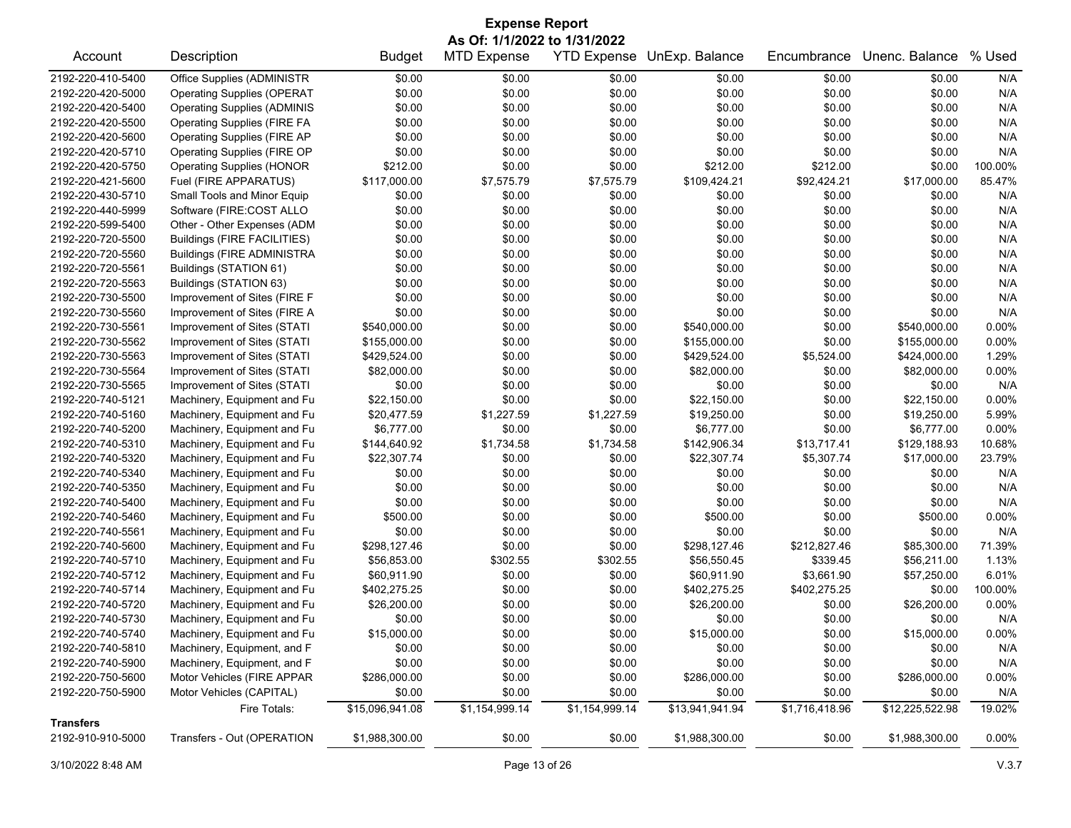# Expense Report

**As Of: 1/1/2022 to 1/31/2022**

| Account | Description | Budget | MTD Expense | YTD Expense | UnExp. Balance | Encumbrance | Unenc. Balance | % Used |
|---|---|---|---|---|---|---|---|---|
| 2192-220-410-5400 | Office Supplies (ADMINISTR | $0.00 | $0.00 | $0.00 | $0.00 | $0.00 | $0.00 | N/A |
| 2192-220-420-5000 | Operating Supplies (OPERAT | $0.00 | $0.00 | $0.00 | $0.00 | $0.00 | $0.00 | N/A |
| 2192-220-420-5400 | Operating Supplies (ADMINIS | $0.00 | $0.00 | $0.00 | $0.00 | $0.00 | $0.00 | N/A |
| 2192-220-420-5500 | Operating Supplies (FIRE FA | $0.00 | $0.00 | $0.00 | $0.00 | $0.00 | $0.00 | N/A |
| 2192-220-420-5600 | Operating Supplies (FIRE AP | $0.00 | $0.00 | $0.00 | $0.00 | $0.00 | $0.00 | N/A |
| 2192-220-420-5710 | Operating Supplies (FIRE OP | $0.00 | $0.00 | $0.00 | $0.00 | $0.00 | $0.00 | N/A |
| 2192-220-420-5750 | Operating Supplies (HONOR | $212.00 | $0.00 | $0.00 | $212.00 | $212.00 | $0.00 | 100.00% |
| 2192-220-421-5600 | Fuel (FIRE APPARATUS) | $117,000.00 | $7,575.79 | $7,575.79 | $109,424.21 | $92,424.21 | $17,000.00 | 85.47% |
| 2192-220-430-5710 | Small Tools and Minor Equip | $0.00 | $0.00 | $0.00 | $0.00 | $0.00 | $0.00 | N/A |
| 2192-220-440-5999 | Software (FIRE:COST ALLO | $0.00 | $0.00 | $0.00 | $0.00 | $0.00 | $0.00 | N/A |
| 2192-220-599-5400 | Other - Other Expenses (ADM | $0.00 | $0.00 | $0.00 | $0.00 | $0.00 | $0.00 | N/A |
| 2192-220-720-5500 | Buildings (FIRE FACILITIES) | $0.00 | $0.00 | $0.00 | $0.00 | $0.00 | $0.00 | N/A |
| 2192-220-720-5560 | Buildings (FIRE ADMINISTRA | $0.00 | $0.00 | $0.00 | $0.00 | $0.00 | $0.00 | N/A |
| 2192-220-720-5561 | Buildings (STATION 61) | $0.00 | $0.00 | $0.00 | $0.00 | $0.00 | $0.00 | N/A |
| 2192-220-720-5563 | Buildings (STATION 63) | $0.00 | $0.00 | $0.00 | $0.00 | $0.00 | $0.00 | N/A |
| 2192-220-730-5500 | Improvement of Sites (FIRE F | $0.00 | $0.00 | $0.00 | $0.00 | $0.00 | $0.00 | N/A |
| 2192-220-730-5560 | Improvement of Sites (FIRE A | $0.00 | $0.00 | $0.00 | $0.00 | $0.00 | $0.00 | N/A |
| 2192-220-730-5561 | Improvement of Sites (STATI | $540,000.00 | $0.00 | $0.00 | $540,000.00 | $0.00 | $540,000.00 | 0.00% |
| 2192-220-730-5562 | Improvement of Sites (STATI | $155,000.00 | $0.00 | $0.00 | $155,000.00 | $0.00 | $155,000.00 | 0.00% |
| 2192-220-730-5563 | Improvement of Sites (STATI | $429,524.00 | $0.00 | $0.00 | $429,524.00 | $5,524.00 | $424,000.00 | 1.29% |
| 2192-220-730-5564 | Improvement of Sites (STATI | $82,000.00 | $0.00 | $0.00 | $82,000.00 | $0.00 | $82,000.00 | 0.00% |
| 2192-220-730-5565 | Improvement of Sites (STATI | $0.00 | $0.00 | $0.00 | $0.00 | $0.00 | $0.00 | N/A |
| 2192-220-740-5121 | Machinery, Equipment and Fu | $22,150.00 | $0.00 | $0.00 | $22,150.00 | $0.00 | $22,150.00 | 0.00% |
| 2192-220-740-5160 | Machinery, Equipment and Fu | $20,477.59 | $1,227.59 | $1,227.59 | $19,250.00 | $0.00 | $19,250.00 | 5.99% |
| 2192-220-740-5200 | Machinery, Equipment and Fu | $6,777.00 | $0.00 | $0.00 | $6,777.00 | $0.00 | $6,777.00 | 0.00% |
| 2192-220-740-5310 | Machinery, Equipment and Fu | $144,640.92 | $1,734.58 | $1,734.58 | $142,906.34 | $13,717.41 | $129,188.93 | 10.68% |
| 2192-220-740-5320 | Machinery, Equipment and Fu | $22,307.74 | $0.00 | $0.00 | $22,307.74 | $5,307.74 | $17,000.00 | 23.79% |
| 2192-220-740-5340 | Machinery, Equipment and Fu | $0.00 | $0.00 | $0.00 | $0.00 | $0.00 | $0.00 | N/A |
| 2192-220-740-5350 | Machinery, Equipment and Fu | $0.00 | $0.00 | $0.00 | $0.00 | $0.00 | $0.00 | N/A |
| 2192-220-740-5400 | Machinery, Equipment and Fu | $0.00 | $0.00 | $0.00 | $0.00 | $0.00 | $0.00 | N/A |
| 2192-220-740-5460 | Machinery, Equipment and Fu | $500.00 | $0.00 | $0.00 | $500.00 | $0.00 | $500.00 | 0.00% |
| 2192-220-740-5561 | Machinery, Equipment and Fu | $0.00 | $0.00 | $0.00 | $0.00 | $0.00 | $0.00 | N/A |
| 2192-220-740-5600 | Machinery, Equipment and Fu | $298,127.46 | $0.00 | $0.00 | $298,127.46 | $212,827.46 | $85,300.00 | 71.39% |
| 2192-220-740-5710 | Machinery, Equipment and Fu | $56,853.00 | $302.55 | $302.55 | $56,550.45 | $339.45 | $56,211.00 | 1.13% |
| 2192-220-740-5712 | Machinery, Equipment and Fu | $60,911.90 | $0.00 | $0.00 | $60,911.90 | $3,661.90 | $57,250.00 | 6.01% |
| 2192-220-740-5714 | Machinery, Equipment and Fu | $402,275.25 | $0.00 | $0.00 | $402,275.25 | $402,275.25 | $0.00 | 100.00% |
| 2192-220-740-5720 | Machinery, Equipment and Fu | $26,200.00 | $0.00 | $0.00 | $26,200.00 | $0.00 | $26,200.00 | 0.00% |
| 2192-220-740-5730 | Machinery, Equipment and Fu | $0.00 | $0.00 | $0.00 | $0.00 | $0.00 | $0.00 | N/A |
| 2192-220-740-5740 | Machinery, Equipment and Fu | $15,000.00 | $0.00 | $0.00 | $15,000.00 | $0.00 | $15,000.00 | 0.00% |
| 2192-220-740-5810 | Machinery, Equipment, and F | $0.00 | $0.00 | $0.00 | $0.00 | $0.00 | $0.00 | N/A |
| 2192-220-740-5900 | Machinery, Equipment, and F | $0.00 | $0.00 | $0.00 | $0.00 | $0.00 | $0.00 | N/A |
| 2192-220-750-5600 | Motor Vehicles (FIRE APPAR | $286,000.00 | $0.00 | $0.00 | $286,000.00 | $0.00 | $286,000.00 | 0.00% |
| 2192-220-750-5900 | Motor Vehicles (CAPITAL) | $0.00 | $0.00 | $0.00 | $0.00 | $0.00 | $0.00 | N/A |
| | Fire Totals: | $15,096,941.08 | $1,154,999.14 | $1,154,999.14 | $13,941,941.94 | $1,716,418.96 | $12,225,522.98 | 19.02% |
| **Transfers** | | | | | | | | |
| 2192-910-910-5000 | Transfers - Out (OPERATION | $1,988,300.00 | $0.00 | $0.00 | $1,988,300.00 | $0.00 | $1,988,300.00 | 0.00% |

3/10/2022 8:48 AM V.3.7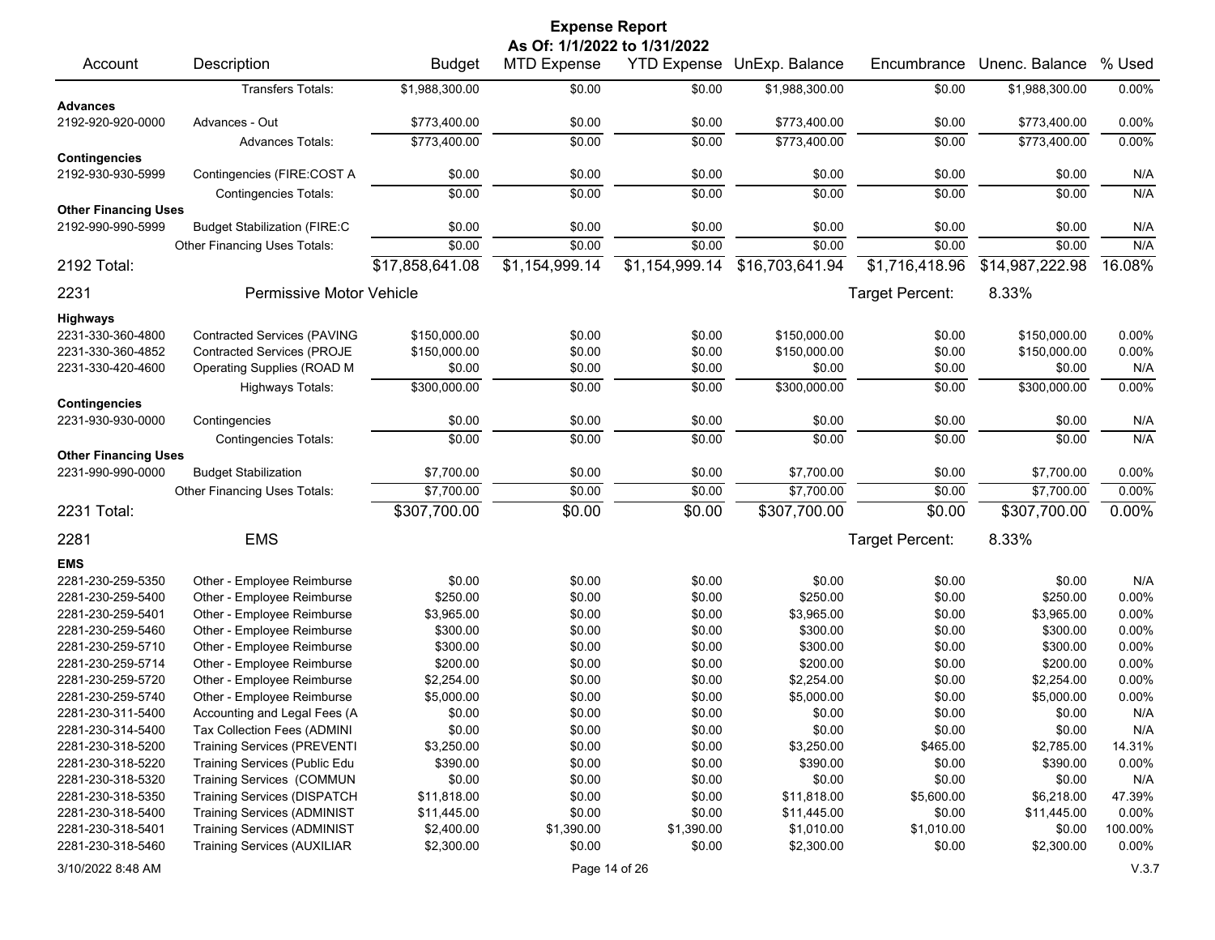# Expense Report

**As Of: 1/1/2022 to 1/31/2022**

| Account | Description | Budget | MTD Expense | YTD Expense | UnExp. Balance | Encumbrance | Unenc. Balance | % Used |
|---|---|---|---|---|---|---|---|---|
| | Transfers Totals: | $1,988,300.00 | $0.00 | $0.00 | $1,988,300.00 | $0.00 | $1,988,300.00 | 0.00% |
| **Advances** | | | | | | | | |
| 2192-920-920-0000 | Advances - Out | $773,400.00 | $0.00 | $0.00 | $773,400.00 | $0.00 | $773,400.00 | 0.00% |
| | Advances Totals: | $773,400.00 | $0.00 | $0.00 | $773,400.00 | $0.00 | $773,400.00 | 0.00% |
| **Contingencies** | | | | | | | | |
| 2192-930-930-5999 | Contingencies (FIRE:COST A | $0.00 | $0.00 | $0.00 | $0.00 | $0.00 | $0.00 | N/A |
| | Contingencies Totals: | $0.00 | $0.00 | $0.00 | $0.00 | $0.00 | $0.00 | N/A |
| **Other Financing Uses** | | | | | | | | |
| 2192-990-990-5999 | Budget Stabilization (FIRE:C | $0.00 | $0.00 | $0.00 | $0.00 | $0.00 | $0.00 | N/A |
| | Other Financing Uses Totals: | $0.00 | $0.00 | $0.00 | $0.00 | $0.00 | $0.00 | N/A |
| **2192 Total:** | | $17,858,641.08 | $1,154,999.14 | $1,154,999.14 | $16,703,641.94 | $1,716,418.96 | $14,987,222.98 | 16.08% |
| **2231** | **Permissive Motor Vehicle** | | | | | Target Percent: | 8.33% | |
| **Highways** | | | | | | | | |
| 2231-330-360-4800 | Contracted Services (PAVING | $150,000.00 | $0.00 | $0.00 | $150,000.00 | $0.00 | $150,000.00 | 0.00% |
| 2231-330-360-4852 | Contracted Services (PROJE | $150,000.00 | $0.00 | $0.00 | $150,000.00 | $0.00 | $150,000.00 | 0.00% |
| 2231-330-420-4600 | Operating Supplies (ROAD M | $0.00 | $0.00 | $0.00 | $0.00 | $0.00 | $0.00 | N/A |
| | Highways Totals: | $300,000.00 | $0.00 | $0.00 | $300,000.00 | $0.00 | $300,000.00 | 0.00% |
| **Contingencies** | | | | | | | | |
| 2231-930-930-0000 | Contingencies | $0.00 | $0.00 | $0.00 | $0.00 | $0.00 | $0.00 | N/A |
| | Contingencies Totals: | $0.00 | $0.00 | $0.00 | $0.00 | $0.00 | $0.00 | N/A |
| **Other Financing Uses** | | | | | | | | |
| 2231-990-990-0000 | Budget Stabilization | $7,700.00 | $0.00 | $0.00 | $7,700.00 | $0.00 | $7,700.00 | 0.00% |
| | Other Financing Uses Totals: | $7,700.00 | $0.00 | $0.00 | $7,700.00 | $0.00 | $7,700.00 | 0.00% |
| **2231 Total:** | | $307,700.00 | $0.00 | $0.00 | $307,700.00 | $0.00 | $307,700.00 | 0.00% |
| **2281** | **EMS** | | | | | Target Percent: | 8.33% | |
| **EMS** | | | | | | | | |
| 2281-230-259-5350 | Other - Employee Reimburse | $0.00 | $0.00 | $0.00 | $0.00 | $0.00 | $0.00 | N/A |
| 2281-230-259-5400 | Other - Employee Reimburse | $250.00 | $0.00 | $0.00 | $250.00 | $0.00 | $250.00 | 0.00% |
| 2281-230-259-5401 | Other - Employee Reimburse | $3,965.00 | $0.00 | $0.00 | $3,965.00 | $0.00 | $3,965.00 | 0.00% |
| 2281-230-259-5460 | Other - Employee Reimburse | $300.00 | $0.00 | $0.00 | $300.00 | $0.00 | $300.00 | 0.00% |
| 2281-230-259-5710 | Other - Employee Reimburse | $300.00 | $0.00 | $0.00 | $300.00 | $0.00 | $300.00 | 0.00% |
| 2281-230-259-5714 | Other - Employee Reimburse | $200.00 | $0.00 | $0.00 | $200.00 | $0.00 | $200.00 | 0.00% |
| 2281-230-259-5720 | Other - Employee Reimburse | $2,254.00 | $0.00 | $0.00 | $2,254.00 | $0.00 | $2,254.00 | 0.00% |
| 2281-230-259-5740 | Other - Employee Reimburse | $5,000.00 | $0.00 | $0.00 | $5,000.00 | $0.00 | $5,000.00 | 0.00% |
| 2281-230-311-5400 | Accounting and Legal Fees (A | $0.00 | $0.00 | $0.00 | $0.00 | $0.00 | $0.00 | N/A |
| 2281-230-314-5400 | Tax Collection Fees (ADMINI | $0.00 | $0.00 | $0.00 | $0.00 | $0.00 | $0.00 | N/A |
| 2281-230-318-5200 | Training Services (PREVENTI | $3,250.00 | $0.00 | $0.00 | $3,250.00 | $465.00 | $2,785.00 | 14.31% |
| 2281-230-318-5220 | Training Services (Public Edu | $390.00 | $0.00 | $0.00 | $390.00 | $0.00 | $390.00 | 0.00% |
| 2281-230-318-5320 | Training Services (COMMUN | $0.00 | $0.00 | $0.00 | $0.00 | $0.00 | $0.00 | N/A |
| 2281-230-318-5350 | Training Services (DISPATCH | $11,818.00 | $0.00 | $0.00 | $11,818.00 | $5,600.00 | $6,218.00 | 47.39% |
| 2281-230-318-5400 | Training Services (ADMINIST | $11,445.00 | $0.00 | $0.00 | $11,445.00 | $0.00 | $11,445.00 | 0.00% |
| 2281-230-318-5401 | Training Services (ADMINIST | $2,400.00 | $1,390.00 | $1,390.00 | $1,010.00 | $1,010.00 | $0.00 | 100.00% |
| 2281-230-318-5460 | Training Services (AUXILIAR | $2,300.00 | $0.00 | $0.00 | $2,300.00 | $0.00 | $2,300.00 | 0.00% |

3/10/2022 8:48 AM | V.3.7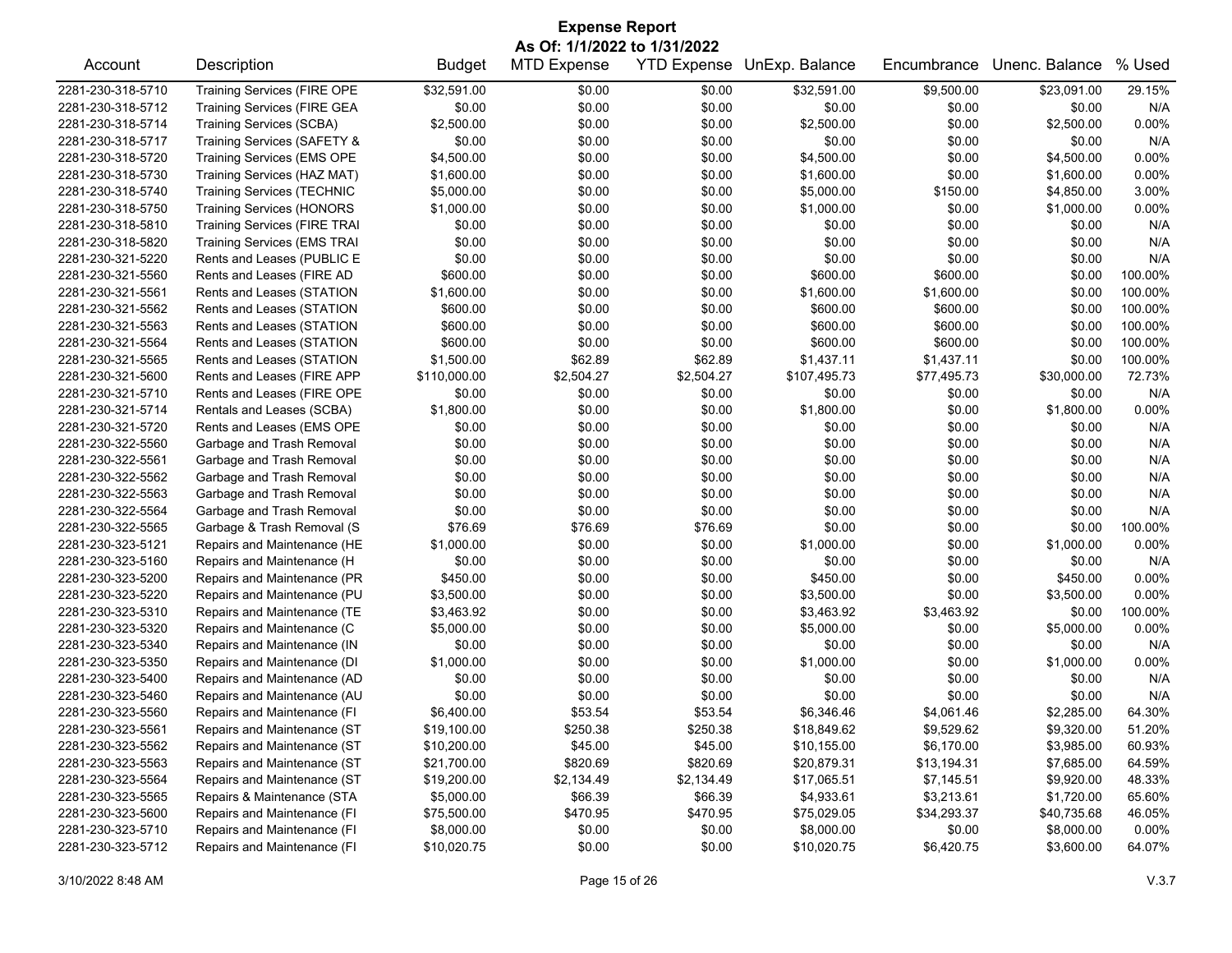# Expense Report

**As Of: 1/1/2022 to 1/31/2022**

| Account | Description | Budget | MTD Expense | YTD Expense | UnExp. Balance | Encumbrance | Unenc. Balance | % Used |
|---|---|---|---|---|---|---|---|---|
| 2281-230-318-5710 | Training Services (FIRE OPE | $32,591.00 | $0.00 | $0.00 | $32,591.00 | $9,500.00 | $23,091.00 | 29.15% |
| 2281-230-318-5712 | Training Services (FIRE GEA | $0.00 | $0.00 | $0.00 | $0.00 | $0.00 | $0.00 | N/A |
| 2281-230-318-5714 | Training Services (SCBA) | $2,500.00 | $0.00 | $0.00 | $2,500.00 | $0.00 | $2,500.00 | 0.00% |
| 2281-230-318-5717 | Training Services (SAFETY & | $0.00 | $0.00 | $0.00 | $0.00 | $0.00 | $0.00 | N/A |
| 2281-230-318-5720 | Training Services (EMS OPE | $4,500.00 | $0.00 | $0.00 | $4,500.00 | $0.00 | $4,500.00 | 0.00% |
| 2281-230-318-5730 | Training Services (HAZ MAT) | $1,600.00 | $0.00 | $0.00 | $1,600.00 | $0.00 | $1,600.00 | 0.00% |
| 2281-230-318-5740 | Training Services (TECHNIC | $5,000.00 | $0.00 | $0.00 | $5,000.00 | $150.00 | $4,850.00 | 3.00% |
| 2281-230-318-5750 | Training Services (HONORS | $1,000.00 | $0.00 | $0.00 | $1,000.00 | $0.00 | $1,000.00 | 0.00% |
| 2281-230-318-5810 | Training Services (FIRE TRAI | $0.00 | $0.00 | $0.00 | $0.00 | $0.00 | $0.00 | N/A |
| 2281-230-318-5820 | Training Services (EMS TRAI | $0.00 | $0.00 | $0.00 | $0.00 | $0.00 | $0.00 | N/A |
| 2281-230-321-5220 | Rents and Leases (PUBLIC E | $0.00 | $0.00 | $0.00 | $0.00 | $0.00 | $0.00 | N/A |
| 2281-230-321-5560 | Rents and Leases (FIRE AD | $600.00 | $0.00 | $0.00 | $600.00 | $600.00 | $0.00 | 100.00% |
| 2281-230-321-5561 | Rents and Leases (STATION | $1,600.00 | $0.00 | $0.00 | $1,600.00 | $1,600.00 | $0.00 | 100.00% |
| 2281-230-321-5562 | Rents and Leases (STATION | $600.00 | $0.00 | $0.00 | $600.00 | $600.00 | $0.00 | 100.00% |
| 2281-230-321-5563 | Rents and Leases (STATION | $600.00 | $0.00 | $0.00 | $600.00 | $600.00 | $0.00 | 100.00% |
| 2281-230-321-5564 | Rents and Leases (STATION | $600.00 | $0.00 | $0.00 | $600.00 | $600.00 | $0.00 | 100.00% |
| 2281-230-321-5565 | Rents and Leases (STATION | $1,500.00 | $62.89 | $62.89 | $1,437.11 | $1,437.11 | $0.00 | 100.00% |
| 2281-230-321-5600 | Rents and Leases (FIRE APP | $110,000.00 | $2,504.27 | $2,504.27 | $107,495.73 | $77,495.73 | $30,000.00 | 72.73% |
| 2281-230-321-5710 | Rents and Leases (FIRE OPE | $0.00 | $0.00 | $0.00 | $0.00 | $0.00 | $0.00 | N/A |
| 2281-230-321-5714 | Rentals and Leases (SCBA) | $1,800.00 | $0.00 | $0.00 | $1,800.00 | $0.00 | $1,800.00 | 0.00% |
| 2281-230-321-5720 | Rents and Leases (EMS OPE | $0.00 | $0.00 | $0.00 | $0.00 | $0.00 | $0.00 | N/A |
| 2281-230-322-5560 | Garbage and Trash Removal | $0.00 | $0.00 | $0.00 | $0.00 | $0.00 | $0.00 | N/A |
| 2281-230-322-5561 | Garbage and Trash Removal | $0.00 | $0.00 | $0.00 | $0.00 | $0.00 | $0.00 | N/A |
| 2281-230-322-5562 | Garbage and Trash Removal | $0.00 | $0.00 | $0.00 | $0.00 | $0.00 | $0.00 | N/A |
| 2281-230-322-5563 | Garbage and Trash Removal | $0.00 | $0.00 | $0.00 | $0.00 | $0.00 | $0.00 | N/A |
| 2281-230-322-5564 | Garbage and Trash Removal | $0.00 | $0.00 | $0.00 | $0.00 | $0.00 | $0.00 | N/A |
| 2281-230-322-5565 | Garbage & Trash Removal (S | $76.69 | $76.69 | $76.69 | $0.00 | $0.00 | $0.00 | 100.00% |
| 2281-230-323-5121 | Repairs and Maintenance (HE | $1,000.00 | $0.00 | $0.00 | $1,000.00 | $0.00 | $1,000.00 | 0.00% |
| 2281-230-323-5160 | Repairs and Maintenance (H | $0.00 | $0.00 | $0.00 | $0.00 | $0.00 | $0.00 | N/A |
| 2281-230-323-5200 | Repairs and Maintenance (PR | $450.00 | $0.00 | $0.00 | $450.00 | $0.00 | $450.00 | 0.00% |
| 2281-230-323-5220 | Repairs and Maintenance (PU | $3,500.00 | $0.00 | $0.00 | $3,500.00 | $0.00 | $3,500.00 | 0.00% |
| 2281-230-323-5310 | Repairs and Maintenance (TE | $3,463.92 | $0.00 | $0.00 | $3,463.92 | $3,463.92 | $0.00 | 100.00% |
| 2281-230-323-5320 | Repairs and Maintenance (C | $5,000.00 | $0.00 | $0.00 | $5,000.00 | $0.00 | $5,000.00 | 0.00% |
| 2281-230-323-5340 | Repairs and Maintenance (IN | $0.00 | $0.00 | $0.00 | $0.00 | $0.00 | $0.00 | N/A |
| 2281-230-323-5350 | Repairs and Maintenance (DI | $1,000.00 | $0.00 | $0.00 | $1,000.00 | $0.00 | $1,000.00 | 0.00% |
| 2281-230-323-5400 | Repairs and Maintenance (AD | $0.00 | $0.00 | $0.00 | $0.00 | $0.00 | $0.00 | N/A |
| 2281-230-323-5460 | Repairs and Maintenance (AU | $0.00 | $0.00 | $0.00 | $0.00 | $0.00 | $0.00 | N/A |
| 2281-230-323-5560 | Repairs and Maintenance (FI | $6,400.00 | $53.54 | $53.54 | $6,346.46 | $4,061.46 | $2,285.00 | 64.30% |
| 2281-230-323-5561 | Repairs and Maintenance (ST | $19,100.00 | $250.38 | $250.38 | $18,849.62 | $9,529.62 | $9,320.00 | 51.20% |
| 2281-230-323-5562 | Repairs and Maintenance (ST | $10,200.00 | $45.00 | $45.00 | $10,155.00 | $6,170.00 | $3,985.00 | 60.93% |
| 2281-230-323-5563 | Repairs and Maintenance (ST | $21,700.00 | $820.69 | $820.69 | $20,879.31 | $13,194.31 | $7,685.00 | 64.59% |
| 2281-230-323-5564 | Repairs and Maintenance (ST | $19,200.00 | $2,134.49 | $2,134.49 | $17,065.51 | $7,145.51 | $9,920.00 | 48.33% |
| 2281-230-323-5565 | Repairs & Maintenance (STA | $5,000.00 | $66.39 | $66.39 | $4,933.61 | $3,213.61 | $1,720.00 | 65.60% |
| 2281-230-323-5600 | Repairs and Maintenance (FI | $75,500.00 | $470.95 | $470.95 | $75,029.05 | $34,293.37 | $40,735.68 | 46.05% |
| 2281-230-323-5710 | Repairs and Maintenance (FI | $8,000.00 | $0.00 | $0.00 | $8,000.00 | $0.00 | $8,000.00 | 0.00% |
| 2281-230-323-5712 | Repairs and Maintenance (FI | $10,020.75 | $0.00 | $0.00 | $10,020.75 | $6,420.75 | $3,600.00 | 64.07% |

3/10/2022 8:48 AM V.3.7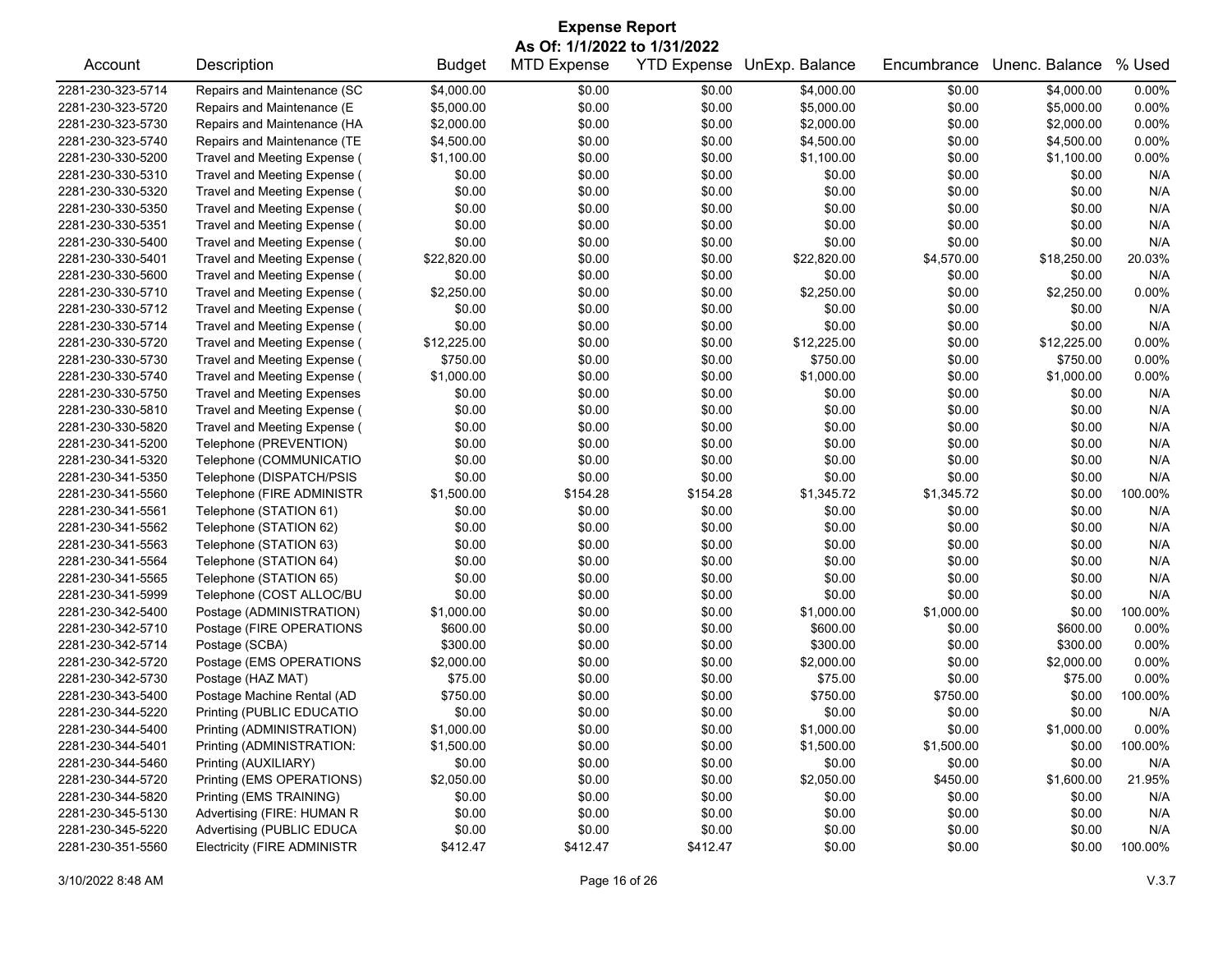# Expense Report

**As Of: 1/1/2022 to 1/31/2022**

| Account | Description | Budget | MTD Expense | YTD Expense | UnExp. Balance | Encumbrance | Unenc. Balance | % Used |
|---|---|---|---|---|---|---|---|---|
| 2281-230-323-5714 | Repairs and Maintenance (SC | $4,000.00 | $0.00 | $0.00 | $4,000.00 | $0.00 | $4,000.00 | 0.00% |
| 2281-230-323-5720 | Repairs and Maintenance (E | $5,000.00 | $0.00 | $0.00 | $5,000.00 | $0.00 | $5,000.00 | 0.00% |
| 2281-230-323-5730 | Repairs and Maintenance (HA | $2,000.00 | $0.00 | $0.00 | $2,000.00 | $0.00 | $2,000.00 | 0.00% |
| 2281-230-323-5740 | Repairs and Maintenance (TE | $4,500.00 | $0.00 | $0.00 | $4,500.00 | $0.00 | $4,500.00 | 0.00% |
| 2281-230-330-5200 | Travel and Meeting Expense ( | $1,100.00 | $0.00 | $0.00 | $1,100.00 | $0.00 | $1,100.00 | 0.00% |
| 2281-230-330-5310 | Travel and Meeting Expense ( | $0.00 | $0.00 | $0.00 | $0.00 | $0.00 | $0.00 | N/A |
| 2281-230-330-5320 | Travel and Meeting Expense ( | $0.00 | $0.00 | $0.00 | $0.00 | $0.00 | $0.00 | N/A |
| 2281-230-330-5350 | Travel and Meeting Expense ( | $0.00 | $0.00 | $0.00 | $0.00 | $0.00 | $0.00 | N/A |
| 2281-230-330-5351 | Travel and Meeting Expense ( | $0.00 | $0.00 | $0.00 | $0.00 | $0.00 | $0.00 | N/A |
| 2281-230-330-5400 | Travel and Meeting Expense ( | $0.00 | $0.00 | $0.00 | $0.00 | $0.00 | $0.00 | N/A |
| 2281-230-330-5401 | Travel and Meeting Expense ( | $22,820.00 | $0.00 | $0.00 | $22,820.00 | $4,570.00 | $18,250.00 | 20.03% |
| 2281-230-330-5600 | Travel and Meeting Expense ( | $0.00 | $0.00 | $0.00 | $0.00 | $0.00 | $0.00 | N/A |
| 2281-230-330-5710 | Travel and Meeting Expense ( | $2,250.00 | $0.00 | $0.00 | $2,250.00 | $0.00 | $2,250.00 | 0.00% |
| 2281-230-330-5712 | Travel and Meeting Expense ( | $0.00 | $0.00 | $0.00 | $0.00 | $0.00 | $0.00 | N/A |
| 2281-230-330-5714 | Travel and Meeting Expense ( | $0.00 | $0.00 | $0.00 | $0.00 | $0.00 | $0.00 | N/A |
| 2281-230-330-5720 | Travel and Meeting Expense ( | $12,225.00 | $0.00 | $0.00 | $12,225.00 | $0.00 | $12,225.00 | 0.00% |
| 2281-230-330-5730 | Travel and Meeting Expense ( | $750.00 | $0.00 | $0.00 | $750.00 | $0.00 | $750.00 | 0.00% |
| 2281-230-330-5740 | Travel and Meeting Expense ( | $1,000.00 | $0.00 | $0.00 | $1,000.00 | $0.00 | $1,000.00 | 0.00% |
| 2281-230-330-5750 | Travel and Meeting Expenses | $0.00 | $0.00 | $0.00 | $0.00 | $0.00 | $0.00 | N/A |
| 2281-230-330-5810 | Travel and Meeting Expense ( | $0.00 | $0.00 | $0.00 | $0.00 | $0.00 | $0.00 | N/A |
| 2281-230-330-5820 | Travel and Meeting Expense ( | $0.00 | $0.00 | $0.00 | $0.00 | $0.00 | $0.00 | N/A |
| 2281-230-341-5200 | Telephone (PREVENTION) | $0.00 | $0.00 | $0.00 | $0.00 | $0.00 | $0.00 | N/A |
| 2281-230-341-5320 | Telephone (COMMUNICATIO | $0.00 | $0.00 | $0.00 | $0.00 | $0.00 | $0.00 | N/A |
| 2281-230-341-5350 | Telephone (DISPATCH/PSIS | $0.00 | $0.00 | $0.00 | $0.00 | $0.00 | $0.00 | N/A |
| 2281-230-341-5560 | Telephone (FIRE ADMINISTR | $1,500.00 | $154.28 | $154.28 | $1,345.72 | $1,345.72 | $0.00 | 100.00% |
| 2281-230-341-5561 | Telephone (STATION 61) | $0.00 | $0.00 | $0.00 | $0.00 | $0.00 | $0.00 | N/A |
| 2281-230-341-5562 | Telephone (STATION 62) | $0.00 | $0.00 | $0.00 | $0.00 | $0.00 | $0.00 | N/A |
| 2281-230-341-5563 | Telephone (STATION 63) | $0.00 | $0.00 | $0.00 | $0.00 | $0.00 | $0.00 | N/A |
| 2281-230-341-5564 | Telephone (STATION 64) | $0.00 | $0.00 | $0.00 | $0.00 | $0.00 | $0.00 | N/A |
| 2281-230-341-5565 | Telephone (STATION 65) | $0.00 | $0.00 | $0.00 | $0.00 | $0.00 | $0.00 | N/A |
| 2281-230-341-5999 | Telephone (COST ALLOC/BU | $0.00 | $0.00 | $0.00 | $0.00 | $0.00 | $0.00 | N/A |
| 2281-230-342-5400 | Postage (ADMINISTRATION) | $1,000.00 | $0.00 | $0.00 | $1,000.00 | $1,000.00 | $0.00 | 100.00% |
| 2281-230-342-5710 | Postage (FIRE OPERATIONS | $600.00 | $0.00 | $0.00 | $600.00 | $0.00 | $600.00 | 0.00% |
| 2281-230-342-5714 | Postage (SCBA) | $300.00 | $0.00 | $0.00 | $300.00 | $0.00 | $300.00 | 0.00% |
| 2281-230-342-5720 | Postage (EMS OPERATIONS | $2,000.00 | $0.00 | $0.00 | $2,000.00 | $0.00 | $2,000.00 | 0.00% |
| 2281-230-342-5730 | Postage (HAZ MAT) | $75.00 | $0.00 | $0.00 | $75.00 | $0.00 | $75.00 | 0.00% |
| 2281-230-343-5400 | Postage Machine Rental (AD | $750.00 | $0.00 | $0.00 | $750.00 | $750.00 | $0.00 | 100.00% |
| 2281-230-344-5220 | Printing (PUBLIC EDUCATIO | $0.00 | $0.00 | $0.00 | $0.00 | $0.00 | $0.00 | N/A |
| 2281-230-344-5400 | Printing (ADMINISTRATION) | $1,000.00 | $0.00 | $0.00 | $1,000.00 | $0.00 | $1,000.00 | 0.00% |
| 2281-230-344-5401 | Printing (ADMINISTRATION: | $1,500.00 | $0.00 | $0.00 | $1,500.00 | $1,500.00 | $0.00 | 100.00% |
| 2281-230-344-5460 | Printing (AUXILIARY) | $0.00 | $0.00 | $0.00 | $0.00 | $0.00 | $0.00 | N/A |
| 2281-230-344-5720 | Printing (EMS OPERATIONS) | $2,050.00 | $0.00 | $0.00 | $2,050.00 | $450.00 | $1,600.00 | 21.95% |
| 2281-230-344-5820 | Printing (EMS TRAINING) | $0.00 | $0.00 | $0.00 | $0.00 | $0.00 | $0.00 | N/A |
| 2281-230-345-5130 | Advertising (FIRE: HUMAN R | $0.00 | $0.00 | $0.00 | $0.00 | $0.00 | $0.00 | N/A |
| 2281-230-345-5220 | Advertising (PUBLIC EDUCA | $0.00 | $0.00 | $0.00 | $0.00 | $0.00 | $0.00 | N/A |
| 2281-230-351-5560 | Electricity (FIRE ADMINISTR | $412.47 | $412.47 | $412.47 | $0.00 | $0.00 | $0.00 | 100.00% |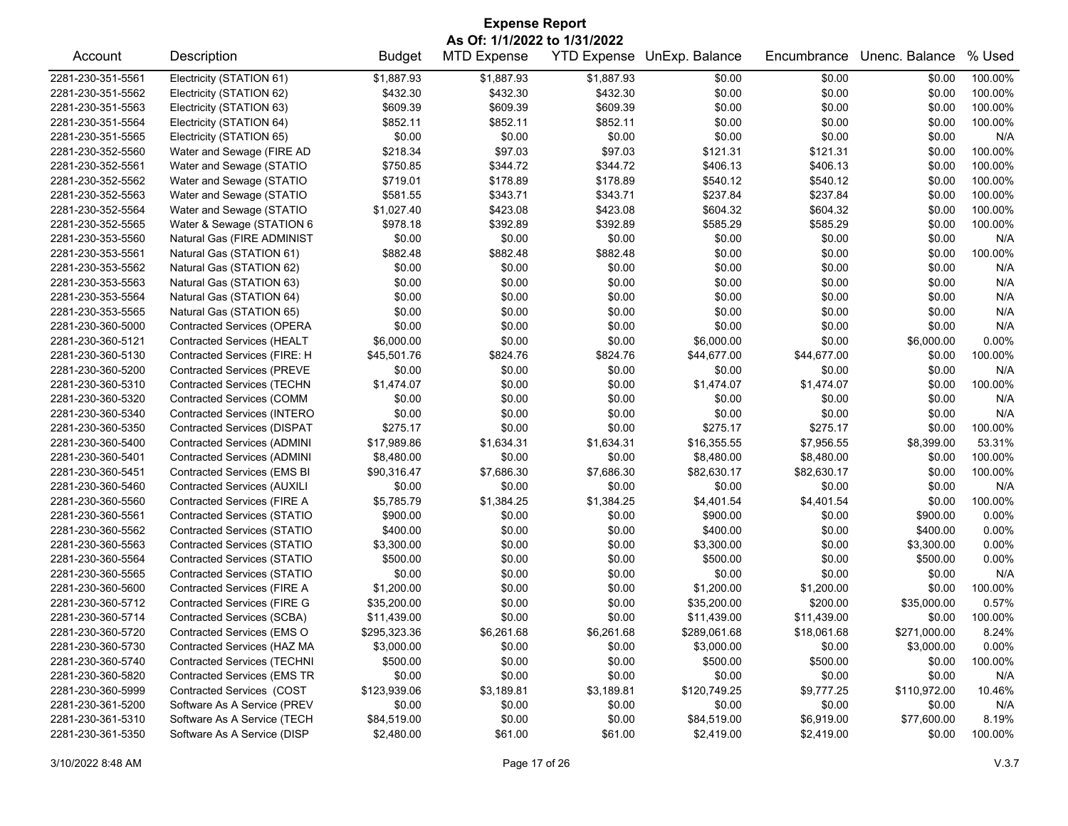# Expense Report

**As Of: 1/1/2022 to 1/31/2022**

| Account | Description | Budget | MTD Expense | YTD Expense | UnExp. Balance | Encumbrance | Unenc. Balance | % Used |
|---|---|---|---|---|---|---|---|---|
| 2281-230-351-5561 | Electricity (STATION 61) | $1,887.93 | $1,887.93 | $1,887.93 | $0.00 | $0.00 | $0.00 | 100.00% |
| 2281-230-351-5562 | Electricity (STATION 62) | $432.30 | $432.30 | $432.30 | $0.00 | $0.00 | $0.00 | 100.00% |
| 2281-230-351-5563 | Electricity (STATION 63) | $609.39 | $609.39 | $609.39 | $0.00 | $0.00 | $0.00 | 100.00% |
| 2281-230-351-5564 | Electricity (STATION 64) | $852.11 | $852.11 | $852.11 | $0.00 | $0.00 | $0.00 | 100.00% |
| 2281-230-351-5565 | Electricity (STATION 65) | $0.00 | $0.00 | $0.00 | $0.00 | $0.00 | $0.00 | N/A |
| 2281-230-352-5560 | Water and Sewage (FIRE AD | $218.34 | $97.03 | $97.03 | $121.31 | $121.31 | $0.00 | 100.00% |
| 2281-230-352-5561 | Water and Sewage (STATIO | $750.85 | $344.72 | $344.72 | $406.13 | $406.13 | $0.00 | 100.00% |
| 2281-230-352-5562 | Water and Sewage (STATIO | $719.01 | $178.89 | $178.89 | $540.12 | $540.12 | $0.00 | 100.00% |
| 2281-230-352-5563 | Water and Sewage (STATIO | $581.55 | $343.71 | $343.71 | $237.84 | $237.84 | $0.00 | 100.00% |
| 2281-230-352-5564 | Water and Sewage (STATIO | $1,027.40 | $423.08 | $423.08 | $604.32 | $604.32 | $0.00 | 100.00% |
| 2281-230-352-5565 | Water & Sewage (STATION 6 | $978.18 | $392.89 | $392.89 | $585.29 | $585.29 | $0.00 | 100.00% |
| 2281-230-353-5560 | Natural Gas (FIRE ADMINIST | $0.00 | $0.00 | $0.00 | $0.00 | $0.00 | $0.00 | N/A |
| 2281-230-353-5561 | Natural Gas (STATION 61) | $882.48 | $882.48 | $882.48 | $0.00 | $0.00 | $0.00 | 100.00% |
| 2281-230-353-5562 | Natural Gas (STATION 62) | $0.00 | $0.00 | $0.00 | $0.00 | $0.00 | $0.00 | N/A |
| 2281-230-353-5563 | Natural Gas (STATION 63) | $0.00 | $0.00 | $0.00 | $0.00 | $0.00 | $0.00 | N/A |
| 2281-230-353-5564 | Natural Gas (STATION 64) | $0.00 | $0.00 | $0.00 | $0.00 | $0.00 | $0.00 | N/A |
| 2281-230-353-5565 | Natural Gas (STATION 65) | $0.00 | $0.00 | $0.00 | $0.00 | $0.00 | $0.00 | N/A |
| 2281-230-360-5000 | Contracted Services (OPERA | $0.00 | $0.00 | $0.00 | $0.00 | $0.00 | $0.00 | N/A |
| 2281-230-360-5121 | Contracted Services (HEALT | $6,000.00 | $0.00 | $0.00 | $6,000.00 | $0.00 | $6,000.00 | 0.00% |
| 2281-230-360-5130 | Contracted Services (FIRE: H | $45,501.76 | $824.76 | $824.76 | $44,677.00 | $44,677.00 | $0.00 | 100.00% |
| 2281-230-360-5200 | Contracted Services (PREVE | $0.00 | $0.00 | $0.00 | $0.00 | $0.00 | $0.00 | N/A |
| 2281-230-360-5310 | Contracted Services (TECHN | $1,474.07 | $0.00 | $0.00 | $1,474.07 | $1,474.07 | $0.00 | 100.00% |
| 2281-230-360-5320 | Contracted Services (COMM | $0.00 | $0.00 | $0.00 | $0.00 | $0.00 | $0.00 | N/A |
| 2281-230-360-5340 | Contracted Services (INTERO | $0.00 | $0.00 | $0.00 | $0.00 | $0.00 | $0.00 | N/A |
| 2281-230-360-5350 | Contracted Services (DISPAT | $275.17 | $0.00 | $0.00 | $275.17 | $275.17 | $0.00 | 100.00% |
| 2281-230-360-5400 | Contracted Services (ADMINI | $17,989.86 | $1,634.31 | $1,634.31 | $16,355.55 | $7,956.55 | $8,399.00 | 53.31% |
| 2281-230-360-5401 | Contracted Services (ADMINI | $8,480.00 | $0.00 | $0.00 | $8,480.00 | $8,480.00 | $0.00 | 100.00% |
| 2281-230-360-5451 | Contracted Services (EMS BI | $90,316.47 | $7,686.30 | $7,686.30 | $82,630.17 | $82,630.17 | $0.00 | 100.00% |
| 2281-230-360-5460 | Contracted Services (AUXILI | $0.00 | $0.00 | $0.00 | $0.00 | $0.00 | $0.00 | N/A |
| 2281-230-360-5560 | Contracted Services (FIRE A | $5,785.79 | $1,384.25 | $1,384.25 | $4,401.54 | $4,401.54 | $0.00 | 100.00% |
| 2281-230-360-5561 | Contracted Services (STATIO | $900.00 | $0.00 | $0.00 | $900.00 | $0.00 | $900.00 | 0.00% |
| 2281-230-360-5562 | Contracted Services (STATIO | $400.00 | $0.00 | $0.00 | $400.00 | $0.00 | $400.00 | 0.00% |
| 2281-230-360-5563 | Contracted Services (STATIO | $3,300.00 | $0.00 | $0.00 | $3,300.00 | $0.00 | $3,300.00 | 0.00% |
| 2281-230-360-5564 | Contracted Services (STATIO | $500.00 | $0.00 | $0.00 | $500.00 | $0.00 | $500.00 | 0.00% |
| 2281-230-360-5565 | Contracted Services (STATIO | $0.00 | $0.00 | $0.00 | $0.00 | $0.00 | $0.00 | N/A |
| 2281-230-360-5600 | Contracted Services (FIRE A | $1,200.00 | $0.00 | $0.00 | $1,200.00 | $1,200.00 | $0.00 | 100.00% |
| 2281-230-360-5712 | Contracted Services (FIRE G | $35,200.00 | $0.00 | $0.00 | $35,200.00 | $200.00 | $35,000.00 | 0.57% |
| 2281-230-360-5714 | Contracted Services (SCBA) | $11,439.00 | $0.00 | $0.00 | $11,439.00 | $11,439.00 | $0.00 | 100.00% |
| 2281-230-360-5720 | Contracted Services (EMS O | $295,323.36 | $6,261.68 | $6,261.68 | $289,061.68 | $18,061.68 | $271,000.00 | 8.24% |
| 2281-230-360-5730 | Contracted Services (HAZ MA | $3,000.00 | $0.00 | $0.00 | $3,000.00 | $0.00 | $3,000.00 | 0.00% |
| 2281-230-360-5740 | Contracted Services (TECHNI | $500.00 | $0.00 | $0.00 | $500.00 | $500.00 | $0.00 | 100.00% |
| 2281-230-360-5820 | Contracted Services (EMS TR | $0.00 | $0.00 | $0.00 | $0.00 | $0.00 | $0.00 | N/A |
| 2281-230-360-5999 | Contracted Services (COST | $123,939.06 | $3,189.81 | $3,189.81 | $120,749.25 | $9,777.25 | $110,972.00 | 10.46% |
| 2281-230-361-5200 | Software As A Service (PREV | $0.00 | $0.00 | $0.00 | $0.00 | $0.00 | $0.00 | N/A |
| 2281-230-361-5310 | Software As A Service (TECH | $84,519.00 | $0.00 | $0.00 | $84,519.00 | $6,919.00 | $77,600.00 | 8.19% |
| 2281-230-361-5350 | Software As A Service (DISP | $2,480.00 | $61.00 | $61.00 | $2,419.00 | $2,419.00 | $0.00 | 100.00% |

3/10/2022 8:48 AM V.3.7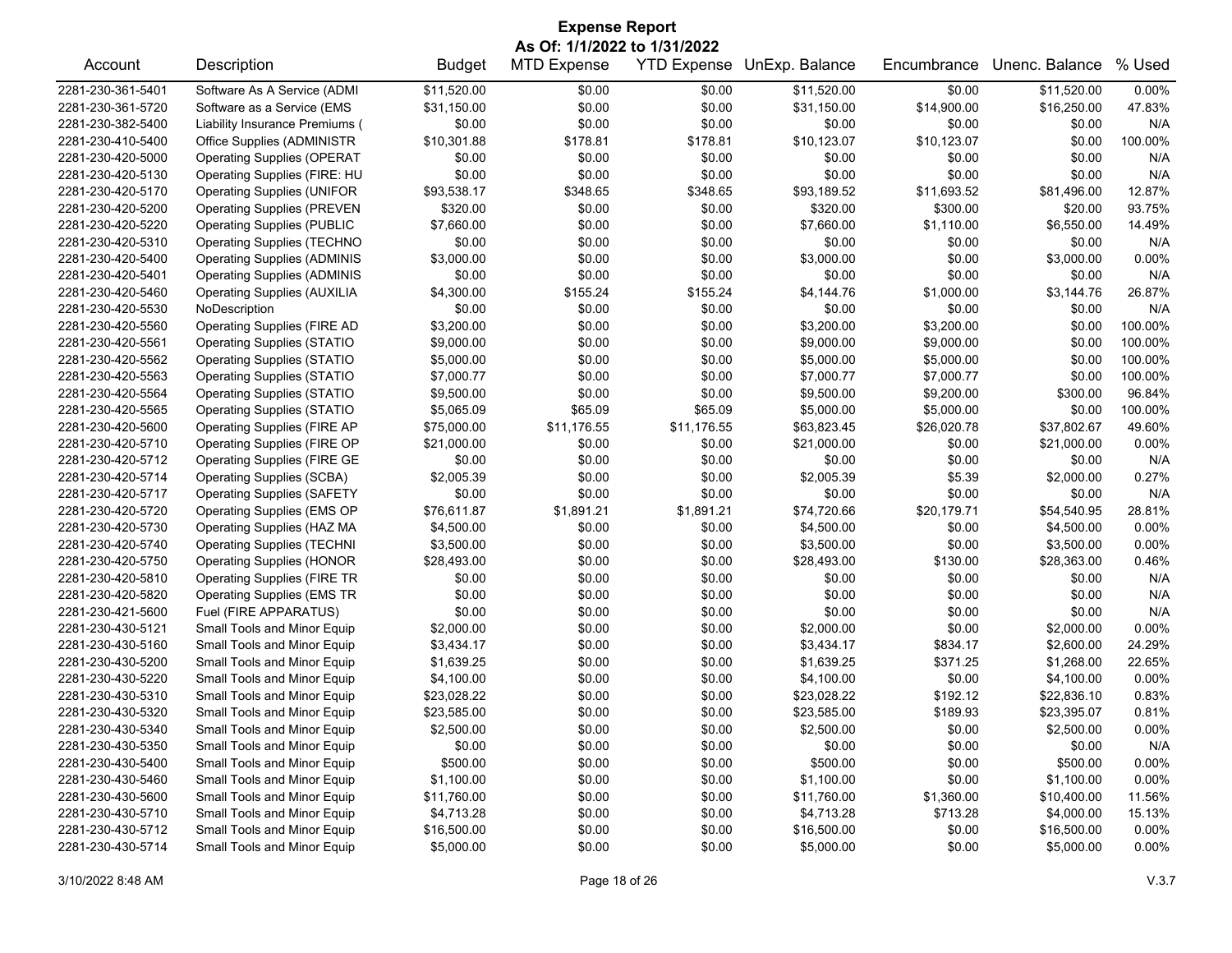# Expense Report

**As Of: 1/1/2022 to 1/31/2022**

| Account | Description | Budget | MTD Expense | YTD Expense | UnExp. Balance | Encumbrance | Unenc. Balance | % Used |
|---|---|---|---|---|---|---|---|---|
| 2281-230-361-5401 | Software As A Service (ADMI | $11,520.00 | $0.00 | $0.00 | $11,520.00 | $0.00 | $11,520.00 | 0.00% |
| 2281-230-361-5720 | Software as a Service (EMS | $31,150.00 | $0.00 | $0.00 | $31,150.00 | $14,900.00 | $16,250.00 | 47.83% |
| 2281-230-382-5400 | Liability Insurance Premiums ( | $0.00 | $0.00 | $0.00 | $0.00 | $0.00 | $0.00 | N/A |
| 2281-230-410-5400 | Office Supplies (ADMINISTR | $10,301.88 | $178.81 | $178.81 | $10,123.07 | $10,123.07 | $0.00 | 100.00% |
| 2281-230-420-5000 | Operating Supplies (OPERAT | $0.00 | $0.00 | $0.00 | $0.00 | $0.00 | $0.00 | N/A |
| 2281-230-420-5130 | Operating Supplies (FIRE: HU | $0.00 | $0.00 | $0.00 | $0.00 | $0.00 | $0.00 | N/A |
| 2281-230-420-5170 | Operating Supplies (UNIFOR | $93,538.17 | $348.65 | $348.65 | $93,189.52 | $11,693.52 | $81,496.00 | 12.87% |
| 2281-230-420-5200 | Operating Supplies (PREVEN | $320.00 | $0.00 | $0.00 | $320.00 | $300.00 | $20.00 | 93.75% |
| 2281-230-420-5220 | Operating Supplies (PUBLIC | $7,660.00 | $0.00 | $0.00 | $7,660.00 | $1,110.00 | $6,550.00 | 14.49% |
| 2281-230-420-5310 | Operating Supplies (TECHNO | $0.00 | $0.00 | $0.00 | $0.00 | $0.00 | $0.00 | N/A |
| 2281-230-420-5400 | Operating Supplies (ADMINIS | $3,000.00 | $0.00 | $0.00 | $3,000.00 | $0.00 | $3,000.00 | 0.00% |
| 2281-230-420-5401 | Operating Supplies (ADMINIS | $0.00 | $0.00 | $0.00 | $0.00 | $0.00 | $0.00 | N/A |
| 2281-230-420-5460 | Operating Supplies (AUXILIA | $4,300.00 | $155.24 | $155.24 | $4,144.76 | $1,000.00 | $3,144.76 | 26.87% |
| 2281-230-420-5530 | NoDescription | $0.00 | $0.00 | $0.00 | $0.00 | $0.00 | $0.00 | N/A |
| 2281-230-420-5560 | Operating Supplies (FIRE AD | $3,200.00 | $0.00 | $0.00 | $3,200.00 | $3,200.00 | $0.00 | 100.00% |
| 2281-230-420-5561 | Operating Supplies (STATIO | $9,000.00 | $0.00 | $0.00 | $9,000.00 | $9,000.00 | $0.00 | 100.00% |
| 2281-230-420-5562 | Operating Supplies (STATIO | $5,000.00 | $0.00 | $0.00 | $5,000.00 | $5,000.00 | $0.00 | 100.00% |
| 2281-230-420-5563 | Operating Supplies (STATIO | $7,000.77 | $0.00 | $0.00 | $7,000.77 | $7,000.77 | $0.00 | 100.00% |
| 2281-230-420-5564 | Operating Supplies (STATIO | $9,500.00 | $0.00 | $0.00 | $9,500.00 | $9,200.00 | $300.00 | 96.84% |
| 2281-230-420-5565 | Operating Supplies (STATIO | $5,065.09 | $65.09 | $65.09 | $5,000.00 | $5,000.00 | $0.00 | 100.00% |
| 2281-230-420-5600 | Operating Supplies (FIRE AP | $75,000.00 | $11,176.55 | $11,176.55 | $63,823.45 | $26,020.78 | $37,802.67 | 49.60% |
| 2281-230-420-5710 | Operating Supplies (FIRE OP | $21,000.00 | $0.00 | $0.00 | $21,000.00 | $0.00 | $21,000.00 | 0.00% |
| 2281-230-420-5712 | Operating Supplies (FIRE GE | $0.00 | $0.00 | $0.00 | $0.00 | $0.00 | $0.00 | N/A |
| 2281-230-420-5714 | Operating Supplies (SCBA) | $2,005.39 | $0.00 | $0.00 | $2,005.39 | $5.39 | $2,000.00 | 0.27% |
| 2281-230-420-5717 | Operating Supplies (SAFETY | $0.00 | $0.00 | $0.00 | $0.00 | $0.00 | $0.00 | N/A |
| 2281-230-420-5720 | Operating Supplies (EMS OP | $76,611.87 | $1,891.21 | $1,891.21 | $74,720.66 | $20,179.71 | $54,540.95 | 28.81% |
| 2281-230-420-5730 | Operating Supplies (HAZ MA | $4,500.00 | $0.00 | $0.00 | $4,500.00 | $0.00 | $4,500.00 | 0.00% |
| 2281-230-420-5740 | Operating Supplies (TECHNI | $3,500.00 | $0.00 | $0.00 | $3,500.00 | $0.00 | $3,500.00 | 0.00% |
| 2281-230-420-5750 | Operating Supplies (HONOR | $28,493.00 | $0.00 | $0.00 | $28,493.00 | $130.00 | $28,363.00 | 0.46% |
| 2281-230-420-5810 | Operating Supplies (FIRE TR | $0.00 | $0.00 | $0.00 | $0.00 | $0.00 | $0.00 | N/A |
| 2281-230-420-5820 | Operating Supplies (EMS TR | $0.00 | $0.00 | $0.00 | $0.00 | $0.00 | $0.00 | N/A |
| 2281-230-421-5600 | Fuel (FIRE APPARATUS) | $0.00 | $0.00 | $0.00 | $0.00 | $0.00 | $0.00 | N/A |
| 2281-230-430-5121 | Small Tools and Minor Equip | $2,000.00 | $0.00 | $0.00 | $2,000.00 | $0.00 | $2,000.00 | 0.00% |
| 2281-230-430-5160 | Small Tools and Minor Equip | $3,434.17 | $0.00 | $0.00 | $3,434.17 | $834.17 | $2,600.00 | 24.29% |
| 2281-230-430-5200 | Small Tools and Minor Equip | $1,639.25 | $0.00 | $0.00 | $1,639.25 | $371.25 | $1,268.00 | 22.65% |
| 2281-230-430-5220 | Small Tools and Minor Equip | $4,100.00 | $0.00 | $0.00 | $4,100.00 | $0.00 | $4,100.00 | 0.00% |
| 2281-230-430-5310 | Small Tools and Minor Equip | $23,028.22 | $0.00 | $0.00 | $23,028.22 | $192.12 | $22,836.10 | 0.83% |
| 2281-230-430-5320 | Small Tools and Minor Equip | $23,585.00 | $0.00 | $0.00 | $23,585.00 | $189.93 | $23,395.07 | 0.81% |
| 2281-230-430-5340 | Small Tools and Minor Equip | $2,500.00 | $0.00 | $0.00 | $2,500.00 | $0.00 | $2,500.00 | 0.00% |
| 2281-230-430-5350 | Small Tools and Minor Equip | $0.00 | $0.00 | $0.00 | $0.00 | $0.00 | $0.00 | N/A |
| 2281-230-430-5400 | Small Tools and Minor Equip | $500.00 | $0.00 | $0.00 | $500.00 | $0.00 | $500.00 | 0.00% |
| 2281-230-430-5460 | Small Tools and Minor Equip | $1,100.00 | $0.00 | $0.00 | $1,100.00 | $0.00 | $1,100.00 | 0.00% |
| 2281-230-430-5600 | Small Tools and Minor Equip | $11,760.00 | $0.00 | $0.00 | $11,760.00 | $1,360.00 | $10,400.00 | 11.56% |
| 2281-230-430-5710 | Small Tools and Minor Equip | $4,713.28 | $0.00 | $0.00 | $4,713.28 | $713.28 | $4,000.00 | 15.13% |
| 2281-230-430-5712 | Small Tools and Minor Equip | $16,500.00 | $0.00 | $0.00 | $16,500.00 | $0.00 | $16,500.00 | 0.00% |
| 2281-230-430-5714 | Small Tools and Minor Equip | $5,000.00 | $0.00 | $0.00 | $5,000.00 | $0.00 | $5,000.00 | 0.00% |

3/10/2022 8:48 AM V.3.7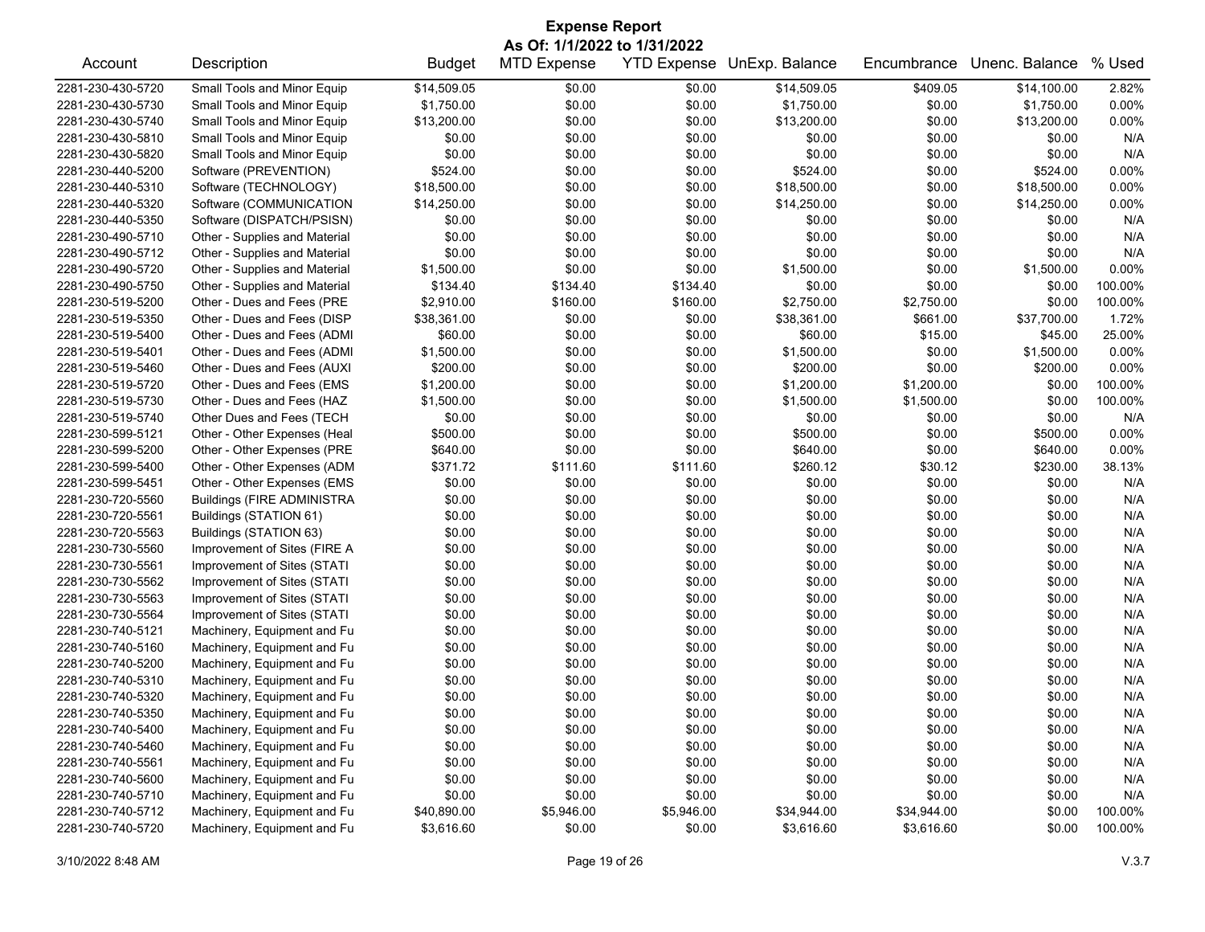# Expense Report

**As Of: 1/1/2022 to 1/31/2022**

| Account | Description | Budget | MTD Expense | YTD Expense | UnExp. Balance | Encumbrance | Unenc. Balance | % Used |
|---|---|---|---|---|---|---|---|---|
| 2281-230-430-5720 | Small Tools and Minor Equip | $14,509.05 | $0.00 | $0.00 | $14,509.05 | $409.05 | $14,100.00 | 2.82% |
| 2281-230-430-5730 | Small Tools and Minor Equip | $1,750.00 | $0.00 | $0.00 | $1,750.00 | $0.00 | $1,750.00 | 0.00% |
| 2281-230-430-5740 | Small Tools and Minor Equip | $13,200.00 | $0.00 | $0.00 | $13,200.00 | $0.00 | $13,200.00 | 0.00% |
| 2281-230-430-5810 | Small Tools and Minor Equip | $0.00 | $0.00 | $0.00 | $0.00 | $0.00 | $0.00 | N/A |
| 2281-230-430-5820 | Small Tools and Minor Equip | $0.00 | $0.00 | $0.00 | $0.00 | $0.00 | $0.00 | N/A |
| 2281-230-440-5200 | Software (PREVENTION) | $524.00 | $0.00 | $0.00 | $524.00 | $0.00 | $524.00 | 0.00% |
| 2281-230-440-5310 | Software (TECHNOLOGY) | $18,500.00 | $0.00 | $0.00 | $18,500.00 | $0.00 | $18,500.00 | 0.00% |
| 2281-230-440-5320 | Software (COMMUNICATION | $14,250.00 | $0.00 | $0.00 | $14,250.00 | $0.00 | $14,250.00 | 0.00% |
| 2281-230-440-5350 | Software (DISPATCH/PSISN) | $0.00 | $0.00 | $0.00 | $0.00 | $0.00 | $0.00 | N/A |
| 2281-230-490-5710 | Other - Supplies and Material | $0.00 | $0.00 | $0.00 | $0.00 | $0.00 | $0.00 | N/A |
| 2281-230-490-5712 | Other - Supplies and Material | $0.00 | $0.00 | $0.00 | $0.00 | $0.00 | $0.00 | N/A |
| 2281-230-490-5720 | Other - Supplies and Material | $1,500.00 | $0.00 | $0.00 | $1,500.00 | $0.00 | $1,500.00 | 0.00% |
| 2281-230-490-5750 | Other - Supplies and Material | $134.40 | $134.40 | $134.40 | $0.00 | $0.00 | $0.00 | 100.00% |
| 2281-230-519-5200 | Other - Dues and Fees (PRE | $2,910.00 | $160.00 | $160.00 | $2,750.00 | $2,750.00 | $0.00 | 100.00% |
| 2281-230-519-5350 | Other - Dues and Fees (DISP | $38,361.00 | $0.00 | $0.00 | $38,361.00 | $661.00 | $37,700.00 | 1.72% |
| 2281-230-519-5400 | Other - Dues and Fees (ADMI | $60.00 | $0.00 | $0.00 | $60.00 | $15.00 | $45.00 | 25.00% |
| 2281-230-519-5401 | Other - Dues and Fees (ADMI | $1,500.00 | $0.00 | $0.00 | $1,500.00 | $0.00 | $1,500.00 | 0.00% |
| 2281-230-519-5460 | Other - Dues and Fees (AUXI | $200.00 | $0.00 | $0.00 | $200.00 | $0.00 | $200.00 | 0.00% |
| 2281-230-519-5720 | Other - Dues and Fees (EMS | $1,200.00 | $0.00 | $0.00 | $1,200.00 | $1,200.00 | $0.00 | 100.00% |
| 2281-230-519-5730 | Other - Dues and Fees (HAZ | $1,500.00 | $0.00 | $0.00 | $1,500.00 | $1,500.00 | $0.00 | 100.00% |
| 2281-230-519-5740 | Other Dues and Fees (TECH | $0.00 | $0.00 | $0.00 | $0.00 | $0.00 | $0.00 | N/A |
| 2281-230-599-5121 | Other - Other Expenses (Heal | $500.00 | $0.00 | $0.00 | $500.00 | $0.00 | $500.00 | 0.00% |
| 2281-230-599-5200 | Other - Other Expenses (PRE | $640.00 | $0.00 | $0.00 | $640.00 | $0.00 | $640.00 | 0.00% |
| 2281-230-599-5400 | Other - Other Expenses (ADM | $371.72 | $111.60 | $111.60 | $260.12 | $30.12 | $230.00 | 38.13% |
| 2281-230-599-5451 | Other - Other Expenses (EMS | $0.00 | $0.00 | $0.00 | $0.00 | $0.00 | $0.00 | N/A |
| 2281-230-720-5560 | Buildings (FIRE ADMINISTRA | $0.00 | $0.00 | $0.00 | $0.00 | $0.00 | $0.00 | N/A |
| 2281-230-720-5561 | Buildings (STATION 61) | $0.00 | $0.00 | $0.00 | $0.00 | $0.00 | $0.00 | N/A |
| 2281-230-720-5563 | Buildings (STATION 63) | $0.00 | $0.00 | $0.00 | $0.00 | $0.00 | $0.00 | N/A |
| 2281-230-730-5560 | Improvement of Sites (FIRE A | $0.00 | $0.00 | $0.00 | $0.00 | $0.00 | $0.00 | N/A |
| 2281-230-730-5561 | Improvement of Sites (STATI | $0.00 | $0.00 | $0.00 | $0.00 | $0.00 | $0.00 | N/A |
| 2281-230-730-5562 | Improvement of Sites (STATI | $0.00 | $0.00 | $0.00 | $0.00 | $0.00 | $0.00 | N/A |
| 2281-230-730-5563 | Improvement of Sites (STATI | $0.00 | $0.00 | $0.00 | $0.00 | $0.00 | $0.00 | N/A |
| 2281-230-730-5564 | Improvement of Sites (STATI | $0.00 | $0.00 | $0.00 | $0.00 | $0.00 | $0.00 | N/A |
| 2281-230-740-5121 | Machinery, Equipment and Fu | $0.00 | $0.00 | $0.00 | $0.00 | $0.00 | $0.00 | N/A |
| 2281-230-740-5160 | Machinery, Equipment and Fu | $0.00 | $0.00 | $0.00 | $0.00 | $0.00 | $0.00 | N/A |
| 2281-230-740-5200 | Machinery, Equipment and Fu | $0.00 | $0.00 | $0.00 | $0.00 | $0.00 | $0.00 | N/A |
| 2281-230-740-5310 | Machinery, Equipment and Fu | $0.00 | $0.00 | $0.00 | $0.00 | $0.00 | $0.00 | N/A |
| 2281-230-740-5320 | Machinery, Equipment and Fu | $0.00 | $0.00 | $0.00 | $0.00 | $0.00 | $0.00 | N/A |
| 2281-230-740-5350 | Machinery, Equipment and Fu | $0.00 | $0.00 | $0.00 | $0.00 | $0.00 | $0.00 | N/A |
| 2281-230-740-5400 | Machinery, Equipment and Fu | $0.00 | $0.00 | $0.00 | $0.00 | $0.00 | $0.00 | N/A |
| 2281-230-740-5460 | Machinery, Equipment and Fu | $0.00 | $0.00 | $0.00 | $0.00 | $0.00 | $0.00 | N/A |
| 2281-230-740-5561 | Machinery, Equipment and Fu | $0.00 | $0.00 | $0.00 | $0.00 | $0.00 | $0.00 | N/A |
| 2281-230-740-5600 | Machinery, Equipment and Fu | $0.00 | $0.00 | $0.00 | $0.00 | $0.00 | $0.00 | N/A |
| 2281-230-740-5710 | Machinery, Equipment and Fu | $0.00 | $0.00 | $0.00 | $0.00 | $0.00 | $0.00 | N/A |
| 2281-230-740-5712 | Machinery, Equipment and Fu | $40,890.00 | $5,946.00 | $5,946.00 | $34,944.00 | $34,944.00 | $0.00 | 100.00% |
| 2281-230-740-5720 | Machinery, Equipment and Fu | $3,616.60 | $0.00 | $0.00 | $3,616.60 | $3,616.60 | $0.00 | 100.00% |

3/10/2022 8:48 AM V.3.7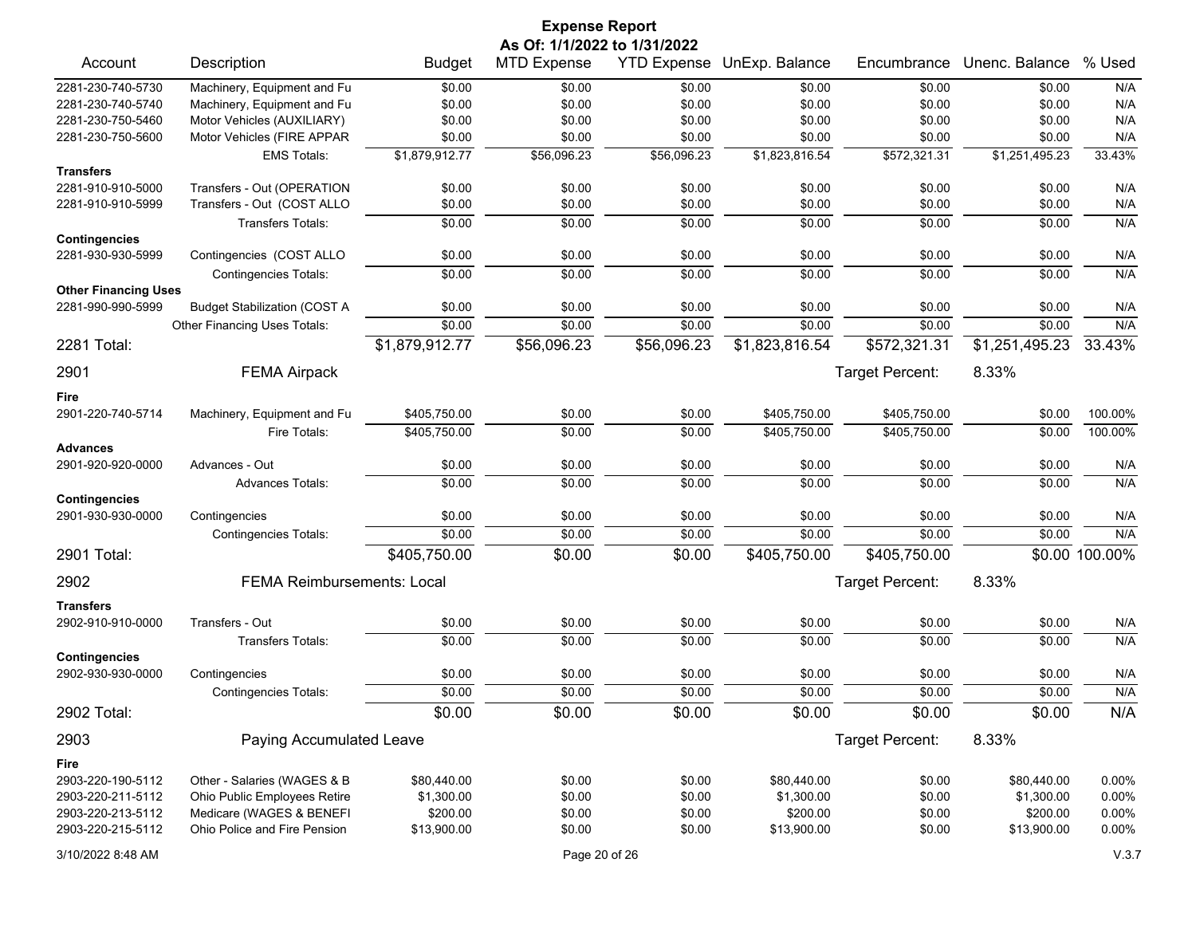# Expense Report

**As Of: 1/1/2022 to 1/31/2022**

| Account | Description | Budget | MTD Expense | YTD Expense | UnExp. Balance | Encumbrance | Unenc. Balance | % Used |
|---|---|---|---|---|---|---|---|---|
| 2281-230-740-5730 | Machinery, Equipment and Fu | $0.00 | $0.00 | $0.00 | $0.00 | $0.00 | $0.00 | N/A |
| 2281-230-740-5740 | Machinery, Equipment and Fu | $0.00 | $0.00 | $0.00 | $0.00 | $0.00 | $0.00 | N/A |
| 2281-230-750-5460 | Motor Vehicles (AUXILIARY) | $0.00 | $0.00 | $0.00 | $0.00 | $0.00 | $0.00 | N/A |
| 2281-230-750-5600 | Motor Vehicles (FIRE APPAR | $0.00 | $0.00 | $0.00 | $0.00 | $0.00 | $0.00 | N/A |
| | EMS Totals: | $1,879,912.77 | $56,096.23 | $56,096.23 | $1,823,816.54 | $572,321.31 | $1,251,495.23 | 33.43% |
| **Transfers** | | | | | | | | |
| 2281-910-910-5000 | Transfers - Out (OPERATION | $0.00 | $0.00 | $0.00 | $0.00 | $0.00 | $0.00 | N/A |
| 2281-910-910-5999 | Transfers - Out (COST ALLO | $0.00 | $0.00 | $0.00 | $0.00 | $0.00 | $0.00 | N/A |
| | Transfers Totals: | $0.00 | $0.00 | $0.00 | $0.00 | $0.00 | $0.00 | N/A |
| **Contingencies** | | | | | | | | |
| 2281-930-930-5999 | Contingencies (COST ALLO | $0.00 | $0.00 | $0.00 | $0.00 | $0.00 | $0.00 | N/A |
| | Contingencies Totals: | $0.00 | $0.00 | $0.00 | $0.00 | $0.00 | $0.00 | N/A |
| **Other Financing Uses** | | | | | | | | |
| 2281-990-990-5999 | Budget Stabilization (COST A | $0.00 | $0.00 | $0.00 | $0.00 | $0.00 | $0.00 | N/A |
| | Other Financing Uses Totals: | $0.00 | $0.00 | $0.00 | $0.00 | $0.00 | $0.00 | N/A |
| **2281 Total:** | | $1,879,912.77 | $56,096.23 | $56,096.23 | $1,823,816.54 | $572,321.31 | $1,251,495.23 | 33.43% |
| **2901** | **FEMA Airpack** | | | | | Target Percent: | 8.33% | |
| **Fire** | | | | | | | | |
| 2901-220-740-5714 | Machinery, Equipment and Fu | $405,750.00 | $0.00 | $0.00 | $405,750.00 | $405,750.00 | $0.00 | 100.00% |
| | Fire Totals: | $405,750.00 | $0.00 | $0.00 | $405,750.00 | $405,750.00 | $0.00 | 100.00% |
| **Advances** | | | | | | | | |
| 2901-920-920-0000 | Advances - Out | $0.00 | $0.00 | $0.00 | $0.00 | $0.00 | $0.00 | N/A |
| | Advances Totals: | $0.00 | $0.00 | $0.00 | $0.00 | $0.00 | $0.00 | N/A |
| **Contingencies** | | | | | | | | |
| 2901-930-930-0000 | Contingencies | $0.00 | $0.00 | $0.00 | $0.00 | $0.00 | $0.00 | N/A |
| | Contingencies Totals: | $0.00 | $0.00 | $0.00 | $0.00 | $0.00 | $0.00 | N/A |
| **2901 Total:** | | $405,750.00 | $0.00 | $0.00 | $405,750.00 | $405,750.00 | $0.00 | 100.00% |
| **2902** | **FEMA Reimbursements: Local** | | | | | Target Percent: | 8.33% | |
| **Transfers** | | | | | | | | |
| 2902-910-910-0000 | Transfers - Out | $0.00 | $0.00 | $0.00 | $0.00 | $0.00 | $0.00 | N/A |
| | Transfers Totals: | $0.00 | $0.00 | $0.00 | $0.00 | $0.00 | $0.00 | N/A |
| **Contingencies** | | | | | | | | |
| 2902-930-930-0000 | Contingencies | $0.00 | $0.00 | $0.00 | $0.00 | $0.00 | $0.00 | N/A |
| | Contingencies Totals: | $0.00 | $0.00 | $0.00 | $0.00 | $0.00 | $0.00 | N/A |
| **2902 Total:** | | $0.00 | $0.00 | $0.00 | $0.00 | $0.00 | $0.00 | N/A |
| **2903** | **Paying Accumulated Leave** | | | | | Target Percent: | 8.33% | |
| **Fire** | | | | | | | | |
| 2903-220-190-5112 | Other - Salaries (WAGES & B | $80,440.00 | $0.00 | $0.00 | $80,440.00 | $0.00 | $80,440.00 | 0.00% |
| 2903-220-211-5112 | Ohio Public Employees Retire | $1,300.00 | $0.00 | $0.00 | $1,300.00 | $0.00 | $1,300.00 | 0.00% |
| 2903-220-213-5112 | Medicare (WAGES & BENEFI | $200.00 | $0.00 | $0.00 | $200.00 | $0.00 | $200.00 | 0.00% |
| 2903-220-215-5112 | Ohio Police and Fire Pension | $13,900.00 | $0.00 | $0.00 | $13,900.00 | $0.00 | $13,900.00 | 0.00% |

3/10/2022 8:48 AM V.3.7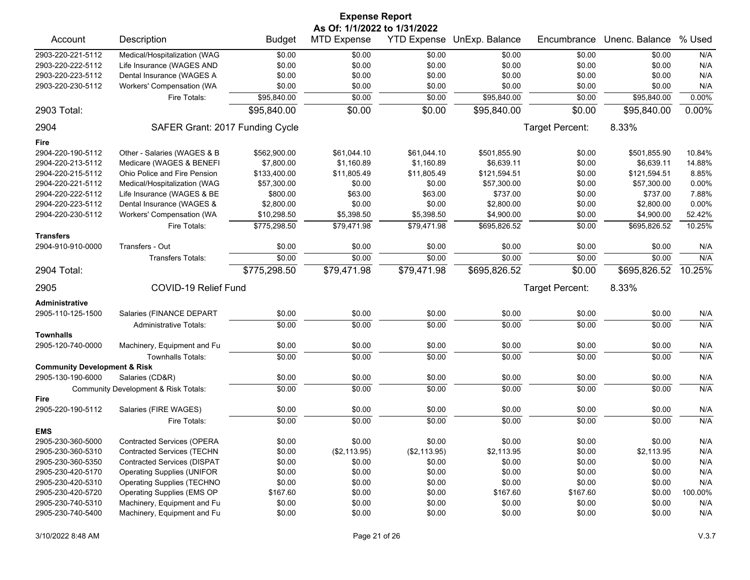# Expense Report

**As Of: 1/1/2022 to 1/31/2022**

| Account | Description | Budget | MTD Expense | YTD Expense | UnExp. Balance | Encumbrance | Unenc. Balance | % Used |
|---|---|---|---|---|---|---|---|---|
| 2903-220-221-5112 | Medical/Hospitalization (WAG | $0.00 | $0.00 | $0.00 | $0.00 | $0.00 | $0.00 | N/A |
| 2903-220-222-5112 | Life Insurance (WAGES AND | $0.00 | $0.00 | $0.00 | $0.00 | $0.00 | $0.00 | N/A |
| 2903-220-223-5112 | Dental Insurance (WAGES A | $0.00 | $0.00 | $0.00 | $0.00 | $0.00 | $0.00 | N/A |
| 2903-220-230-5112 | Workers' Compensation (WA | $0.00 | $0.00 | $0.00 | $0.00 | $0.00 | $0.00 | N/A |
| | Fire Totals: | $95,840.00 | $0.00 | $0.00 | $95,840.00 | $0.00 | $95,840.00 | 0.00% |
| **2903 Total:** | | $95,840.00 | $0.00 | $0.00 | $95,840.00 | $0.00 | $95,840.00 | 0.00% |
| **2904** | **SAFER Grant: 2017 Funding Cycle** | | | | | Target Percent: | 8.33% | |
| **Fire** | | | | | | | | |
| 2904-220-190-5112 | Other - Salaries (WAGES & B | $562,900.00 | $61,044.10 | $61,044.10 | $501,855.90 | $0.00 | $501,855.90 | 10.84% |
| 2904-220-213-5112 | Medicare (WAGES & BENEFI | $7,800.00 | $1,160.89 | $1,160.89 | $6,639.11 | $0.00 | $6,639.11 | 14.88% |
| 2904-220-215-5112 | Ohio Police and Fire Pension | $133,400.00 | $11,805.49 | $11,805.49 | $121,594.51 | $0.00 | $121,594.51 | 8.85% |
| 2904-220-221-5112 | Medical/Hospitalization (WAG | $57,300.00 | $0.00 | $0.00 | $57,300.00 | $0.00 | $57,300.00 | 0.00% |
| 2904-220-222-5112 | Life Insurance (WAGES & BE | $800.00 | $63.00 | $63.00 | $737.00 | $0.00 | $737.00 | 7.88% |
| 2904-220-223-5112 | Dental Insurance (WAGES & | $2,800.00 | $0.00 | $0.00 | $2,800.00 | $0.00 | $2,800.00 | 0.00% |
| 2904-220-230-5112 | Workers' Compensation (WA | $10,298.50 | $5,398.50 | $5,398.50 | $4,900.00 | $0.00 | $4,900.00 | 52.42% |
| | Fire Totals: | $775,298.50 | $79,471.98 | $79,471.98 | $695,826.52 | $0.00 | $695,826.52 | 10.25% |
| **Transfers** | | | | | | | | |
| 2904-910-910-0000 | Transfers - Out | $0.00 | $0.00 | $0.00 | $0.00 | $0.00 | $0.00 | N/A |
| | Transfers Totals: | $0.00 | $0.00 | $0.00 | $0.00 | $0.00 | $0.00 | N/A |
| **2904 Total:** | | $775,298.50 | $79,471.98 | $79,471.98 | $695,826.52 | $0.00 | $695,826.52 | 10.25% |
| **2905** | **COVID-19 Relief Fund** | | | | | Target Percent: | 8.33% | |
| **Administrative** | | | | | | | | |
| 2905-110-125-1500 | Salaries (FINANCE DEPART | $0.00 | $0.00 | $0.00 | $0.00 | $0.00 | $0.00 | N/A |
| | Administrative Totals: | $0.00 | $0.00 | $0.00 | $0.00 | $0.00 | $0.00 | N/A |
| **Townhalls** | | | | | | | | |
| 2905-120-740-0000 | Machinery, Equipment and Fu | $0.00 | $0.00 | $0.00 | $0.00 | $0.00 | $0.00 | N/A |
| | Townhalls Totals: | $0.00 | $0.00 | $0.00 | $0.00 | $0.00 | $0.00 | N/A |
| **Community Development & Risk** | | | | | | | | |
| 2905-130-190-6000 | Salaries (CD&R) | $0.00 | $0.00 | $0.00 | $0.00 | $0.00 | $0.00 | N/A |
| | Community Development & Risk Totals: | $0.00 | $0.00 | $0.00 | $0.00 | $0.00 | $0.00 | N/A |
| **Fire** | | | | | | | | |
| 2905-220-190-5112 | Salaries (FIRE WAGES) | $0.00 | $0.00 | $0.00 | $0.00 | $0.00 | $0.00 | N/A |
| | Fire Totals: | $0.00 | $0.00 | $0.00 | $0.00 | $0.00 | $0.00 | N/A |
| **EMS** | | | | | | | | |
| 2905-230-360-5000 | Contracted Services (OPERA | $0.00 | $0.00 | $0.00 | $0.00 | $0.00 | $0.00 | N/A |
| 2905-230-360-5310 | Contracted Services (TECHN | $0.00 | ($2,113.95) | ($2,113.95) | $2,113.95 | $0.00 | $2,113.95 | N/A |
| 2905-230-360-5350 | Contracted Services (DISPAT | $0.00 | $0.00 | $0.00 | $0.00 | $0.00 | $0.00 | N/A |
| 2905-230-420-5170 | Operating Supplies (UNIFOR | $0.00 | $0.00 | $0.00 | $0.00 | $0.00 | $0.00 | N/A |
| 2905-230-420-5310 | Operating Supplies (TECHNO | $0.00 | $0.00 | $0.00 | $0.00 | $0.00 | $0.00 | N/A |
| 2905-230-420-5720 | Operating Supplies (EMS OP | $167.60 | $0.00 | $0.00 | $167.60 | $167.60 | $0.00 | 100.00% |
| 2905-230-740-5310 | Machinery, Equipment and Fu | $0.00 | $0.00 | $0.00 | $0.00 | $0.00 | $0.00 | N/A |
| 2905-230-740-5400 | Machinery, Equipment and Fu | $0.00 | $0.00 | $0.00 | $0.00 | $0.00 | $0.00 | N/A |

3/10/2022 8:48 AM V.3.7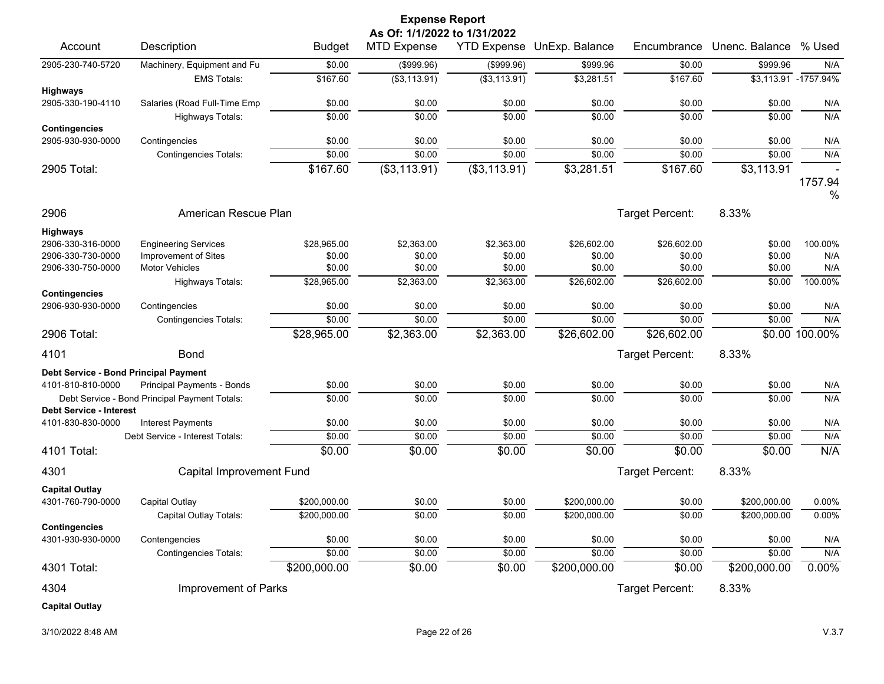# Expense Report

**As Of: 1/1/2022 to 1/31/2022**

| Account | Description | Budget | MTD Expense | YTD Expense | UnExp. Balance | Encumbrance | Unenc. Balance | % Used |
|---|---|---|---|---|---|---|---|---|
| 2905-230-740-5720 | Machinery, Equipment and Fu | $0.00 | ($999.96) | ($999.96) | $999.96 | $0.00 | $999.96 | N/A |
| | EMS Totals: | $167.60 | ($3,113.91) | ($3,113.91) | $3,281.51 | $167.60 | $3,113.91 | -1757.94% |
| **Highways** | | | | | | | | |
| 2905-330-190-4110 | Salaries (Road Full-Time Emp | $0.00 | $0.00 | $0.00 | $0.00 | $0.00 | $0.00 | N/A |
| | Highways Totals: | $0.00 | $0.00 | $0.00 | $0.00 | $0.00 | $0.00 | N/A |
| **Contingencies** | | | | | | | | |
| 2905-930-930-0000 | Contingencies | $0.00 | $0.00 | $0.00 | $0.00 | $0.00 | $0.00 | N/A |
| | Contingencies Totals: | $0.00 | $0.00 | $0.00 | $0.00 | $0.00 | $0.00 | N/A |
| **2905 Total:** | | $167.60 | ($3,113.91) | ($3,113.91) | $3,281.51 | $167.60 | $3,113.91 | -1757.94% |
| **2906** | **American Rescue Plan** | | | | | Target Percent: | 8.33% | |
| **Highways** | | | | | | | | |
| 2906-330-316-0000 | Engineering Services | $28,965.00 | $2,363.00 | $2,363.00 | $26,602.00 | $26,602.00 | $0.00 | 100.00% |
| 2906-330-730-0000 | Improvement of Sites | $0.00 | $0.00 | $0.00 | $0.00 | $0.00 | $0.00 | N/A |
| 2906-330-750-0000 | Motor Vehicles | $0.00 | $0.00 | $0.00 | $0.00 | $0.00 | $0.00 | N/A |
| | Highways Totals: | $28,965.00 | $2,363.00 | $2,363.00 | $26,602.00 | $26,602.00 | $0.00 | 100.00% |
| **Contingencies** | | | | | | | | |
| 2906-930-930-0000 | Contingencies | $0.00 | $0.00 | $0.00 | $0.00 | $0.00 | $0.00 | N/A |
| | Contingencies Totals: | $0.00 | $0.00 | $0.00 | $0.00 | $0.00 | $0.00 | N/A |
| **2906 Total:** | | $28,965.00 | $2,363.00 | $2,363.00 | $26,602.00 | $26,602.00 | $0.00 | 100.00% |
| **4101** | **Bond** | | | | | Target Percent: | 8.33% | |
| **Debt Service - Bond Principal Payment** | | | | | | | | |
| 4101-810-810-0000 | Principal Payments - Bonds | $0.00 | $0.00 | $0.00 | $0.00 | $0.00 | $0.00 | N/A |
| | Debt Service - Bond Principal Payment Totals: | $0.00 | $0.00 | $0.00 | $0.00 | $0.00 | $0.00 | N/A |
| **Debt Service - Interest** | | | | | | | | |
| 4101-830-830-0000 | Interest Payments | $0.00 | $0.00 | $0.00 | $0.00 | $0.00 | $0.00 | N/A |
| | Debt Service - Interest Totals: | $0.00 | $0.00 | $0.00 | $0.00 | $0.00 | $0.00 | N/A |
| **4101 Total:** | | $0.00 | $0.00 | $0.00 | $0.00 | $0.00 | $0.00 | N/A |
| **4301** | **Capital Improvement Fund** | | | | | Target Percent: | 8.33% | |
| **Capital Outlay** | | | | | | | | |
| 4301-760-790-0000 | Capital Outlay | $200,000.00 | $0.00 | $0.00 | $200,000.00 | $0.00 | $200,000.00 | 0.00% |
| | Capital Outlay Totals: | $200,000.00 | $0.00 | $0.00 | $200,000.00 | $0.00 | $200,000.00 | 0.00% |
| **Contingencies** | | | | | | | | |
| 4301-930-930-0000 | Contengencies | $0.00 | $0.00 | $0.00 | $0.00 | $0.00 | $0.00 | N/A |
| | Contingencies Totals: | $0.00 | $0.00 | $0.00 | $0.00 | $0.00 | $0.00 | N/A |
| **4301 Total:** | | $200,000.00 | $0.00 | $0.00 | $200,000.00 | $0.00 | $200,000.00 | 0.00% |
| **4304** | **Improvement of Parks** | | | | | Target Percent: | 8.33% | |
| **Capital Outlay** | | | | | | | | |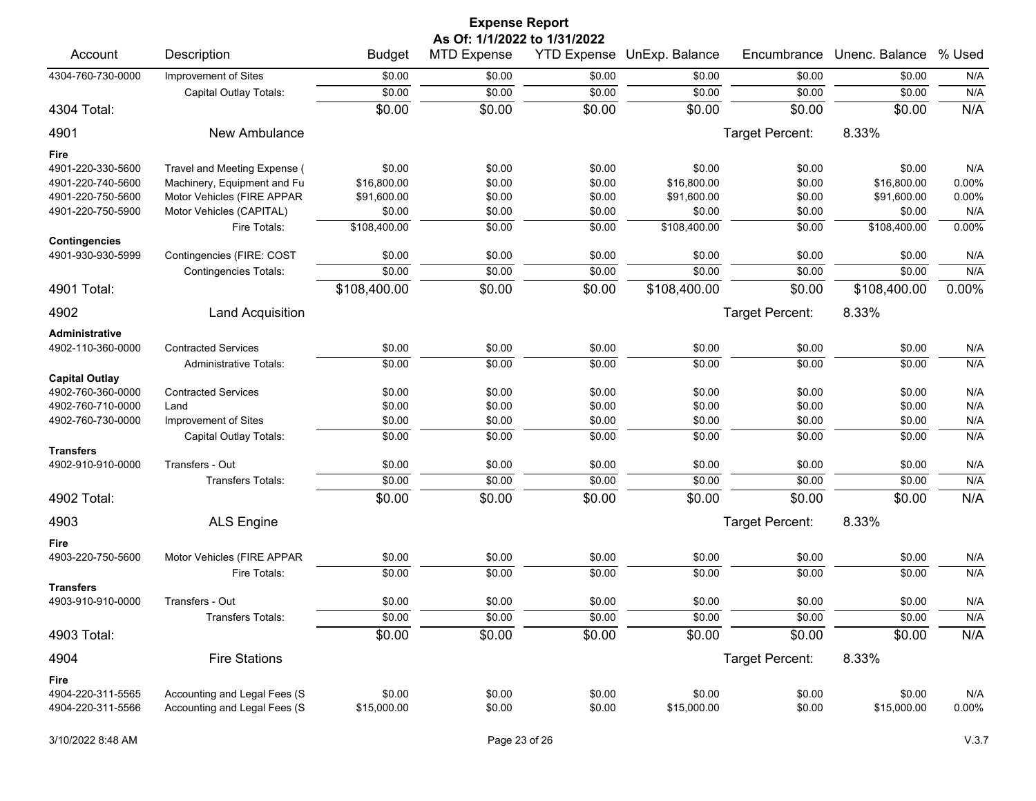# Expense Report

**As Of: 1/1/2022 to 1/31/2022**

| Account | Description | Budget | MTD Expense | YTD Expense | UnExp. Balance | Encumbrance | Unenc. Balance | % Used |
|---|---|---|---|---|---|---|---|---|
| 4304-760-730-0000 | Improvement of Sites | $0.00 | $0.00 | $0.00 | $0.00 | $0.00 | $0.00 | N/A |
| | Capital Outlay Totals: | $0.00 | $0.00 | $0.00 | $0.00 | $0.00 | $0.00 | N/A |
| **4304 Total:** | | **$0.00** | **$0.00** | **$0.00** | **$0.00** | **$0.00** | **$0.00** | **N/A** |
| **4901** | **New Ambulance** | | | | | Target Percent: | 8.33% | |
| **Fire** | | | | | | | | |
| 4901-220-330-5600 | Travel and Meeting Expense ( | $0.00 | $0.00 | $0.00 | $0.00 | $0.00 | $0.00 | N/A |
| 4901-220-740-5600 | Machinery, Equipment and Fu | $16,800.00 | $0.00 | $0.00 | $16,800.00 | $0.00 | $16,800.00 | 0.00% |
| 4901-220-750-5600 | Motor Vehicles (FIRE APPAR | $91,600.00 | $0.00 | $0.00 | $91,600.00 | $0.00 | $91,600.00 | 0.00% |
| 4901-220-750-5900 | Motor Vehicles (CAPITAL) | $0.00 | $0.00 | $0.00 | $0.00 | $0.00 | $0.00 | N/A |
| | Fire Totals: | $108,400.00 | $0.00 | $0.00 | $108,400.00 | $0.00 | $108,400.00 | 0.00% |
| **Contingencies** | | | | | | | | |
| 4901-930-930-5999 | Contingencies (FIRE: COST | $0.00 | $0.00 | $0.00 | $0.00 | $0.00 | $0.00 | N/A |
| | Contingencies Totals: | $0.00 | $0.00 | $0.00 | $0.00 | $0.00 | $0.00 | N/A |
| **4901 Total:** | | **$108,400.00** | **$0.00** | **$0.00** | **$108,400.00** | **$0.00** | **$108,400.00** | **0.00%** |
| **4902** | **Land Acquisition** | | | | | Target Percent: | 8.33% | |
| **Administrative** | | | | | | | | |
| 4902-110-360-0000 | Contracted Services | $0.00 | $0.00 | $0.00 | $0.00 | $0.00 | $0.00 | N/A |
| | Administrative Totals: | $0.00 | $0.00 | $0.00 | $0.00 | $0.00 | $0.00 | N/A |
| **Capital Outlay** | | | | | | | | |
| 4902-760-360-0000 | Contracted Services | $0.00 | $0.00 | $0.00 | $0.00 | $0.00 | $0.00 | N/A |
| 4902-760-710-0000 | Land | $0.00 | $0.00 | $0.00 | $0.00 | $0.00 | $0.00 | N/A |
| 4902-760-730-0000 | Improvement of Sites | $0.00 | $0.00 | $0.00 | $0.00 | $0.00 | $0.00 | N/A |
| | Capital Outlay Totals: | $0.00 | $0.00 | $0.00 | $0.00 | $0.00 | $0.00 | N/A |
| **Transfers** | | | | | | | | |
| 4902-910-910-0000 | Transfers - Out | $0.00 | $0.00 | $0.00 | $0.00 | $0.00 | $0.00 | N/A |
| | Transfers Totals: | $0.00 | $0.00 | $0.00 | $0.00 | $0.00 | $0.00 | N/A |
| **4902 Total:** | | **$0.00** | **$0.00** | **$0.00** | **$0.00** | **$0.00** | **$0.00** | **N/A** |
| **4903** | **ALS Engine** | | | | | Target Percent: | 8.33% | |
| **Fire** | | | | | | | | |
| 4903-220-750-5600 | Motor Vehicles (FIRE APPAR | $0.00 | $0.00 | $0.00 | $0.00 | $0.00 | $0.00 | N/A |
| | Fire Totals: | $0.00 | $0.00 | $0.00 | $0.00 | $0.00 | $0.00 | N/A |
| **Transfers** | | | | | | | | |
| 4903-910-910-0000 | Transfers - Out | $0.00 | $0.00 | $0.00 | $0.00 | $0.00 | $0.00 | N/A |
| | Transfers Totals: | $0.00 | $0.00 | $0.00 | $0.00 | $0.00 | $0.00 | N/A |
| **4903 Total:** | | **$0.00** | **$0.00** | **$0.00** | **$0.00** | **$0.00** | **$0.00** | **N/A** |
| **4904** | **Fire Stations** | | | | | Target Percent: | 8.33% | |
| **Fire** | | | | | | | | |
| 4904-220-311-5565 | Accounting and Legal Fees (S | $0.00 | $0.00 | $0.00 | $0.00 | $0.00 | $0.00 | N/A |
| 4904-220-311-5566 | Accounting and Legal Fees (S | $15,000.00 | $0.00 | $0.00 | $15,000.00 | $0.00 | $15,000.00 | 0.00% |

3/10/2022 8:48 AM V.3.7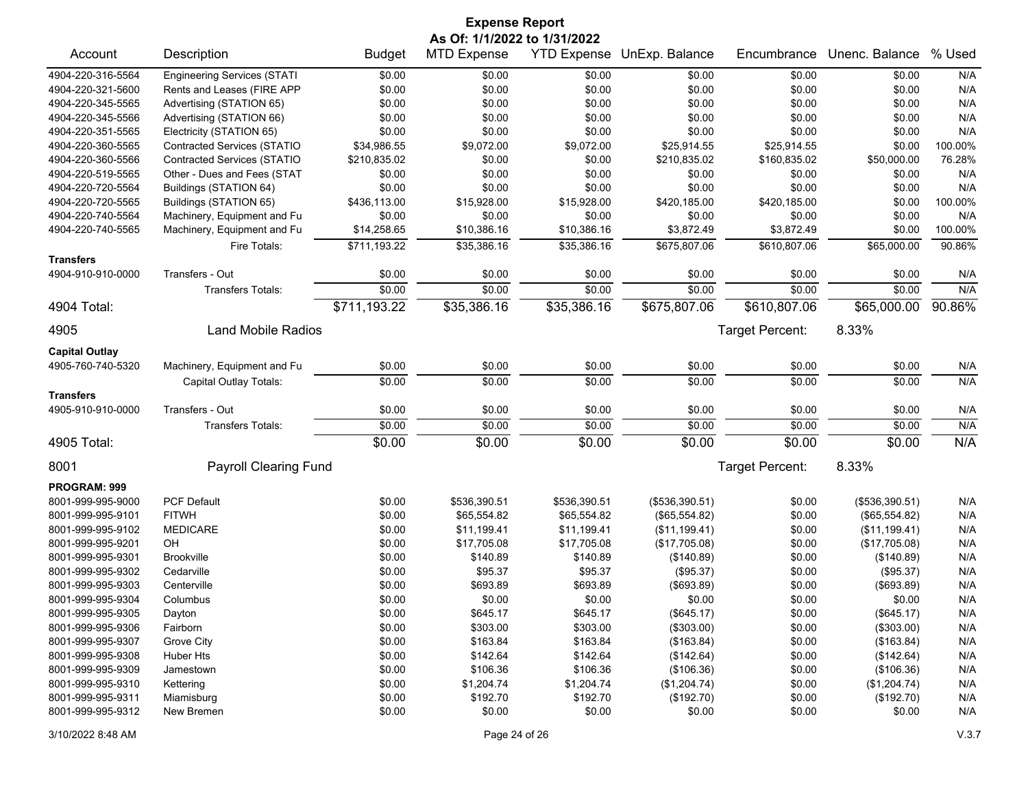# Expense Report

**As Of: 1/1/2022 to 1/31/2022**

| Account | Description | Budget | MTD Expense | YTD Expense | UnExp. Balance | Encumbrance | Unenc. Balance | % Used |
|---|---|---|---|---|---|---|---|---|
| 4904-220-316-5564 | Engineering Services (STATI | $0.00 | $0.00 | $0.00 | $0.00 | $0.00 | $0.00 | N/A |
| 4904-220-321-5600 | Rents and Leases (FIRE APP | $0.00 | $0.00 | $0.00 | $0.00 | $0.00 | $0.00 | N/A |
| 4904-220-345-5565 | Advertising (STATION 65) | $0.00 | $0.00 | $0.00 | $0.00 | $0.00 | $0.00 | N/A |
| 4904-220-345-5566 | Advertising (STATION 66) | $0.00 | $0.00 | $0.00 | $0.00 | $0.00 | $0.00 | N/A |
| 4904-220-351-5565 | Electricity (STATION 65) | $0.00 | $0.00 | $0.00 | $0.00 | $0.00 | $0.00 | N/A |
| 4904-220-360-5565 | Contracted Services (STATIO | $34,986.55 | $9,072.00 | $9,072.00 | $25,914.55 | $25,914.55 | $0.00 | 100.00% |
| 4904-220-360-5566 | Contracted Services (STATIO | $210,835.02 | $0.00 | $0.00 | $210,835.02 | $160,835.02 | $50,000.00 | 76.28% |
| 4904-220-519-5565 | Other - Dues and Fees (STAT | $0.00 | $0.00 | $0.00 | $0.00 | $0.00 | $0.00 | N/A |
| 4904-220-720-5564 | Buildings (STATION 64) | $0.00 | $0.00 | $0.00 | $0.00 | $0.00 | $0.00 | N/A |
| 4904-220-720-5565 | Buildings (STATION 65) | $436,113.00 | $15,928.00 | $15,928.00 | $420,185.00 | $420,185.00 | $0.00 | 100.00% |
| 4904-220-740-5564 | Machinery, Equipment and Fu | $0.00 | $0.00 | $0.00 | $0.00 | $0.00 | $0.00 | N/A |
| 4904-220-740-5565 | Machinery, Equipment and Fu | $14,258.65 | $10,386.16 | $10,386.16 | $3,872.49 | $3,872.49 | $0.00 | 100.00% |
| | Fire Totals: | $711,193.22 | $35,386.16 | $35,386.16 | $675,807.06 | $610,807.06 | $65,000.00 | 90.86% |
| **Transfers** | | | | | | | | |
| 4904-910-910-0000 | Transfers - Out | $0.00 | $0.00 | $0.00 | $0.00 | $0.00 | $0.00 | N/A |
| | Transfers Totals: | $0.00 | $0.00 | $0.00 | $0.00 | $0.00 | $0.00 | N/A |
| **4904 Total:** | | $711,193.22 | $35,386.16 | $35,386.16 | $675,807.06 | $610,807.06 | $65,000.00 | 90.86% |

## 4905 Land Mobile Radios

Target Percent: 8.33%

| Account | Description | Budget | MTD Expense | YTD Expense | UnExp. Balance | Encumbrance | Unenc. Balance | % Used |
|---|---|---|---|---|---|---|---|---|
| **Capital Outlay** | | | | | | | | |
| 4905-760-740-5320 | Machinery, Equipment and Fu | $0.00 | $0.00 | $0.00 | $0.00 | $0.00 | $0.00 | N/A |
| | Capital Outlay Totals: | $0.00 | $0.00 | $0.00 | $0.00 | $0.00 | $0.00 | N/A |
| **Transfers** | | | | | | | | |
| 4905-910-910-0000 | Transfers - Out | $0.00 | $0.00 | $0.00 | $0.00 | $0.00 | $0.00 | N/A |
| | Transfers Totals: | $0.00 | $0.00 | $0.00 | $0.00 | $0.00 | $0.00 | N/A |
| **4905 Total:** | | $0.00 | $0.00 | $0.00 | $0.00 | $0.00 | $0.00 | N/A |

## 8001 Payroll Clearing Fund

Target Percent: 8.33%

| Account | Description | Budget | MTD Expense | YTD Expense | UnExp. Balance | Encumbrance | Unenc. Balance | % Used |
|---|---|---|---|---|---|---|---|---|
| **PROGRAM: 999** | | | | | | | | |
| 8001-999-995-9000 | PCF Default | $0.00 | $536,390.51 | $536,390.51 | ($536,390.51) | $0.00 | ($536,390.51) | N/A |
| 8001-999-995-9101 | FITWH | $0.00 | $65,554.82 | $65,554.82 | ($65,554.82) | $0.00 | ($65,554.82) | N/A |
| 8001-999-995-9102 | MEDICARE | $0.00 | $11,199.41 | $11,199.41 | ($11,199.41) | $0.00 | ($11,199.41) | N/A |
| 8001-999-995-9201 | OH | $0.00 | $17,705.08 | $17,705.08 | ($17,705.08) | $0.00 | ($17,705.08) | N/A |
| 8001-999-995-9301 | Brookville | $0.00 | $140.89 | $140.89 | ($140.89) | $0.00 | ($140.89) | N/A |
| 8001-999-995-9302 | Cedarville | $0.00 | $95.37 | $95.37 | ($95.37) | $0.00 | ($95.37) | N/A |
| 8001-999-995-9303 | Centerville | $0.00 | $693.89 | $693.89 | ($693.89) | $0.00 | ($693.89) | N/A |
| 8001-999-995-9304 | Columbus | $0.00 | $0.00 | $0.00 | $0.00 | $0.00 | $0.00 | N/A |
| 8001-999-995-9305 | Dayton | $0.00 | $645.17 | $645.17 | ($645.17) | $0.00 | ($645.17) | N/A |
| 8001-999-995-9306 | Fairborn | $0.00 | $303.00 | $303.00 | ($303.00) | $0.00 | ($303.00) | N/A |
| 8001-999-995-9307 | Grove City | $0.00 | $163.84 | $163.84 | ($163.84) | $0.00 | ($163.84) | N/A |
| 8001-999-995-9308 | Huber Hts | $0.00 | $142.64 | $142.64 | ($142.64) | $0.00 | ($142.64) | N/A |
| 8001-999-995-9309 | Jamestown | $0.00 | $106.36 | $106.36 | ($106.36) | $0.00 | ($106.36) | N/A |
| 8001-999-995-9310 | Kettering | $0.00 | $1,204.74 | $1,204.74 | ($1,204.74) | $0.00 | ($1,204.74) | N/A |
| 8001-999-995-9311 | Miamisburg | $0.00 | $192.70 | $192.70 | ($192.70) | $0.00 | ($192.70) | N/A |
| 8001-999-995-9312 | New Bremen | $0.00 | $0.00 | $0.00 | $0.00 | $0.00 | $0.00 | N/A |

3/10/2022 8:48 AM V.3.7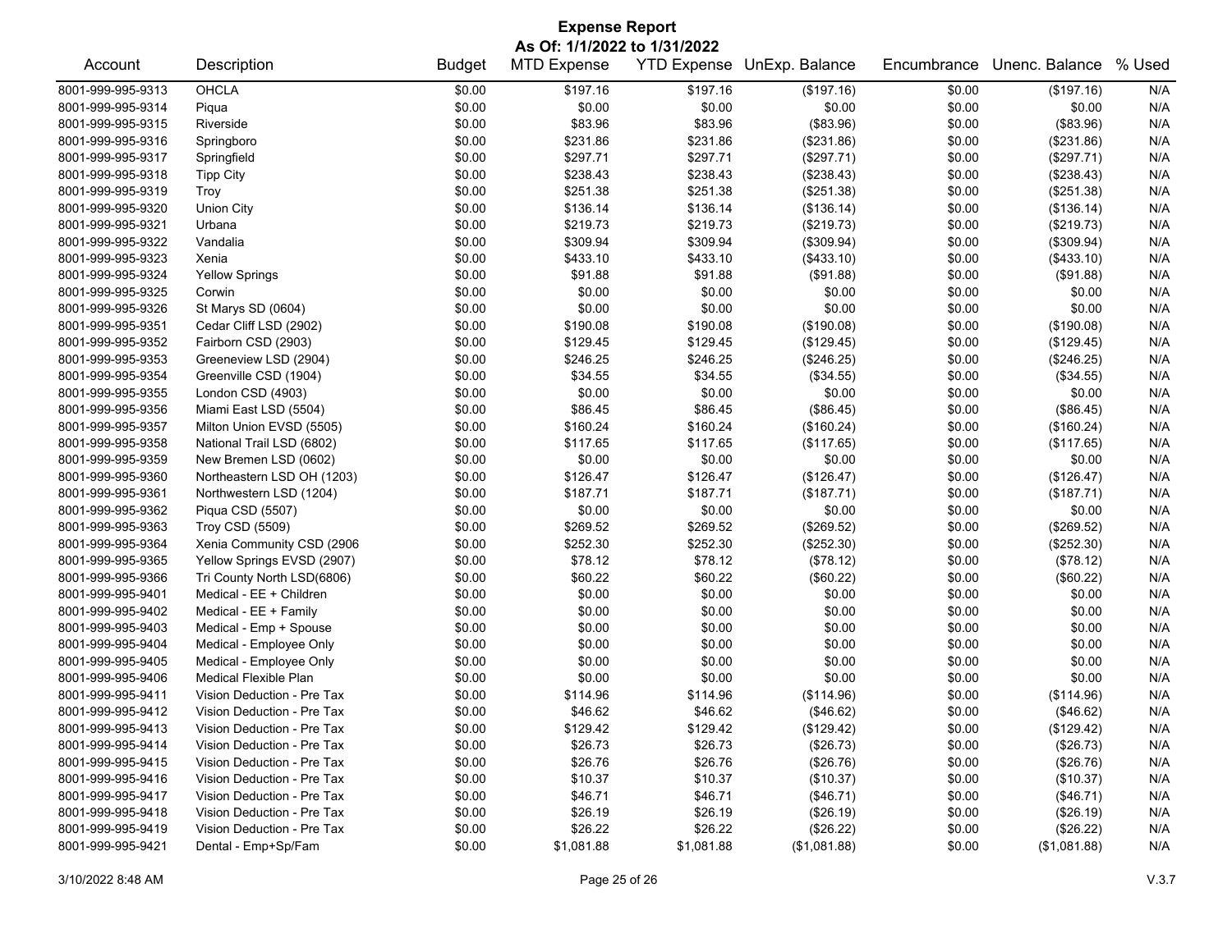# Expense Report

**As Of: 1/1/2022 to 1/31/2022**

| Account | Description | Budget | MTD Expense | YTD Expense | UnExp. Balance | Encumbrance | Unenc. Balance | % Used |
|---|---|---|---|---|---|---|---|---|
| 8001-999-995-9313 | OHCLA | $0.00 | $197.16 | $197.16 | ($197.16) | $0.00 | ($197.16) | N/A |
| 8001-999-995-9314 | Piqua | $0.00 | $0.00 | $0.00 | $0.00 | $0.00 | $0.00 | N/A |
| 8001-999-995-9315 | Riverside | $0.00 | $83.96 | $83.96 | ($83.96) | $0.00 | ($83.96) | N/A |
| 8001-999-995-9316 | Springboro | $0.00 | $231.86 | $231.86 | ($231.86) | $0.00 | ($231.86) | N/A |
| 8001-999-995-9317 | Springfield | $0.00 | $297.71 | $297.71 | ($297.71) | $0.00 | ($297.71) | N/A |
| 8001-999-995-9318 | Tipp City | $0.00 | $238.43 | $238.43 | ($238.43) | $0.00 | ($238.43) | N/A |
| 8001-999-995-9319 | Troy | $0.00 | $251.38 | $251.38 | ($251.38) | $0.00 | ($251.38) | N/A |
| 8001-999-995-9320 | Union City | $0.00 | $136.14 | $136.14 | ($136.14) | $0.00 | ($136.14) | N/A |
| 8001-999-995-9321 | Urbana | $0.00 | $219.73 | $219.73 | ($219.73) | $0.00 | ($219.73) | N/A |
| 8001-999-995-9322 | Vandalia | $0.00 | $309.94 | $309.94 | ($309.94) | $0.00 | ($309.94) | N/A |
| 8001-999-995-9323 | Xenia | $0.00 | $433.10 | $433.10 | ($433.10) | $0.00 | ($433.10) | N/A |
| 8001-999-995-9324 | Yellow Springs | $0.00 | $91.88 | $91.88 | ($91.88) | $0.00 | ($91.88) | N/A |
| 8001-999-995-9325 | Corwin | $0.00 | $0.00 | $0.00 | $0.00 | $0.00 | $0.00 | N/A |
| 8001-999-995-9326 | St Marys SD (0604) | $0.00 | $0.00 | $0.00 | $0.00 | $0.00 | $0.00 | N/A |
| 8001-999-995-9351 | Cedar Cliff LSD (2902) | $0.00 | $190.08 | $190.08 | ($190.08) | $0.00 | ($190.08) | N/A |
| 8001-999-995-9352 | Fairborn CSD (2903) | $0.00 | $129.45 | $129.45 | ($129.45) | $0.00 | ($129.45) | N/A |
| 8001-999-995-9353 | Greeneview LSD (2904) | $0.00 | $246.25 | $246.25 | ($246.25) | $0.00 | ($246.25) | N/A |
| 8001-999-995-9354 | Greenville CSD (1904) | $0.00 | $34.55 | $34.55 | ($34.55) | $0.00 | ($34.55) | N/A |
| 8001-999-995-9355 | London CSD (4903) | $0.00 | $0.00 | $0.00 | $0.00 | $0.00 | $0.00 | N/A |
| 8001-999-995-9356 | Miami East LSD (5504) | $0.00 | $86.45 | $86.45 | ($86.45) | $0.00 | ($86.45) | N/A |
| 8001-999-995-9357 | Milton Union EVSD (5505) | $0.00 | $160.24 | $160.24 | ($160.24) | $0.00 | ($160.24) | N/A |
| 8001-999-995-9358 | National Trail LSD (6802) | $0.00 | $117.65 | $117.65 | ($117.65) | $0.00 | ($117.65) | N/A |
| 8001-999-995-9359 | New Bremen LSD (0602) | $0.00 | $0.00 | $0.00 | $0.00 | $0.00 | $0.00 | N/A |
| 8001-999-995-9360 | Northeastern LSD OH (1203) | $0.00 | $126.47 | $126.47 | ($126.47) | $0.00 | ($126.47) | N/A |
| 8001-999-995-9361 | Northwestern LSD (1204) | $0.00 | $187.71 | $187.71 | ($187.71) | $0.00 | ($187.71) | N/A |
| 8001-999-995-9362 | Piqua CSD (5507) | $0.00 | $0.00 | $0.00 | $0.00 | $0.00 | $0.00 | N/A |
| 8001-999-995-9363 | Troy CSD (5509) | $0.00 | $269.52 | $269.52 | ($269.52) | $0.00 | ($269.52) | N/A |
| 8001-999-995-9364 | Xenia Community CSD (2906 | $0.00 | $252.30 | $252.30 | ($252.30) | $0.00 | ($252.30) | N/A |
| 8001-999-995-9365 | Yellow Springs EVSD (2907) | $0.00 | $78.12 | $78.12 | ($78.12) | $0.00 | ($78.12) | N/A |
| 8001-999-995-9366 | Tri County North LSD(6806) | $0.00 | $60.22 | $60.22 | ($60.22) | $0.00 | ($60.22) | N/A |
| 8001-999-995-9401 | Medical - EE + Children | $0.00 | $0.00 | $0.00 | $0.00 | $0.00 | $0.00 | N/A |
| 8001-999-995-9402 | Medical - EE + Family | $0.00 | $0.00 | $0.00 | $0.00 | $0.00 | $0.00 | N/A |
| 8001-999-995-9403 | Medical - Emp + Spouse | $0.00 | $0.00 | $0.00 | $0.00 | $0.00 | $0.00 | N/A |
| 8001-999-995-9404 | Medical - Employee Only | $0.00 | $0.00 | $0.00 | $0.00 | $0.00 | $0.00 | N/A |
| 8001-999-995-9405 | Medical - Employee Only | $0.00 | $0.00 | $0.00 | $0.00 | $0.00 | $0.00 | N/A |
| 8001-999-995-9406 | Medical Flexible Plan | $0.00 | $0.00 | $0.00 | $0.00 | $0.00 | $0.00 | N/A |
| 8001-999-995-9411 | Vision Deduction - Pre Tax | $0.00 | $114.96 | $114.96 | ($114.96) | $0.00 | ($114.96) | N/A |
| 8001-999-995-9412 | Vision Deduction - Pre Tax | $0.00 | $46.62 | $46.62 | ($46.62) | $0.00 | ($46.62) | N/A |
| 8001-999-995-9413 | Vision Deduction - Pre Tax | $0.00 | $129.42 | $129.42 | ($129.42) | $0.00 | ($129.42) | N/A |
| 8001-999-995-9414 | Vision Deduction - Pre Tax | $0.00 | $26.73 | $26.73 | ($26.73) | $0.00 | ($26.73) | N/A |
| 8001-999-995-9415 | Vision Deduction - Pre Tax | $0.00 | $26.76 | $26.76 | ($26.76) | $0.00 | ($26.76) | N/A |
| 8001-999-995-9416 | Vision Deduction - Pre Tax | $0.00 | $10.37 | $10.37 | ($10.37) | $0.00 | ($10.37) | N/A |
| 8001-999-995-9417 | Vision Deduction - Pre Tax | $0.00 | $46.71 | $46.71 | ($46.71) | $0.00 | ($46.71) | N/A |
| 8001-999-995-9418 | Vision Deduction - Pre Tax | $0.00 | $26.19 | $26.19 | ($26.19) | $0.00 | ($26.19) | N/A |
| 8001-999-995-9419 | Vision Deduction - Pre Tax | $0.00 | $26.22 | $26.22 | ($26.22) | $0.00 | ($26.22) | N/A |
| 8001-999-995-9421 | Dental - Emp+Sp/Fam | $0.00 | $1,081.88 | $1,081.88 | ($1,081.88) | $0.00 | ($1,081.88) | N/A |

3/10/2022 8:48 AM V.3.7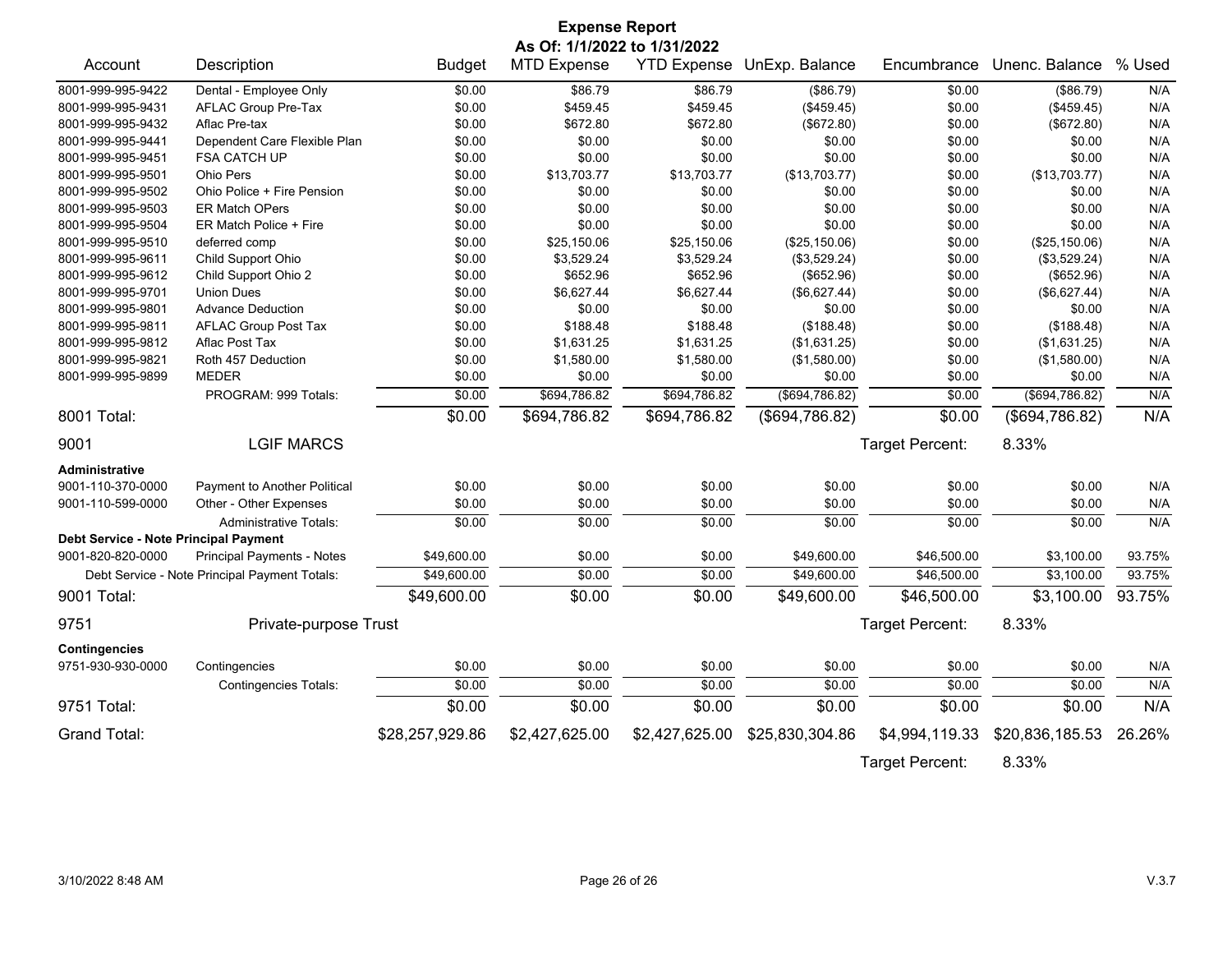# Expense Report

**As Of: 1/1/2022 to 1/31/2022**

| Account | Description | Budget | MTD Expense | YTD Expense | UnExp. Balance | Encumbrance | Unenc. Balance | % Used |
|---|---|---|---|---|---|---|---|---|
| 8001-999-995-9422 | Dental - Employee Only | $0.00 | $86.79 | $86.79 | ($86.79) | $0.00 | ($86.79) | N/A |
| 8001-999-995-9431 | AFLAC Group Pre-Tax | $0.00 | $459.45 | $459.45 | ($459.45) | $0.00 | ($459.45) | N/A |
| 8001-999-995-9432 | Aflac Pre-tax | $0.00 | $672.80 | $672.80 | ($672.80) | $0.00 | ($672.80) | N/A |
| 8001-999-995-9441 | Dependent Care Flexible Plan | $0.00 | $0.00 | $0.00 | $0.00 | $0.00 | $0.00 | N/A |
| 8001-999-995-9451 | FSA CATCH UP | $0.00 | $0.00 | $0.00 | $0.00 | $0.00 | $0.00 | N/A |
| 8001-999-995-9501 | Ohio Pers | $0.00 | $13,703.77 | $13,703.77 | ($13,703.77) | $0.00 | ($13,703.77) | N/A |
| 8001-999-995-9502 | Ohio Police + Fire Pension | $0.00 | $0.00 | $0.00 | $0.00 | $0.00 | $0.00 | N/A |
| 8001-999-995-9503 | ER Match OPers | $0.00 | $0.00 | $0.00 | $0.00 | $0.00 | $0.00 | N/A |
| 8001-999-995-9504 | ER Match Police + Fire | $0.00 | $0.00 | $0.00 | $0.00 | $0.00 | $0.00 | N/A |
| 8001-999-995-9510 | deferred comp | $0.00 | $25,150.06 | $25,150.06 | ($25,150.06) | $0.00 | ($25,150.06) | N/A |
| 8001-999-995-9611 | Child Support Ohio | $0.00 | $3,529.24 | $3,529.24 | ($3,529.24) | $0.00 | ($3,529.24) | N/A |
| 8001-999-995-9612 | Child Support Ohio 2 | $0.00 | $652.96 | $652.96 | ($652.96) | $0.00 | ($652.96) | N/A |
| 8001-999-995-9701 | Union Dues | $0.00 | $6,627.44 | $6,627.44 | ($6,627.44) | $0.00 | ($6,627.44) | N/A |
| 8001-999-995-9801 | Advance Deduction | $0.00 | $0.00 | $0.00 | $0.00 | $0.00 | $0.00 | N/A |
| 8001-999-995-9811 | AFLAC Group Post Tax | $0.00 | $188.48 | $188.48 | ($188.48) | $0.00 | ($188.48) | N/A |
| 8001-999-995-9812 | Aflac Post Tax | $0.00 | $1,631.25 | $1,631.25 | ($1,631.25) | $0.00 | ($1,631.25) | N/A |
| 8001-999-995-9821 | Roth 457 Deduction | $0.00 | $1,580.00 | $1,580.00 | ($1,580.00) | $0.00 | ($1,580.00) | N/A |
| 8001-999-995-9899 | MEDER | $0.00 | $0.00 | $0.00 | $0.00 | $0.00 | $0.00 | N/A |
| | PROGRAM: 999 Totals: | $0.00 | $694,786.82 | $694,786.82 | ($694,786.82) | $0.00 | ($694,786.82) | N/A |
| **8001 Total:** | | $0.00 | $694,786.82 | $694,786.82 | ($694,786.82) | $0.00 | ($694,786.82) | N/A |
| **9001** | **LGIF MARCS** | | | | | Target Percent: | 8.33% | |
| **Administrative** | | | | | | | | |
| 9001-110-370-0000 | Payment to Another Political | $0.00 | $0.00 | $0.00 | $0.00 | $0.00 | $0.00 | N/A |
| 9001-110-599-0000 | Other - Other Expenses | $0.00 | $0.00 | $0.00 | $0.00 | $0.00 | $0.00 | N/A |
| | Administrative Totals: | $0.00 | $0.00 | $0.00 | $0.00 | $0.00 | $0.00 | N/A |
| **Debt Service - Note Principal Payment** | | | | | | | | |
| 9001-820-820-0000 | Principal Payments - Notes | $49,600.00 | $0.00 | $0.00 | $49,600.00 | $46,500.00 | $3,100.00 | 93.75% |
| | Debt Service - Note Principal Payment Totals: | $49,600.00 | $0.00 | $0.00 | $49,600.00 | $46,500.00 | $3,100.00 | 93.75% |
| **9001 Total:** | | $49,600.00 | $0.00 | $0.00 | $49,600.00 | $46,500.00 | $3,100.00 | 93.75% |
| **9751** | **Private-purpose Trust** | | | | | Target Percent: | 8.33% | |
| **Contingencies** | | | | | | | | |
| 9751-930-930-0000 | Contingencies | $0.00 | $0.00 | $0.00 | $0.00 | $0.00 | $0.00 | N/A |
| | Contingencies Totals: | $0.00 | $0.00 | $0.00 | $0.00 | $0.00 | $0.00 | N/A |
| **9751 Total:** | | $0.00 | $0.00 | $0.00 | $0.00 | $0.00 | $0.00 | N/A |
| **Grand Total:** | | $28,257,929.86 | $2,427,625.00 | $2,427,625.00 | $25,830,304.86 | $4,994,119.33 | $20,836,185.53 | 26.26% |
| | | | | | | Target Percent: | 8.33% | |

3/10/2022 8:48 AM

V.3.7